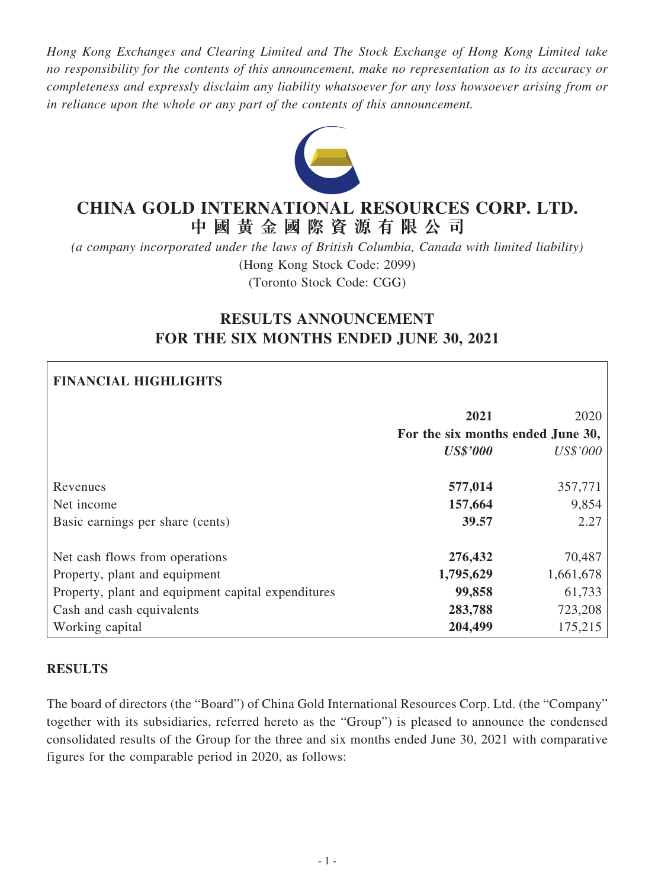*Hong Kong Exchanges and Clearing Limited and The Stock Exchange of Hong Kong Limited take no responsibility for the contents of this announcement, make no representation as to its accuracy or completeness and expressly disclaim any liability whatsoever for any loss howsoever arising from or in reliance upon the whole or any part of the contents of this announcement.*

# CHINA GOLD INTERNATIONAL RESOURCES CORP. LTD.
# 中國黃金國際資源有限公司

*(a company incorporated under the laws of British Columbia, Canada with limited liability)*
(Hong Kong Stock Code: 2099)
(Toronto Stock Code: CGG)

## RESULTS ANNOUNCEMENT FOR THE SIX MONTHS ENDED JUNE 30, 2021

**FINANCIAL HIGHLIGHTS**

| | **2021** | 2020 |
|---|---|---|
| | **For the six months ended June 30,** | |
| | ***US$'000*** | *US$'000* |
| Revenues | **577,014** | 357,771 |
| Net income | **157,664** | 9,854 |
| Basic earnings per share (cents) | **39.57** | 2.27 |
| Net cash flows from operations | **276,432** | 70,487 |
| Property, plant and equipment | **1,795,629** | 1,661,678 |
| Property, plant and equipment capital expenditures | **99,858** | 61,733 |
| Cash and cash equivalents | **283,788** | 723,208 |
| Working capital | **204,499** | 175,215 |

**RESULTS**

The board of directors (the "Board") of China Gold International Resources Corp. Ltd. (the "Company" together with its subsidiaries, referred hereto as the "Group") is pleased to announce the condensed consolidated results of the Group for the three and six months ended June 30, 2021 with comparative figures for the comparable period in 2020, as follows: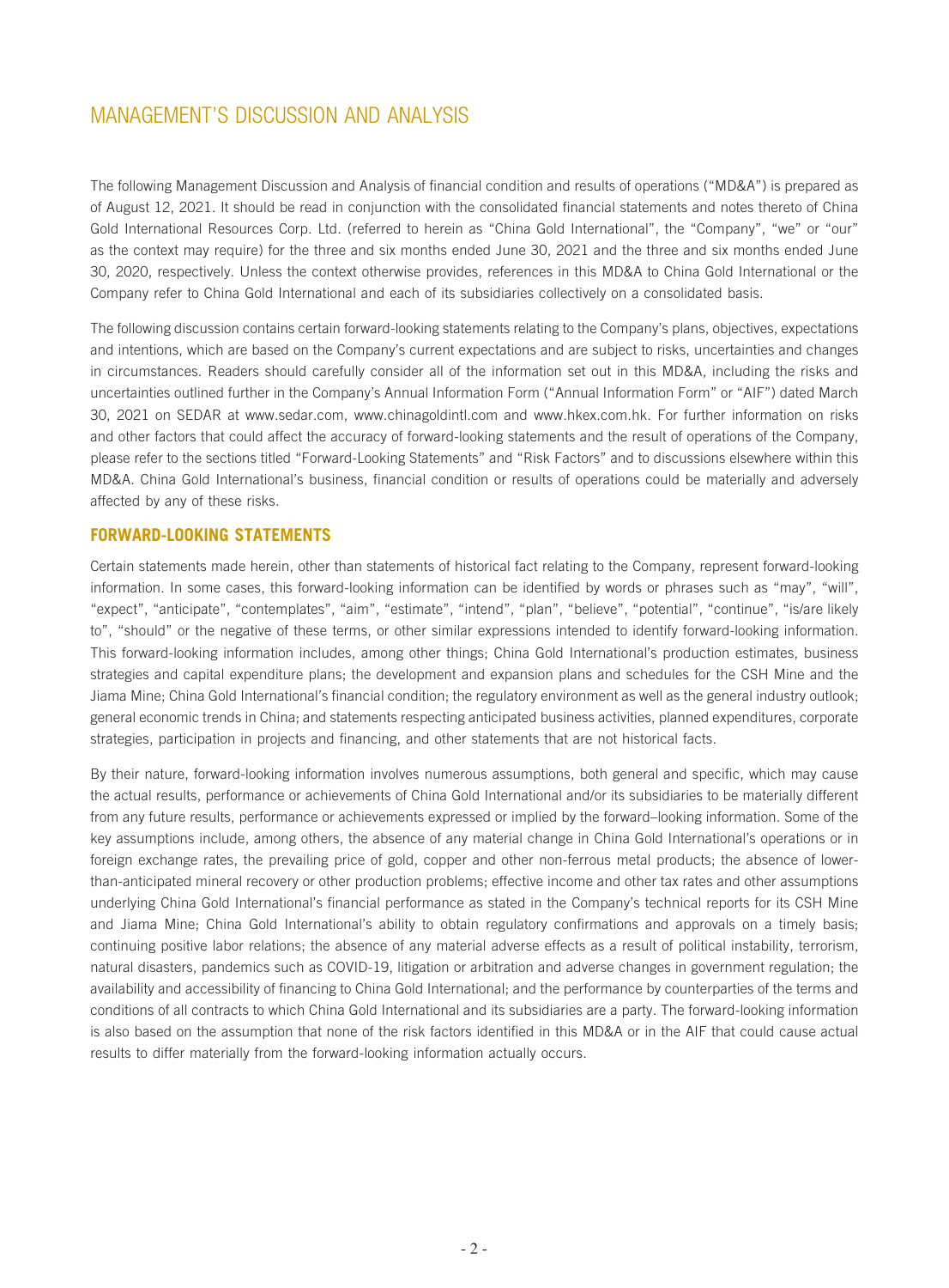# MANAGEMENT'S DISCUSSION AND ANALYSIS

The following Management Discussion and Analysis of financial condition and results of operations ("MD&A") is prepared as of August 12, 2021. It should be read in conjunction with the consolidated financial statements and notes thereto of China Gold International Resources Corp. Ltd. (referred to herein as "China Gold International", the "Company", "we" or "our" as the context may require) for the three and six months ended June 30, 2021 and the three and six months ended June 30, 2020, respectively. Unless the context otherwise provides, references in this MD&A to China Gold International or the Company refer to China Gold International and each of its subsidiaries collectively on a consolidated basis.

The following discussion contains certain forward-looking statements relating to the Company's plans, objectives, expectations and intentions, which are based on the Company's current expectations and are subject to risks, uncertainties and changes in circumstances. Readers should carefully consider all of the information set out in this MD&A, including the risks and uncertainties outlined further in the Company's Annual Information Form ("Annual Information Form" or "AIF") dated March 30, 2021 on SEDAR at www.sedar.com, www.chinagoldintl.com and www.hkex.com.hk. For further information on risks and other factors that could affect the accuracy of forward-looking statements and the result of operations of the Company, please refer to the sections titled "Forward-Looking Statements" and "Risk Factors" and to discussions elsewhere within this MD&A. China Gold International's business, financial condition or results of operations could be materially and adversely affected by any of these risks.

## FORWARD-LOOKING STATEMENTS

Certain statements made herein, other than statements of historical fact relating to the Company, represent forward-looking information. In some cases, this forward-looking information can be identified by words or phrases such as "may", "will", "expect", "anticipate", "contemplates", "aim", "estimate", "intend", "plan", "believe", "potential", "continue", "is/are likely to", "should" or the negative of these terms, or other similar expressions intended to identify forward-looking information. This forward-looking information includes, among other things; China Gold International's production estimates, business strategies and capital expenditure plans; the development and expansion plans and schedules for the CSH Mine and the Jiama Mine; China Gold International's financial condition; the regulatory environment as well as the general industry outlook; general economic trends in China; and statements respecting anticipated business activities, planned expenditures, corporate strategies, participation in projects and financing, and other statements that are not historical facts.

By their nature, forward-looking information involves numerous assumptions, both general and specific, which may cause the actual results, performance or achievements of China Gold International and/or its subsidiaries to be materially different from any future results, performance or achievements expressed or implied by the forward–looking information. Some of the key assumptions include, among others, the absence of any material change in China Gold International's operations or in foreign exchange rates, the prevailing price of gold, copper and other non-ferrous metal products; the absence of lower-than-anticipated mineral recovery or other production problems; effective income and other tax rates and other assumptions underlying China Gold International's financial performance as stated in the Company's technical reports for its CSH Mine and Jiama Mine; China Gold International's ability to obtain regulatory confirmations and approvals on a timely basis; continuing positive labor relations; the absence of any material adverse effects as a result of political instability, terrorism, natural disasters, pandemics such as COVID-19, litigation or arbitration and adverse changes in government regulation; the availability and accessibility of financing to China Gold International; and the performance by counterparties of the terms and conditions of all contracts to which China Gold International and its subsidiaries are a party. The forward-looking information is also based on the assumption that none of the risk factors identified in this MD&A or in the AIF that could cause actual results to differ materially from the forward-looking information actually occurs.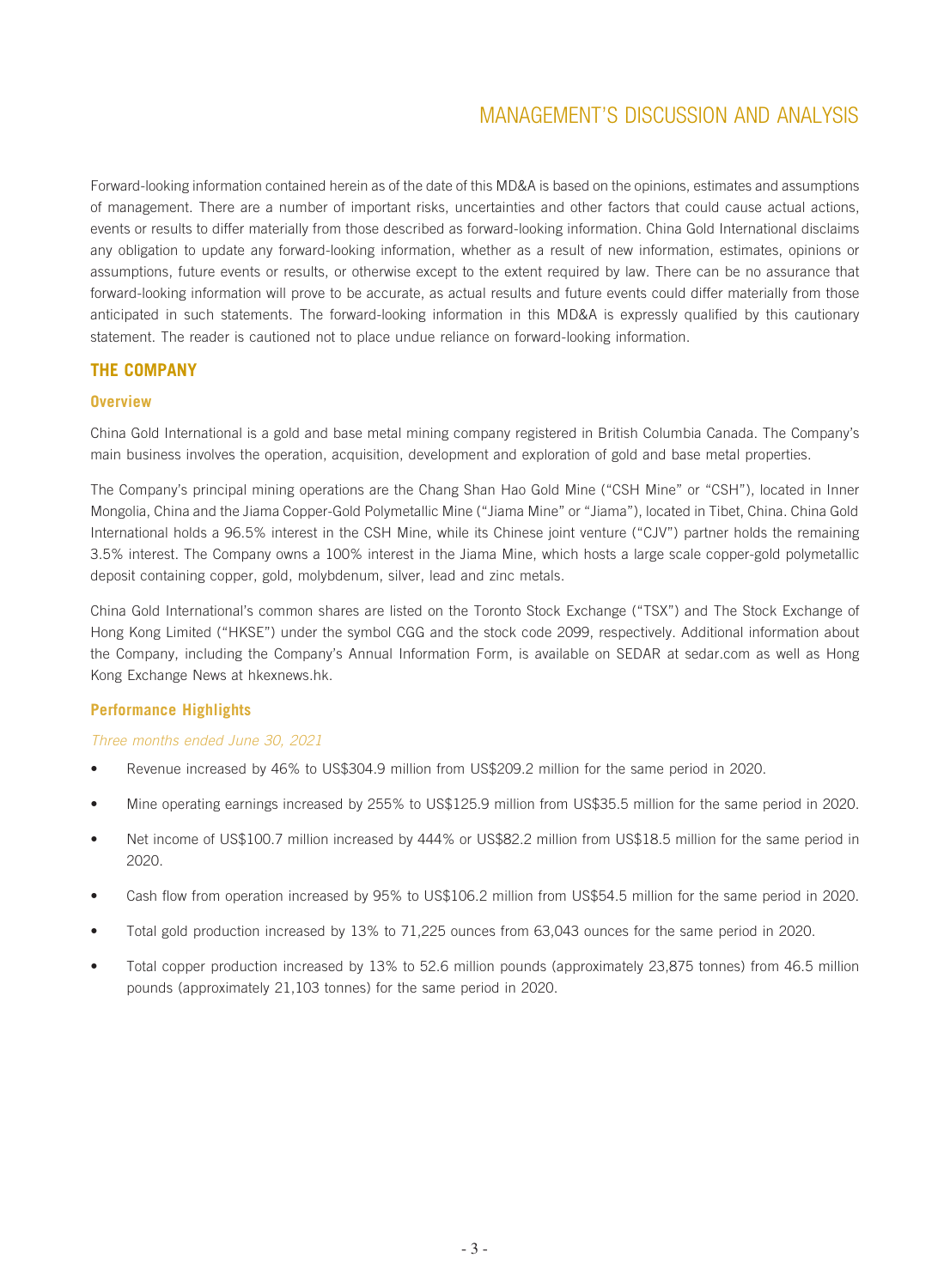Forward-looking information contained herein as of the date of this MD&A is based on the opinions, estimates and assumptions of management. There are a number of important risks, uncertainties and other factors that could cause actual actions, events or results to differ materially from those described as forward-looking information. China Gold International disclaims any obligation to update any forward-looking information, whether as a result of new information, estimates, opinions or assumptions, future events or results, or otherwise except to the extent required by law. There can be no assurance that forward-looking information will prove to be accurate, as actual results and future events could differ materially from those anticipated in such statements. The forward-looking information in this MD&A is expressly qualified by this cautionary statement. The reader is cautioned not to place undue reliance on forward-looking information.

## THE COMPANY

### Overview

China Gold International is a gold and base metal mining company registered in British Columbia Canada. The Company's main business involves the operation, acquisition, development and exploration of gold and base metal properties.

The Company's principal mining operations are the Chang Shan Hao Gold Mine ("CSH Mine" or "CSH"), located in Inner Mongolia, China and the Jiama Copper-Gold Polymetallic Mine ("Jiama Mine" or "Jiama"), located in Tibet, China. China Gold International holds a 96.5% interest in the CSH Mine, while its Chinese joint venture ("CJV") partner holds the remaining 3.5% interest. The Company owns a 100% interest in the Jiama Mine, which hosts a large scale copper-gold polymetallic deposit containing copper, gold, molybdenum, silver, lead and zinc metals.

China Gold International's common shares are listed on the Toronto Stock Exchange ("TSX") and The Stock Exchange of Hong Kong Limited ("HKSE") under the symbol CGG and the stock code 2099, respectively. Additional information about the Company, including the Company's Annual Information Form, is available on SEDAR at sedar.com as well as Hong Kong Exchange News at hkexnews.hk.

### Performance Highlights

*Three months ended June 30, 2021*

- Revenue increased by 46% to US$304.9 million from US$209.2 million for the same period in 2020.
- Mine operating earnings increased by 255% to US$125.9 million from US$35.5 million for the same period in 2020.
- Net income of US$100.7 million increased by 444% or US$82.2 million from US$18.5 million for the same period in 2020.
- Cash flow from operation increased by 95% to US$106.2 million from US$54.5 million for the same period in 2020.
- Total gold production increased by 13% to 71,225 ounces from 63,043 ounces for the same period in 2020.
- Total copper production increased by 13% to 52.6 million pounds (approximately 23,875 tonnes) from 46.5 million pounds (approximately 21,103 tonnes) for the same period in 2020.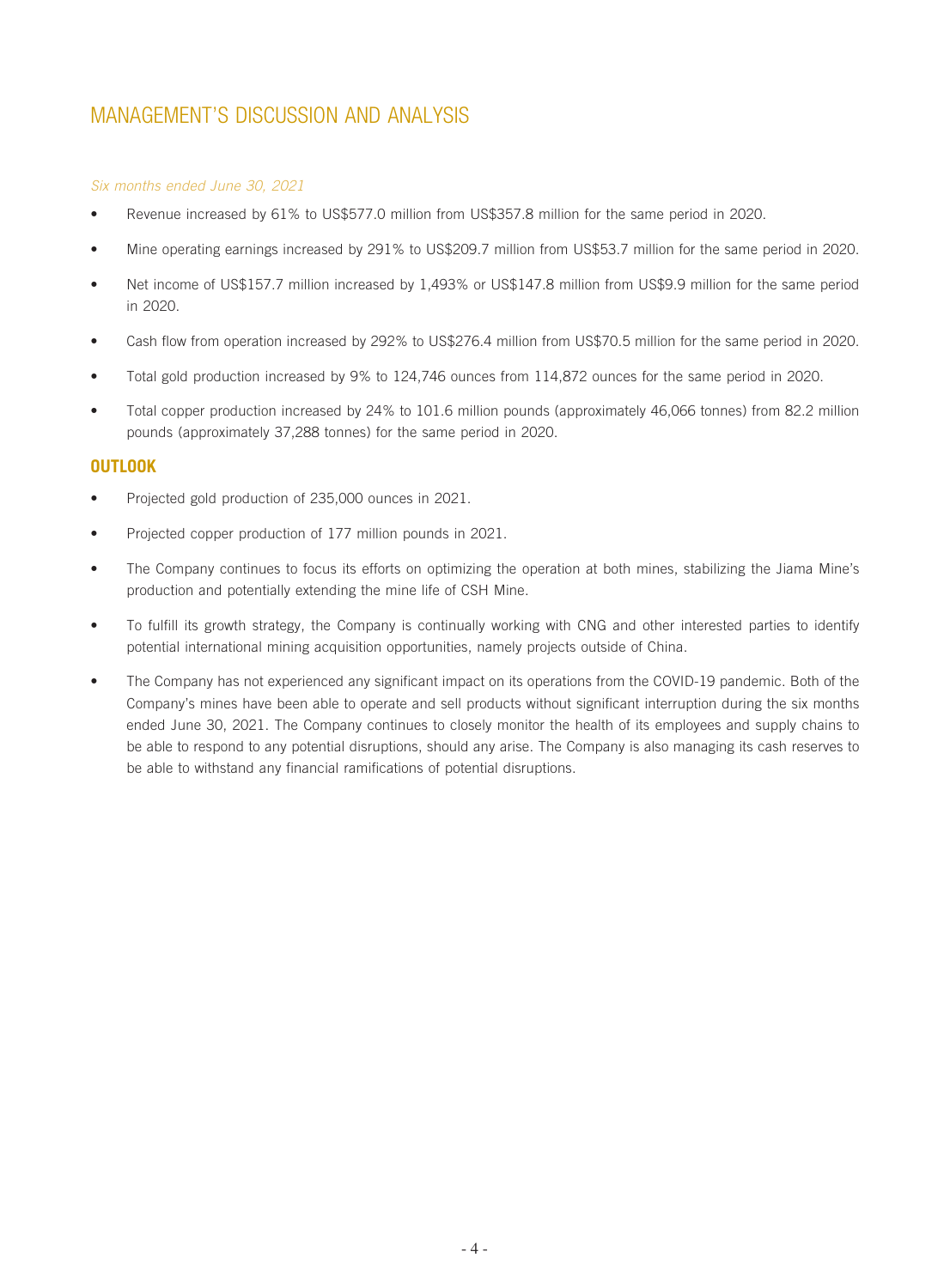# MANAGEMENT'S DISCUSSION AND ANALYSIS

*Six months ended June 30, 2021*

- Revenue increased by 61% to US$577.0 million from US$357.8 million for the same period in 2020.
- Mine operating earnings increased by 291% to US$209.7 million from US$53.7 million for the same period in 2020.
- Net income of US$157.7 million increased by 1,493% or US$147.8 million from US$9.9 million for the same period in 2020.
- Cash flow from operation increased by 292% to US$276.4 million from US$70.5 million for the same period in 2020.
- Total gold production increased by 9% to 124,746 ounces from 114,872 ounces for the same period in 2020.
- Total copper production increased by 24% to 101.6 million pounds (approximately 46,066 tonnes) from 82.2 million pounds (approximately 37,288 tonnes) for the same period in 2020.

## OUTLOOK

- Projected gold production of 235,000 ounces in 2021.
- Projected copper production of 177 million pounds in 2021.
- The Company continues to focus its efforts on optimizing the operation at both mines, stabilizing the Jiama Mine's production and potentially extending the mine life of CSH Mine.
- To fulfill its growth strategy, the Company is continually working with CNG and other interested parties to identify potential international mining acquisition opportunities, namely projects outside of China.
- The Company has not experienced any significant impact on its operations from the COVID-19 pandemic. Both of the Company's mines have been able to operate and sell products without significant interruption during the six months ended June 30, 2021. The Company continues to closely monitor the health of its employees and supply chains to be able to respond to any potential disruptions, should any arise. The Company is also managing its cash reserves to be able to withstand any financial ramifications of potential disruptions.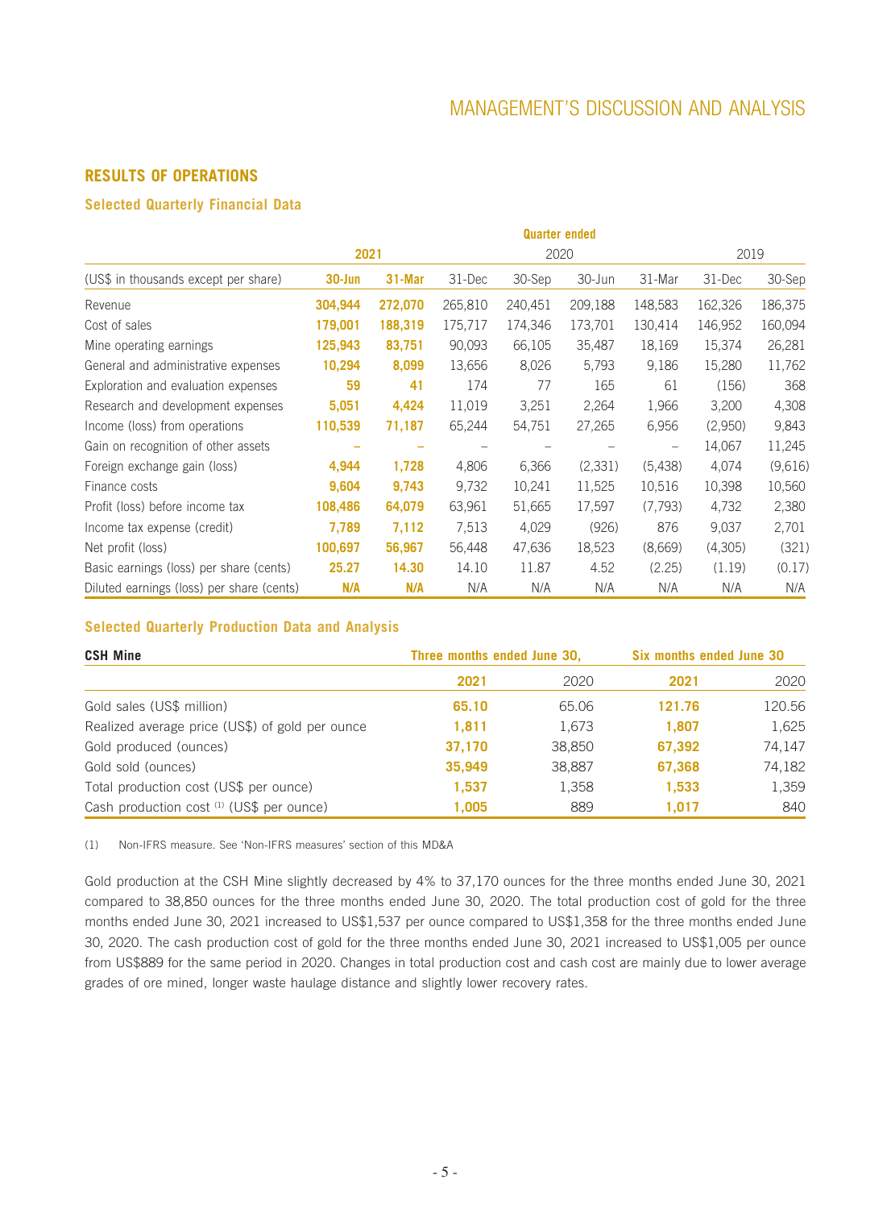## RESULTS OF OPERATIONS

### Selected Quarterly Financial Data

| | Quarter ended | | | | | | | |
|---|---|---|---|---|---|---|---|---|
| | 2021 | | 2020 | | | | 2019 | |
| (US$ in thousands except per share) | 30-Jun | 31-Mar | 31-Dec | 30-Sep | 30-Jun | 31-Mar | 31-Dec | 30-Sep |
| Revenue | 304,944 | 272,070 | 265,810 | 240,451 | 209,188 | 148,583 | 162,326 | 186,375 |
| Cost of sales | 179,001 | 188,319 | 175,717 | 174,346 | 173,701 | 130,414 | 146,952 | 160,094 |
| Mine operating earnings | 125,943 | 83,751 | 90,093 | 66,105 | 35,487 | 18,169 | 15,374 | 26,281 |
| General and administrative expenses | 10,294 | 8,099 | 13,656 | 8,026 | 5,793 | 9,186 | 15,280 | 11,762 |
| Exploration and evaluation expenses | 59 | 41 | 174 | 77 | 165 | 61 | (156) | 368 |
| Research and development expenses | 5,051 | 4,424 | 11,019 | 3,251 | 2,264 | 1,966 | 3,200 | 4,308 |
| Income (loss) from operations | 110,539 | 71,187 | 65,244 | 54,751 | 27,265 | 6,956 | (2,950) | 9,843 |
| Gain on recognition of other assets | – | – | – | – | – | – | 14,067 | 11,245 |
| Foreign exchange gain (loss) | 4,944 | 1,728 | 4,806 | 6,366 | (2,331) | (5,438) | 4,074 | (9,616) |
| Finance costs | 9,604 | 9,743 | 9,732 | 10,241 | 11,525 | 10,516 | 10,398 | 10,560 |
| Profit (loss) before income tax | 108,486 | 64,079 | 63,961 | 51,665 | 17,597 | (7,793) | 4,732 | 2,380 |
| Income tax expense (credit) | 7,789 | 7,112 | 7,513 | 4,029 | (926) | 876 | 9,037 | 2,701 |
| Net profit (loss) | 100,697 | 56,967 | 56,448 | 47,636 | 18,523 | (8,669) | (4,305) | (321) |
| Basic earnings (loss) per share (cents) | 25.27 | 14.30 | 14.10 | 11.87 | 4.52 | (2.25) | (1.19) | (0.17) |
| Diluted earnings (loss) per share (cents) | N/A | N/A | N/A | N/A | N/A | N/A | N/A | N/A |

### Selected Quarterly Production Data and Analysis

| CSH Mine | Three months ended June 30, | | Six months ended June 30 | |
|---|---|---|---|---|
| | 2021 | 2020 | 2021 | 2020 |
| Gold sales (US$ million) | 65.10 | 65.06 | 121.76 | 120.56 |
| Realized average price (US$) of gold per ounce | 1,811 | 1,673 | 1,807 | 1,625 |
| Gold produced (ounces) | 37,170 | 38,850 | 67,392 | 74,147 |
| Gold sold (ounces) | 35,949 | 38,887 | 67,368 | 74,182 |
| Total production cost (US$ per ounce) | 1,537 | 1,358 | 1,533 | 1,359 |
| Cash production cost [1] (US$ per ounce) | 1,005 | 889 | 1,017 | 840 |

(1) Non-IFRS measure. See 'Non-IFRS measures' section of this MD&A

Gold production at the CSH Mine slightly decreased by 4% to 37,170 ounces for the three months ended June 30, 2021 compared to 38,850 ounces for the three months ended June 30, 2020. The total production cost of gold for the three months ended June 30, 2021 increased to US$1,537 per ounce compared to US$1,358 for the three months ended June 30, 2020. The cash production cost of gold for the three months ended June 30, 2021 increased to US$1,005 per ounce from US$889 for the same period in 2020. Changes in total production cost and cash cost are mainly due to lower average grades of ore mined, longer waste haulage distance and slightly lower recovery rates.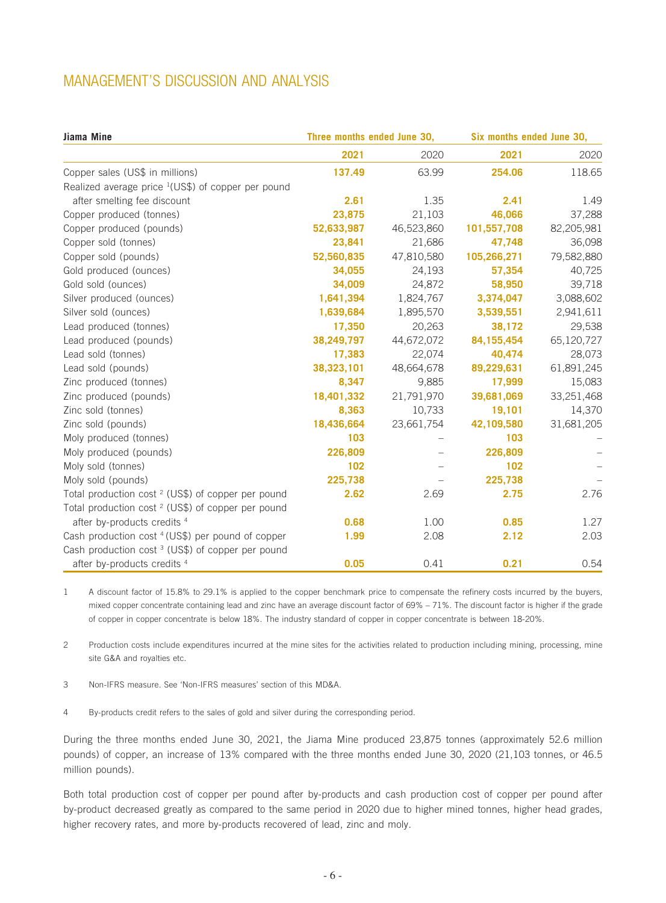# MANAGEMENT'S DISCUSSION AND ANALYSIS

| Jiama Mine | Three months ended June 30, | | Six months ended June 30, | |
|---|---|---|---|---|
| | **2021** | 2020 | **2021** | 2020 |
| Copper sales (US$ in millions) | **137.49** | 63.99 | **254.06** | 118.65 |
| Realized average price [1](US$) of copper per pound after smelting fee discount | **2.61** | 1.35 | **2.41** | 1.49 |
| Copper produced (tonnes) | **23,875** | 21,103 | **46,066** | 37,288 |
| Copper produced (pounds) | **52,633,987** | 46,523,860 | **101,557,708** | 82,205,981 |
| Copper sold (tonnes) | **23,841** | 21,686 | **47,748** | 36,098 |
| Copper sold (pounds) | **52,560,835** | 47,810,580 | **105,266,271** | 79,582,880 |
| Gold produced (ounces) | **34,055** | 24,193 | **57,354** | 40,725 |
| Gold sold (ounces) | **34,009** | 24,872 | **58,950** | 39,718 |
| Silver produced (ounces) | **1,641,394** | 1,824,767 | **3,374,047** | 3,088,602 |
| Silver sold (ounces) | **1,639,684** | 1,895,570 | **3,539,551** | 2,941,611 |
| Lead produced (tonnes) | **17,350** | 20,263 | **38,172** | 29,538 |
| Lead produced (pounds) | **38,249,797** | 44,672,072 | **84,155,454** | 65,120,727 |
| Lead sold (tonnes) | **17,383** | 22,074 | **40,474** | 28,073 |
| Lead sold (pounds) | **38,323,101** | 48,664,678 | **89,229,631** | 61,891,245 |
| Zinc produced (tonnes) | **8,347** | 9,885 | **17,999** | 15,083 |
| Zinc produced (pounds) | **18,401,332** | 21,791,970 | **39,681,069** | 33,251,468 |
| Zinc sold (tonnes) | **8,363** | 10,733 | **19,101** | 14,370 |
| Zinc sold (pounds) | **18,436,664** | 23,661,754 | **42,109,580** | 31,681,205 |
| Moly produced (tonnes) | **103** | – | **103** | – |
| Moly produced (pounds) | **226,809** | – | **226,809** | – |
| Moly sold (tonnes) | **102** | – | **102** | – |
| Moly sold (pounds) | **225,738** | – | **225,738** | – |
| Total production cost [2] (US$) of copper per pound | **2.62** | 2.69 | **2.75** | 2.76 |
| Total production cost [2] (US$) of copper per pound after by-products credits [4] | **0.68** | 1.00 | **0.85** | 1.27 |
| Cash production cost [4] (US$) per pound of copper | **1.99** | 2.08 | **2.12** | 2.03 |
| Cash production cost [3] (US$) of copper per pound after by-products credits [4] | **0.05** | 0.41 | **0.21** | 0.54 |

1 A discount factor of 15.8% to 29.1% is applied to the copper benchmark price to compensate the refinery costs incurred by the buyers, mixed copper concentrate containing lead and zinc have an average discount factor of 69% – 71%. The discount factor is higher if the grade of copper in copper concentrate is below 18%. The industry standard of copper in copper concentrate is between 18-20%.

2 Production costs include expenditures incurred at the mine sites for the activities related to production including mining, processing, mine site G&A and royalties etc.

3 Non-IFRS measure. See 'Non-IFRS measures' section of this MD&A.

4 By-products credit refers to the sales of gold and silver during the corresponding period.

During the three months ended June 30, 2021, the Jiama Mine produced 23,875 tonnes (approximately 52.6 million pounds) of copper, an increase of 13% compared with the three months ended June 30, 2020 (21,103 tonnes, or 46.5 million pounds).

Both total production cost of copper per pound after by-products and cash production cost of copper per pound after by-product decreased greatly as compared to the same period in 2020 due to higher mined tonnes, higher head grades, higher recovery rates, and more by-products recovered of lead, zinc and moly.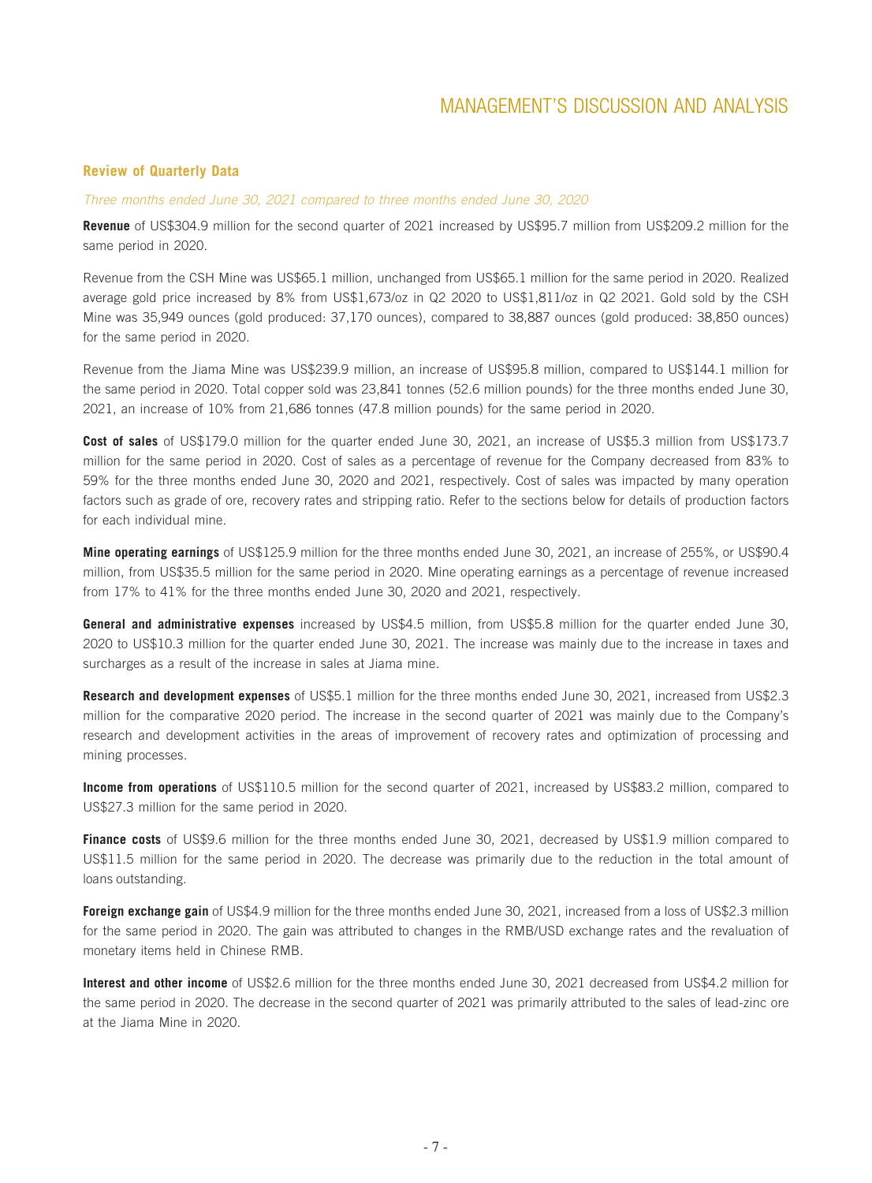## Review of Quarterly Data

*Three months ended June 30, 2021 compared to three months ended June 30, 2020*

**Revenue** of US$304.9 million for the second quarter of 2021 increased by US$95.7 million from US$209.2 million for the same period in 2020.

Revenue from the CSH Mine was US$65.1 million, unchanged from US$65.1 million for the same period in 2020. Realized average gold price increased by 8% from US$1,673/oz in Q2 2020 to US$1,811/oz in Q2 2021. Gold sold by the CSH Mine was 35,949 ounces (gold produced: 37,170 ounces), compared to 38,887 ounces (gold produced: 38,850 ounces) for the same period in 2020.

Revenue from the Jiama Mine was US$239.9 million, an increase of US$95.8 million, compared to US$144.1 million for the same period in 2020. Total copper sold was 23,841 tonnes (52.6 million pounds) for the three months ended June 30, 2021, an increase of 10% from 21,686 tonnes (47.8 million pounds) for the same period in 2020.

**Cost of sales** of US$179.0 million for the quarter ended June 30, 2021, an increase of US$5.3 million from US$173.7 million for the same period in 2020. Cost of sales as a percentage of revenue for the Company decreased from 83% to 59% for the three months ended June 30, 2020 and 2021, respectively. Cost of sales was impacted by many operation factors such as grade of ore, recovery rates and stripping ratio. Refer to the sections below for details of production factors for each individual mine.

**Mine operating earnings** of US$125.9 million for the three months ended June 30, 2021, an increase of 255%, or US$90.4 million, from US$35.5 million for the same period in 2020. Mine operating earnings as a percentage of revenue increased from 17% to 41% for the three months ended June 30, 2020 and 2021, respectively.

**General and administrative expenses** increased by US$4.5 million, from US$5.8 million for the quarter ended June 30, 2020 to US$10.3 million for the quarter ended June 30, 2021. The increase was mainly due to the increase in taxes and surcharges as a result of the increase in sales at Jiama mine.

**Research and development expenses** of US$5.1 million for the three months ended June 30, 2021, increased from US$2.3 million for the comparative 2020 period. The increase in the second quarter of 2021 was mainly due to the Company's research and development activities in the areas of improvement of recovery rates and optimization of processing and mining processes.

**Income from operations** of US$110.5 million for the second quarter of 2021, increased by US$83.2 million, compared to US$27.3 million for the same period in 2020.

**Finance costs** of US$9.6 million for the three months ended June 30, 2021, decreased by US$1.9 million compared to US$11.5 million for the same period in 2020. The decrease was primarily due to the reduction in the total amount of loans outstanding.

**Foreign exchange gain** of US$4.9 million for the three months ended June 30, 2021, increased from a loss of US$2.3 million for the same period in 2020. The gain was attributed to changes in the RMB/USD exchange rates and the revaluation of monetary items held in Chinese RMB.

**Interest and other income** of US$2.6 million for the three months ended June 30, 2021 decreased from US$4.2 million for the same period in 2020. The decrease in the second quarter of 2021 was primarily attributed to the sales of lead-zinc ore at the Jiama Mine in 2020.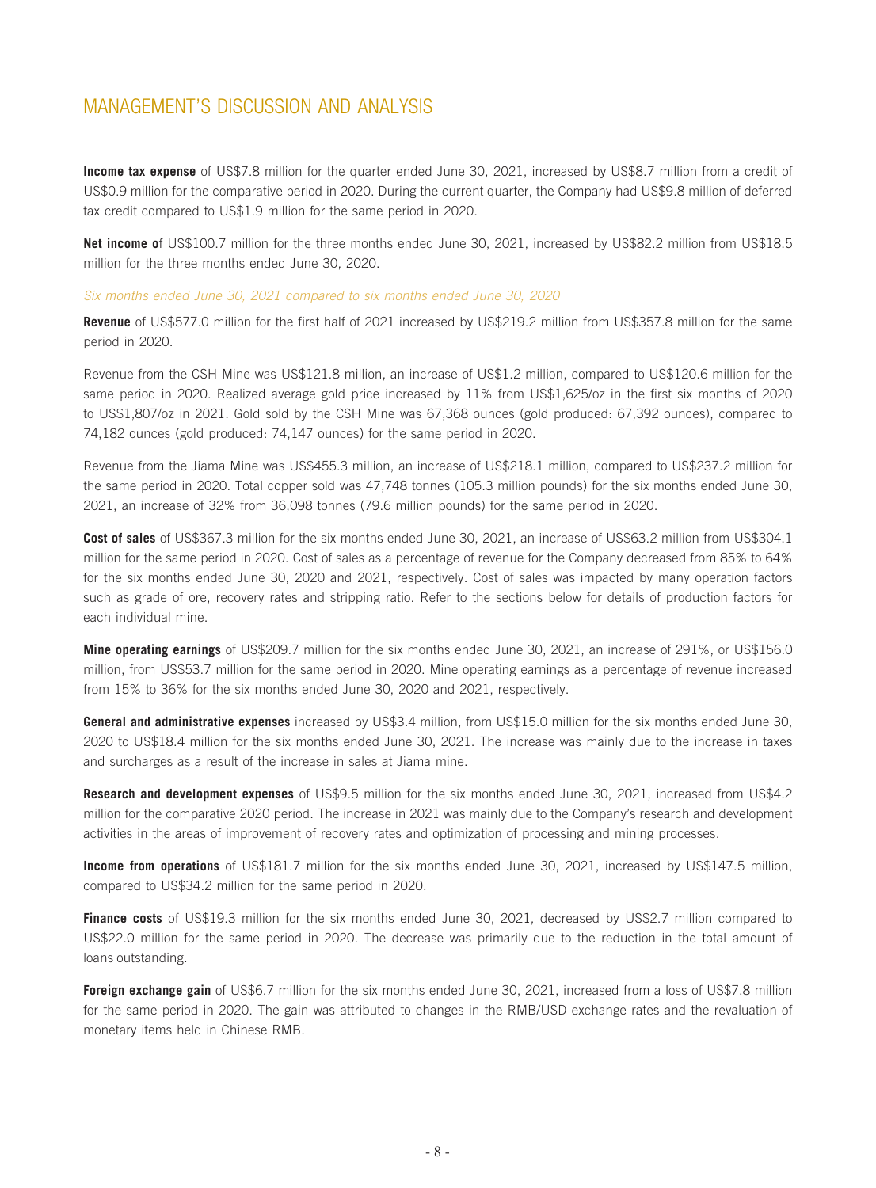# MANAGEMENT'S DISCUSSION AND ANALYSIS

**Income tax expense** of US$7.8 million for the quarter ended June 30, 2021, increased by US$8.7 million from a credit of US$0.9 million for the comparative period in 2020. During the current quarter, the Company had US$9.8 million of deferred tax credit compared to US$1.9 million for the same period in 2020.

**Net income o**f US$100.7 million for the three months ended June 30, 2021, increased by US$82.2 million from US$18.5 million for the three months ended June 30, 2020.

*Six months ended June 30, 2021 compared to six months ended June 30, 2020*

**Revenue** of US$577.0 million for the first half of 2021 increased by US$219.2 million from US$357.8 million for the same period in 2020.

Revenue from the CSH Mine was US$121.8 million, an increase of US$1.2 million, compared to US$120.6 million for the same period in 2020. Realized average gold price increased by 11% from US$1,625/oz in the first six months of 2020 to US$1,807/oz in 2021. Gold sold by the CSH Mine was 67,368 ounces (gold produced: 67,392 ounces), compared to 74,182 ounces (gold produced: 74,147 ounces) for the same period in 2020.

Revenue from the Jiama Mine was US$455.3 million, an increase of US$218.1 million, compared to US$237.2 million for the same period in 2020. Total copper sold was 47,748 tonnes (105.3 million pounds) for the six months ended June 30, 2021, an increase of 32% from 36,098 tonnes (79.6 million pounds) for the same period in 2020.

**Cost of sales** of US$367.3 million for the six months ended June 30, 2021, an increase of US$63.2 million from US$304.1 million for the same period in 2020. Cost of sales as a percentage of revenue for the Company decreased from 85% to 64% for the six months ended June 30, 2020 and 2021, respectively. Cost of sales was impacted by many operation factors such as grade of ore, recovery rates and stripping ratio. Refer to the sections below for details of production factors for each individual mine.

**Mine operating earnings** of US$209.7 million for the six months ended June 30, 2021, an increase of 291%, or US$156.0 million, from US$53.7 million for the same period in 2020. Mine operating earnings as a percentage of revenue increased from 15% to 36% for the six months ended June 30, 2020 and 2021, respectively.

**General and administrative expenses** increased by US$3.4 million, from US$15.0 million for the six months ended June 30, 2020 to US$18.4 million for the six months ended June 30, 2021. The increase was mainly due to the increase in taxes and surcharges as a result of the increase in sales at Jiama mine.

**Research and development expenses** of US$9.5 million for the six months ended June 30, 2021, increased from US$4.2 million for the comparative 2020 period. The increase in 2021 was mainly due to the Company's research and development activities in the areas of improvement of recovery rates and optimization of processing and mining processes.

**Income from operations** of US$181.7 million for the six months ended June 30, 2021, increased by US$147.5 million, compared to US$34.2 million for the same period in 2020.

**Finance costs** of US$19.3 million for the six months ended June 30, 2021, decreased by US$2.7 million compared to US$22.0 million for the same period in 2020. The decrease was primarily due to the reduction in the total amount of loans outstanding.

**Foreign exchange gain** of US$6.7 million for the six months ended June 30, 2021, increased from a loss of US$7.8 million for the same period in 2020. The gain was attributed to changes in the RMB/USD exchange rates and the revaluation of monetary items held in Chinese RMB.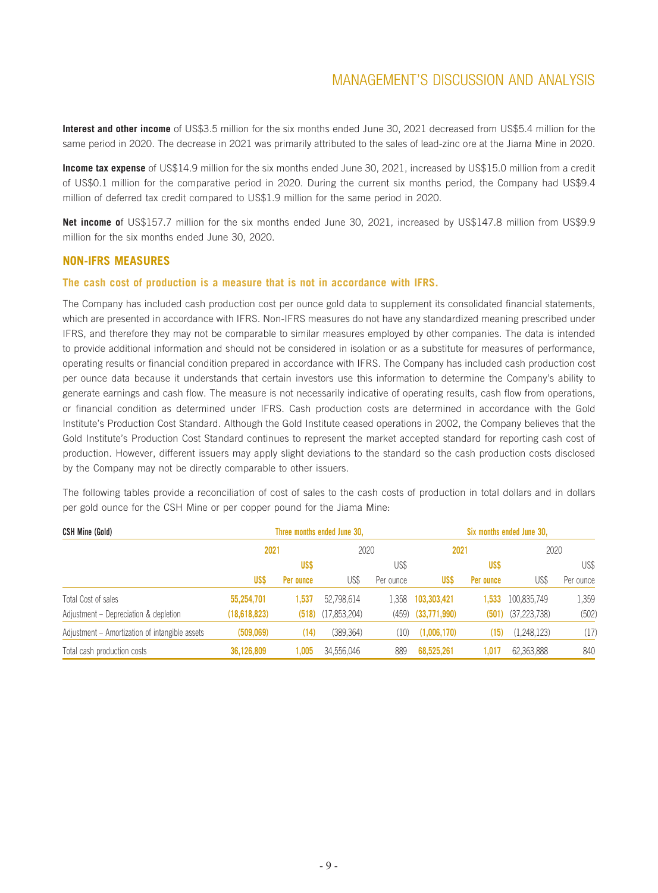**Interest and other income** of US$3.5 million for the six months ended June 30, 2021 decreased from US$5.4 million for the same period in 2020. The decrease in 2021 was primarily attributed to the sales of lead-zinc ore at the Jiama Mine in 2020.

**Income tax expense** of US$14.9 million for the six months ended June 30, 2021, increased by US$15.0 million from a credit of US$0.1 million for the comparative period in 2020. During the current six months period, the Company had US$9.4 million of deferred tax credit compared to US$1.9 million for the same period in 2020.

**Net income o**f US$157.7 million for the six months ended June 30, 2021, increased by US$147.8 million from US$9.9 million for the six months ended June 30, 2020.

## NON-IFRS MEASURES

### The cash cost of production is a measure that is not in accordance with IFRS.

The Company has included cash production cost per ounce gold data to supplement its consolidated financial statements, which are presented in accordance with IFRS. Non-IFRS measures do not have any standardized meaning prescribed under IFRS, and therefore they may not be comparable to similar measures employed by other companies. The data is intended to provide additional information and should not be considered in isolation or as a substitute for measures of performance, operating results or financial condition prepared in accordance with IFRS. The Company has included cash production cost per ounce data because it understands that certain investors use this information to determine the Company's ability to generate earnings and cash flow. The measure is not necessarily indicative of operating results, cash flow from operations, or financial condition as determined under IFRS. Cash production costs are determined in accordance with the Gold Institute's Production Cost Standard. Although the Gold Institute ceased operations in 2002, the Company believes that the Gold Institute's Production Cost Standard continues to represent the market accepted standard for reporting cash cost of production. However, different issuers may apply slight deviations to the standard so the cash production costs disclosed by the Company may not be directly comparable to other issuers.

The following tables provide a reconciliation of cost of sales to the cash costs of production in total dollars and in dollars per gold ounce for the CSH Mine or per copper pound for the Jiama Mine:

| CSH Mine (Gold) | Three months ended June 30, | | | | Six months ended June 30, | | | |
|---|---|---|---|---|---|---|---|---|
| | 2021 | | 2020 | | 2021 | | 2020 | |
| | US$ | US$ Per ounce | US$ | US$ Per ounce | US$ | US$ Per ounce | US$ | US$ Per ounce |
| Total Cost of sales | 55,254,701 | 1,537 | 52,798,614 | 1,358 | 103,303,421 | 1,533 | 100,835,749 | 1,359 |
| Adjustment – Depreciation & depletion | (18,618,823) | (518) | (17,853,204) | (459) | (33,771,990) | (501) | (37,223,738) | (502) |
| Adjustment – Amortization of intangible assets | (509,069) | (14) | (389,364) | (10) | (1,006,170) | (15) | (1,248,123) | (17) |
| Total cash production costs | 36,126,809 | 1,005 | 34,556,046 | 889 | 68,525,261 | 1,017 | 62,363,888 | 840 |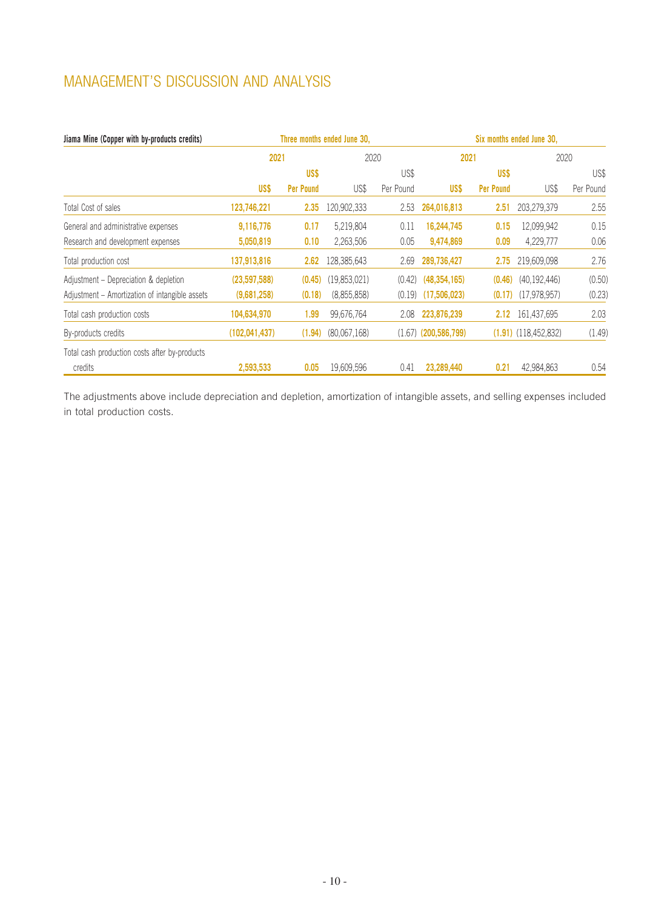# MANAGEMENT'S DISCUSSION AND ANALYSIS

| Jiama Mine (Copper with by-products credits) | Three months ended June 30, | | | | Six months ended June 30, | | | |
|---|---|---|---|---|---|---|---|---|
| | 2021 | | 2020 | | 2021 | | 2020 | |
| | US$ | US$ Per Pound | US$ | US$ Per Pound | US$ | US$ Per Pound | US$ | US$ Per Pound |
| Total Cost of sales | 123,746,221 | 2.35 | 120,902,333 | 2.53 | 264,016,813 | 2.51 | 203,279,379 | 2.55 |
| General and administrative expenses | 9,116,776 | 0.17 | 5,219,804 | 0.11 | 16,244,745 | 0.15 | 12,099,942 | 0.15 |
| Research and development expenses | 5,050,819 | 0.10 | 2,263,506 | 0.05 | 9,474,869 | 0.09 | 4,229,777 | 0.06 |
| Total production cost | 137,913,816 | 2.62 | 128,385,643 | 2.69 | 289,736,427 | 2.75 | 219,609,098 | 2.76 |
| Adjustment – Depreciation & depletion | (23,597,588) | (0.45) | (19,853,021) | (0.42) | (48,354,165) | (0.46) | (40,192,446) | (0.50) |
| Adjustment – Amortization of intangible assets | (9,681,258) | (0.18) | (8,855,858) | (0.19) | (17,506,023) | (0.17) | (17,978,957) | (0.23) |
| Total cash production costs | 104,634,970 | 1.99 | 99,676,764 | 2.08 | 223,876,239 | 2.12 | 161,437,695 | 2.03 |
| By-products credits | (102,041,437) | (1.94) | (80,067,168) | (1.67) | (200,586,799) | (1.91) | (118,452,832) | (1.49) |
| Total cash production costs after by-products credits | 2,593,533 | 0.05 | 19,609,596 | 0.41 | 23,289,440 | 0.21 | 42,984,863 | 0.54 |

The adjustments above include depreciation and depletion, amortization of intangible assets, and selling expenses included in total production costs.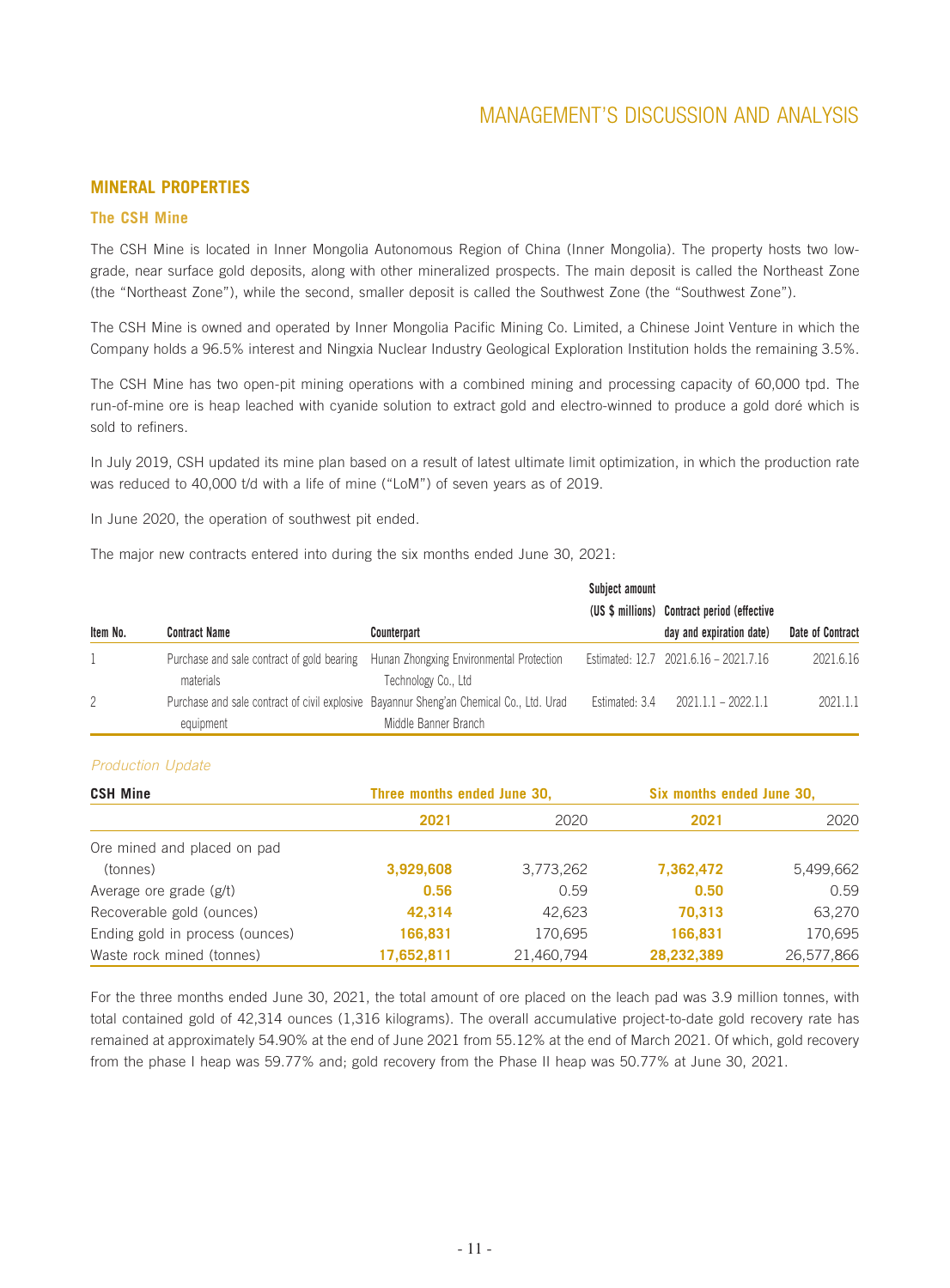## MINERAL PROPERTIES

### The CSH Mine

The CSH Mine is located in Inner Mongolia Autonomous Region of China (Inner Mongolia). The property hosts two low-grade, near surface gold deposits, along with other mineralized prospects. The main deposit is called the Northeast Zone (the "Northeast Zone"), while the second, smaller deposit is called the Southwest Zone (the "Southwest Zone").

The CSH Mine is owned and operated by Inner Mongolia Pacific Mining Co. Limited, a Chinese Joint Venture in which the Company holds a 96.5% interest and Ningxia Nuclear Industry Geological Exploration Institution holds the remaining 3.5%.

The CSH Mine has two open-pit mining operations with a combined mining and processing capacity of 60,000 tpd. The run-of-mine ore is heap leached with cyanide solution to extract gold and electro-winned to produce a gold doré which is sold to refiners.

In July 2019, CSH updated its mine plan based on a result of latest ultimate limit optimization, in which the production rate was reduced to 40,000 t/d with a life of mine ("LoM") of seven years as of 2019.

In June 2020, the operation of southwest pit ended.

The major new contracts entered into during the six months ended June 30, 2021:

| Item No. | Contract Name | Counterpart | Subject amount (US $ millions) | Contract period (effective day and expiration date) | Date of Contract |
|---|---|---|---|---|---|
| 1 | Purchase and sale contract of gold bearing materials | Hunan Zhongxing Environmental Protection Technology Co., Ltd | Estimated: 12.7 | 2021.6.16 – 2021.7.16 | 2021.6.16 |
| 2 | Purchase and sale contract of civil explosive equipment | Bayannur Sheng'an Chemical Co., Ltd. Urad Middle Banner Branch | Estimated: 3.4 | 2021.1.1 – 2022.1.1 | 2021.1.1 |

*Production Update*

| CSH Mine | Three months ended June 30, | | Six months ended June 30, | |
|---|---|---|---|---|
| | **2021** | 2020 | **2021** | 2020 |
| Ore mined and placed on pad (tonnes) | **3,929,608** | 3,773,262 | **7,362,472** | 5,499,662 |
| Average ore grade (g/t) | **0.56** | 0.59 | **0.50** | 0.59 |
| Recoverable gold (ounces) | **42,314** | 42,623 | **70,313** | 63,270 |
| Ending gold in process (ounces) | **166,831** | 170,695 | **166,831** | 170,695 |
| Waste rock mined (tonnes) | **17,652,811** | 21,460,794 | **28,232,389** | 26,577,866 |

For the three months ended June 30, 2021, the total amount of ore placed on the leach pad was 3.9 million tonnes, with total contained gold of 42,314 ounces (1,316 kilograms). The overall accumulative project-to-date gold recovery rate has remained at approximately 54.90% at the end of June 2021 from 55.12% at the end of March 2021. Of which, gold recovery from the phase I heap was 59.77% and; gold recovery from the Phase II heap was 50.77% at June 30, 2021.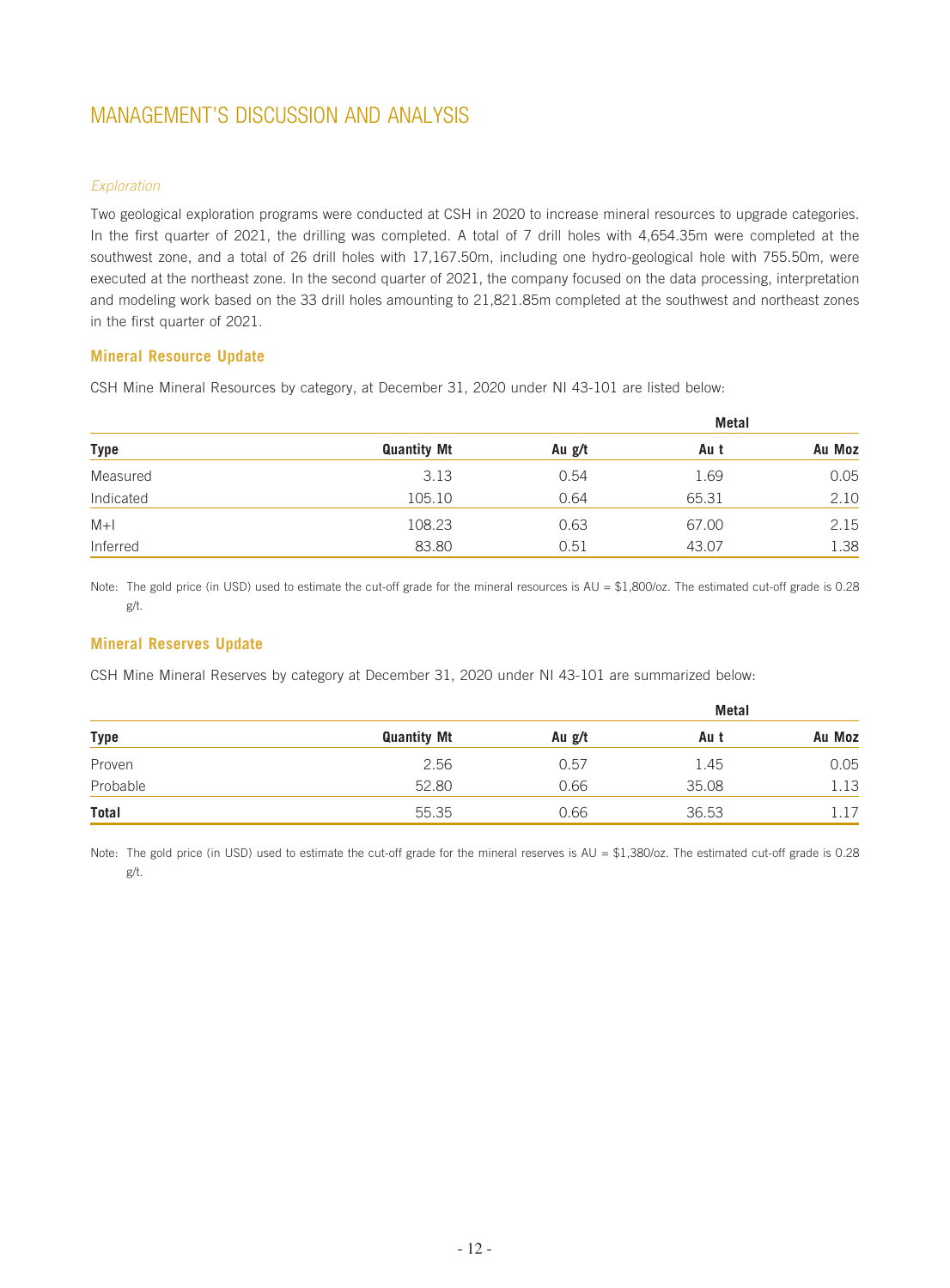# MANAGEMENT'S DISCUSSION AND ANALYSIS

*Exploration*

Two geological exploration programs were conducted at CSH in 2020 to increase mineral resources to upgrade categories. In the first quarter of 2021, the drilling was completed. A total of 7 drill holes with 4,654.35m were completed at the southwest zone, and a total of 26 drill holes with 17,167.50m, including one hydro-geological hole with 755.50m, were executed at the northeast zone. In the second quarter of 2021, the company focused on the data processing, interpretation and modeling work based on the 33 drill holes amounting to 21,821.85m completed at the southwest and northeast zones in the first quarter of 2021.

### Mineral Resource Update

CSH Mine Mineral Resources by category, at December 31, 2020 under NI 43-101 are listed below:

| | | | Metal | |
|---|---|---|---|---|
| **Type** | **Quantity Mt** | **Au g/t** | **Au t** | **Au Moz** |
| Measured | 3.13 | 0.54 | 1.69 | 0.05 |
| Indicated | 105.10 | 0.64 | 65.31 | 2.10 |
| M+I | 108.23 | 0.63 | 67.00 | 2.15 |
| Inferred | 83.80 | 0.51 | 43.07 | 1.38 |

Note: The gold price (in USD) used to estimate the cut-off grade for the mineral resources is AU = $1,800/oz. The estimated cut-off grade is 0.28 g/t.

### Mineral Reserves Update

CSH Mine Mineral Reserves by category at December 31, 2020 under NI 43-101 are summarized below:

| | | | Metal | |
|---|---|---|---|---|
| **Type** | **Quantity Mt** | **Au g/t** | **Au t** | **Au Moz** |
| Proven | 2.56 | 0.57 | 1.45 | 0.05 |
| Probable | 52.80 | 0.66 | 35.08 | 1.13 |
| **Total** | 55.35 | 0.66 | 36.53 | 1.17 |

Note: The gold price (in USD) used to estimate the cut-off grade for the mineral reserves is AU = $1,380/oz. The estimated cut-off grade is 0.28 g/t.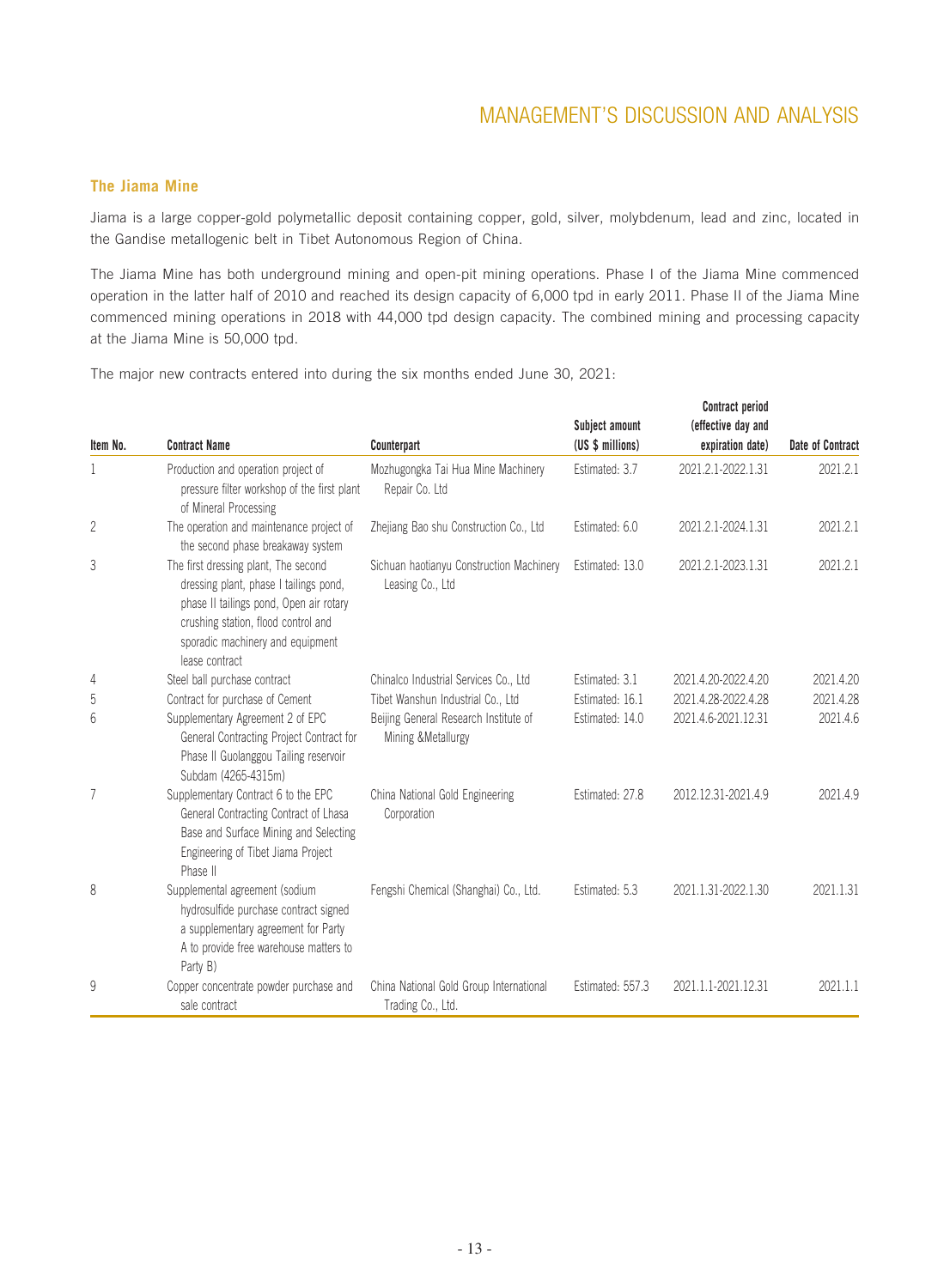### The Jiama Mine

Jiama is a large copper-gold polymetallic deposit containing copper, gold, silver, molybdenum, lead and zinc, located in the Gandise metallogenic belt in Tibet Autonomous Region of China.

The Jiama Mine has both underground mining and open-pit mining operations. Phase I of the Jiama Mine commenced operation in the latter half of 2010 and reached its design capacity of 6,000 tpd in early 2011. Phase II of the Jiama Mine commenced mining operations in 2018 with 44,000 tpd design capacity. The combined mining and processing capacity at the Jiama Mine is 50,000 tpd.

The major new contracts entered into during the six months ended June 30, 2021:

| Item No. | Contract Name | Counterpart | Subject amount (US $ millions) | Contract period (effective day and expiration date) | Date of Contract |
|---|---|---|---|---|---|
| 1 | Production and operation project of pressure filter workshop of the first plant of Mineral Processing | Mozhugongka Tai Hua Mine Machinery Repair Co. Ltd | Estimated: 3.7 | 2021.2.1-2022.1.31 | 2021.2.1 |
| 2 | The operation and maintenance project of the second phase breakaway system | Zhejiang Bao shu Construction Co., Ltd | Estimated: 6.0 | 2021.2.1-2024.1.31 | 2021.2.1 |
| 3 | The first dressing plant, The second dressing plant, phase I tailings pond, phase II tailings pond, Open air rotary crushing station, flood control and sporadic machinery and equipment lease contract | Sichuan haotianyu Construction Machinery Leasing Co., Ltd | Estimated: 13.0 | 2021.2.1-2023.1.31 | 2021.2.1 |
| 4 | Steel ball purchase contract | Chinalco Industrial Services Co., Ltd | Estimated: 3.1 | 2021.4.20-2022.4.20 | 2021.4.20 |
| 5 | Contract for purchase of Cement | Tibet Wanshun Industrial Co., Ltd | Estimated: 16.1 | 2021.4.28-2022.4.28 | 2021.4.28 |
| 6 | Supplementary Agreement 2 of EPC General Contracting Project Contract for Phase II Guolanggou Tailing reservoir Subdam (4265-4315m) | Beijing General Research Institute of Mining &Metallurgy | Estimated: 14.0 | 2021.4.6-2021.12.31 | 2021.4.6 |
| 7 | Supplementary Contract 6 to the EPC General Contracting Contract of Lhasa Base and Surface Mining and Selecting Engineering of Tibet Jiama Project Phase II | China National Gold Engineering Corporation | Estimated: 27.8 | 2012.12.31-2021.4.9 | 2021.4.9 |
| 8 | Supplemental agreement (sodium hydrosulfide purchase contract signed a supplementary agreement for Party A to provide free warehouse matters to Party B) | Fengshi Chemical (Shanghai) Co., Ltd. | Estimated: 5.3 | 2021.1.31-2022.1.30 | 2021.1.31 |
| 9 | Copper concentrate powder purchase and sale contract | China National Gold Group International Trading Co., Ltd. | Estimated: 557.3 | 2021.1.1-2021.12.31 | 2021.1.1 |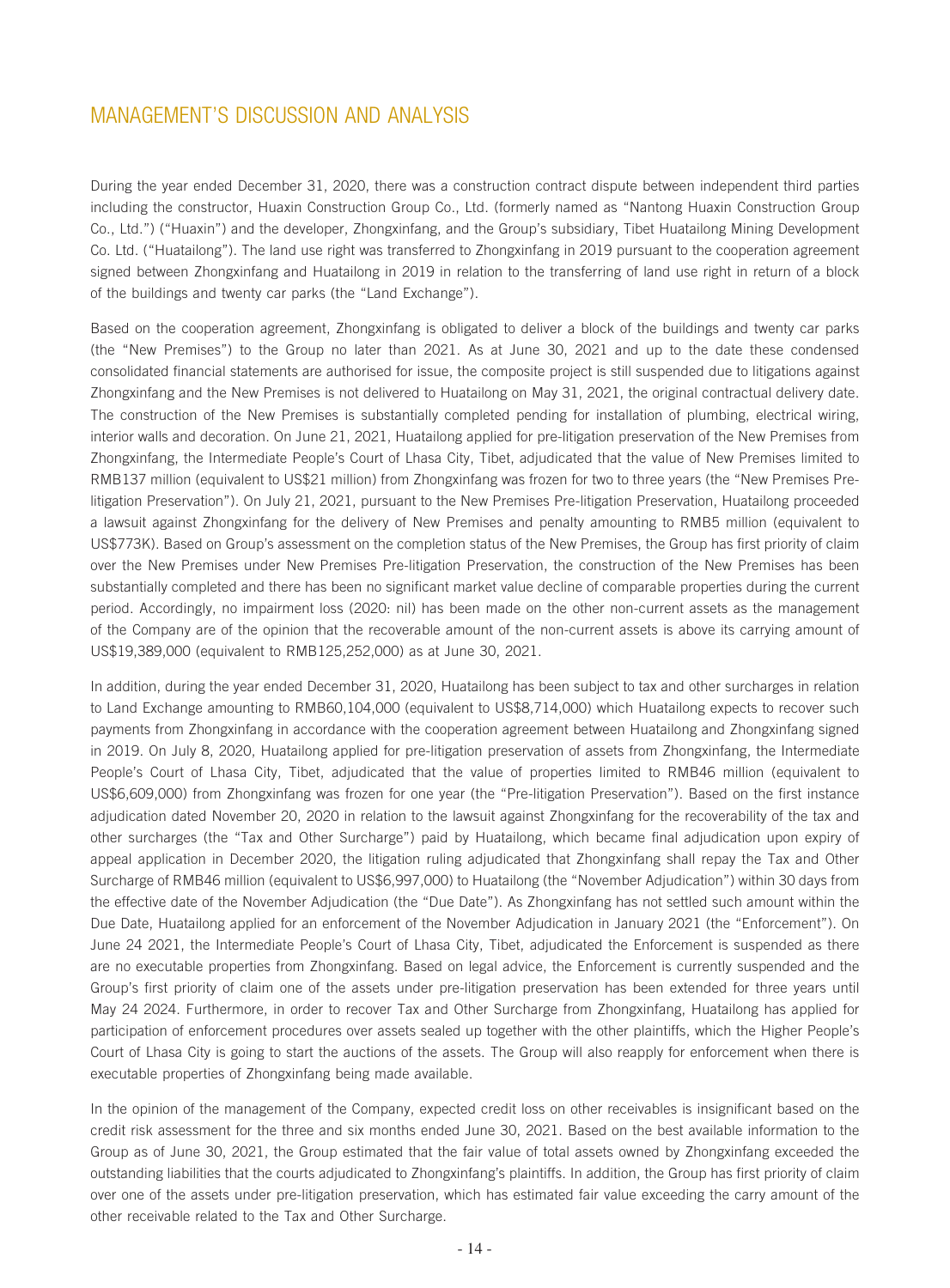# MANAGEMENT'S DISCUSSION AND ANALYSIS

During the year ended December 31, 2020, there was a construction contract dispute between independent third parties including the constructor, Huaxin Construction Group Co., Ltd. (formerly named as "Nantong Huaxin Construction Group Co., Ltd.") ("Huaxin") and the developer, Zhongxinfang, and the Group's subsidiary, Tibet Huatailong Mining Development Co. Ltd. ("Huatailong"). The land use right was transferred to Zhongxinfang in 2019 pursuant to the cooperation agreement signed between Zhongxinfang and Huatailong in 2019 in relation to the transferring of land use right in return of a block of the buildings and twenty car parks (the "Land Exchange").

Based on the cooperation agreement, Zhongxinfang is obligated to deliver a block of the buildings and twenty car parks (the "New Premises") to the Group no later than 2021. As at June 30, 2021 and up to the date these condensed consolidated financial statements are authorised for issue, the composite project is still suspended due to litigations against Zhongxinfang and the New Premises is not delivered to Huatailong on May 31, 2021, the original contractual delivery date. The construction of the New Premises is substantially completed pending for installation of plumbing, electrical wiring, interior walls and decoration. On June 21, 2021, Huatailong applied for pre-litigation preservation of the New Premises from Zhongxinfang, the Intermediate People's Court of Lhasa City, Tibet, adjudicated that the value of New Premises limited to RMB137 million (equivalent to US$21 million) from Zhongxinfang was frozen for two to three years (the "New Premises Pre-litigation Preservation"). On July 21, 2021, pursuant to the New Premises Pre-litigation Preservation, Huatailong proceeded a lawsuit against Zhongxinfang for the delivery of New Premises and penalty amounting to RMB5 million (equivalent to US$773K). Based on Group's assessment on the completion status of the New Premises, the Group has first priority of claim over the New Premises under New Premises Pre-litigation Preservation, the construction of the New Premises has been substantially completed and there has been no significant market value decline of comparable properties during the current period. Accordingly, no impairment loss (2020: nil) has been made on the other non-current assets as the management of the Company are of the opinion that the recoverable amount of the non-current assets is above its carrying amount of US$19,389,000 (equivalent to RMB125,252,000) as at June 30, 2021.

In addition, during the year ended December 31, 2020, Huatailong has been subject to tax and other surcharges in relation to Land Exchange amounting to RMB60,104,000 (equivalent to US$8,714,000) which Huatailong expects to recover such payments from Zhongxinfang in accordance with the cooperation agreement between Huatailong and Zhongxinfang signed in 2019. On July 8, 2020, Huatailong applied for pre-litigation preservation of assets from Zhongxinfang, the Intermediate People's Court of Lhasa City, Tibet, adjudicated that the value of properties limited to RMB46 million (equivalent to US$6,609,000) from Zhongxinfang was frozen for one year (the "Pre-litigation Preservation"). Based on the first instance adjudication dated November 20, 2020 in relation to the lawsuit against Zhongxinfang for the recoverability of the tax and other surcharges (the "Tax and Other Surcharge") paid by Huatailong, which became final adjudication upon expiry of appeal application in December 2020, the litigation ruling adjudicated that Zhongxinfang shall repay the Tax and Other Surcharge of RMB46 million (equivalent to US$6,997,000) to Huatailong (the "November Adjudication") within 30 days from the effective date of the November Adjudication (the "Due Date"). As Zhongxinfang has not settled such amount within the Due Date, Huatailong applied for an enforcement of the November Adjudication in January 2021 (the "Enforcement"). On June 24 2021, the Intermediate People's Court of Lhasa City, Tibet, adjudicated the Enforcement is suspended as there are no executable properties from Zhongxinfang. Based on legal advice, the Enforcement is currently suspended and the Group's first priority of claim one of the assets under pre-litigation preservation has been extended for three years until May 24 2024. Furthermore, in order to recover Tax and Other Surcharge from Zhongxinfang, Huatailong has applied for participation of enforcement procedures over assets sealed up together with the other plaintiffs, which the Higher People's Court of Lhasa City is going to start the auctions of the assets. The Group will also reapply for enforcement when there is executable properties of Zhongxinfang being made available.

In the opinion of the management of the Company, expected credit loss on other receivables is insignificant based on the credit risk assessment for the three and six months ended June 30, 2021. Based on the best available information to the Group as of June 30, 2021, the Group estimated that the fair value of total assets owned by Zhongxinfang exceeded the outstanding liabilities that the courts adjudicated to Zhongxinfang's plaintiffs. In addition, the Group has first priority of claim over one of the assets under pre-litigation preservation, which has estimated fair value exceeding the carry amount of the other receivable related to the Tax and Other Surcharge.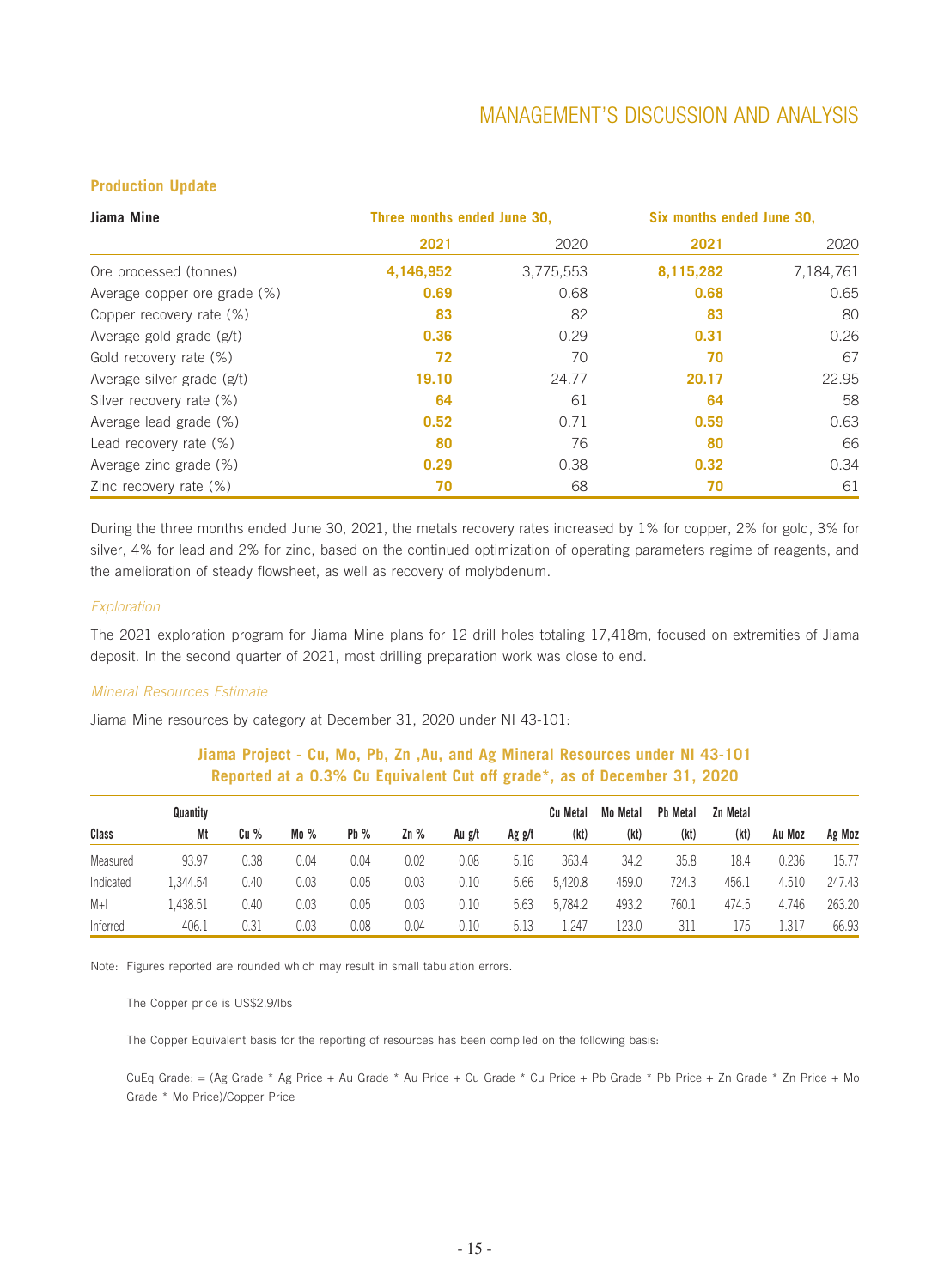### Production Update

| Jiama Mine | Three months ended June 30, | | Six months ended June 30, | |
|---|---|---|---|---|
| | **2021** | 2020 | **2021** | 2020 |
| Ore processed (tonnes) | **4,146,952** | 3,775,553 | **8,115,282** | 7,184,761 |
| Average copper ore grade (%) | **0.69** | 0.68 | **0.68** | 0.65 |
| Copper recovery rate (%) | **83** | 82 | **83** | 80 |
| Average gold grade (g/t) | **0.36** | 0.29 | **0.31** | 0.26 |
| Gold recovery rate (%) | **72** | 70 | **70** | 67 |
| Average silver grade (g/t) | **19.10** | 24.77 | **20.17** | 22.95 |
| Silver recovery rate (%) | **64** | 61 | **64** | 58 |
| Average lead grade (%) | **0.52** | 0.71 | **0.59** | 0.63 |
| Lead recovery rate (%) | **80** | 76 | **80** | 66 |
| Average zinc grade (%) | **0.29** | 0.38 | **0.32** | 0.34 |
| Zinc recovery rate (%) | **70** | 68 | **70** | 61 |

During the three months ended June 30, 2021, the metals recovery rates increased by 1% for copper, 2% for gold, 3% for silver, 4% for lead and 2% for zinc, based on the continued optimization of operating parameters regime of reagents, and the amelioration of steady flowsheet, as well as recovery of molybdenum.

*Exploration*

The 2021 exploration program for Jiama Mine plans for 12 drill holes totaling 17,418m, focused on extremities of Jiama deposit. In the second quarter of 2021, most drilling preparation work was close to end.

*Mineral Resources Estimate*

Jiama Mine resources by category at December 31, 2020 under NI 43-101:

**Jiama Project - Cu, Mo, Pb, Zn ,Au, and Ag Mineral Resources under NI 43-101 Reported at a 0.3% Cu Equivalent Cut off grade*, as of December 31, 2020**

| Class | Quantity Mt | Cu % | Mo % | Pb % | Zn % | Au g/t | Ag g/t | Cu Metal (kt) | Mo Metal (kt) | Pb Metal (kt) | Zn Metal (kt) | Au Moz | Ag Moz |
|---|---|---|---|---|---|---|---|---|---|---|---|---|---|
| Measured | 93.97 | 0.38 | 0.04 | 0.04 | 0.02 | 0.08 | 5.16 | 363.4 | 34.2 | 35.8 | 18.4 | 0.236 | 15.77 |
| Indicated | 1,344.54 | 0.40 | 0.03 | 0.05 | 0.03 | 0.10 | 5.66 | 5,420.8 | 459.0 | 724.3 | 456.1 | 4.510 | 247.43 |
| M+I | 1,438.51 | 0.40 | 0.03 | 0.05 | 0.03 | 0.10 | 5.63 | 5,784.2 | 493.2 | 760.1 | 474.5 | 4.746 | 263.20 |
| Inferred | 406.1 | 0.31 | 0.03 | 0.08 | 0.04 | 0.10 | 5.13 | 1,247 | 123.0 | 311 | 175 | 1.317 | 66.93 |

Note: Figures reported are rounded which may result in small tabulation errors.

The Copper price is US$2.9/lbs

The Copper Equivalent basis for the reporting of resources has been compiled on the following basis:

CuEq Grade: = (Ag Grade * Ag Price + Au Grade * Au Price + Cu Grade * Cu Price + Pb Grade * Pb Price + Zn Grade * Zn Price + Mo Grade * Mo Price)/Copper Price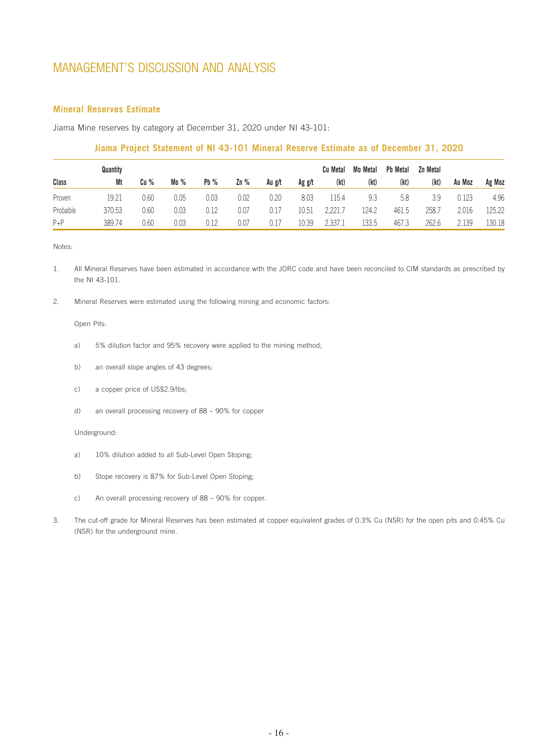# MANAGEMENT'S DISCUSSION AND ANALYSIS

## Mineral Reserves Estimate

Jiama Mine reserves by category at December 31, 2020 under NI 43-101:

### Jiama Project Statement of NI 43-101 Mineral Reserve Estimate as of December 31, 2020

| Class | Quantity Mt | Cu % | Mo % | Pb % | Zn % | Au g/t | Ag g/t | Cu Metal (kt) | Mo Metal (kt) | Pb Metal (kt) | Zn Metal (kt) | Au Moz | Ag Moz |
|---|---|---|---|---|---|---|---|---|---|---|---|---|---|
| Proven | 19.21 | 0.60 | 0.05 | 0.03 | 0.02 | 0.20 | 8.03 | 115.4 | 9.3 | 5.8 | 3.9 | 0.123 | 4.96 |
| Probable | 370.53 | 0.60 | 0.03 | 0.12 | 0.07 | 0.17 | 10.51 | 2,221.7 | 124.2 | 461.5 | 258.7 | 2.016 | 125.22 |
| P+P | 389.74 | 0.60 | 0.03 | 0.12 | 0.07 | 0.17 | 10.39 | 2,337.1 | 133.5 | 467.3 | 262.6 | 2.139 | 130.18 |

Notes:

1. All Mineral Reserves have been estimated in accordance with the JORC code and have been reconciled to CIM standards as prescribed by the NI 43-101.

2. Mineral Reserves were estimated using the following mining and economic factors:

   Open Pits:

   a) 5% dilution factor and 95% recovery were applied to the mining method;

   b) an overall slope angles of 43 degrees;

   c) a copper price of US$2.9/lbs;

   d) an overall processing recovery of 88 – 90% for copper

   Underground:

   a) 10% dilution added to all Sub-Level Open Stoping;

   b) Stope recovery is 87% for Sub-Level Open Stoping;

   c) An overall processing recovery of 88 – 90% for copper.

3. The cut-off grade for Mineral Reserves has been estimated at copper equivalent grades of 0.3% Cu (NSR) for the open pits and 0.45% Cu (NSR) for the underground mine.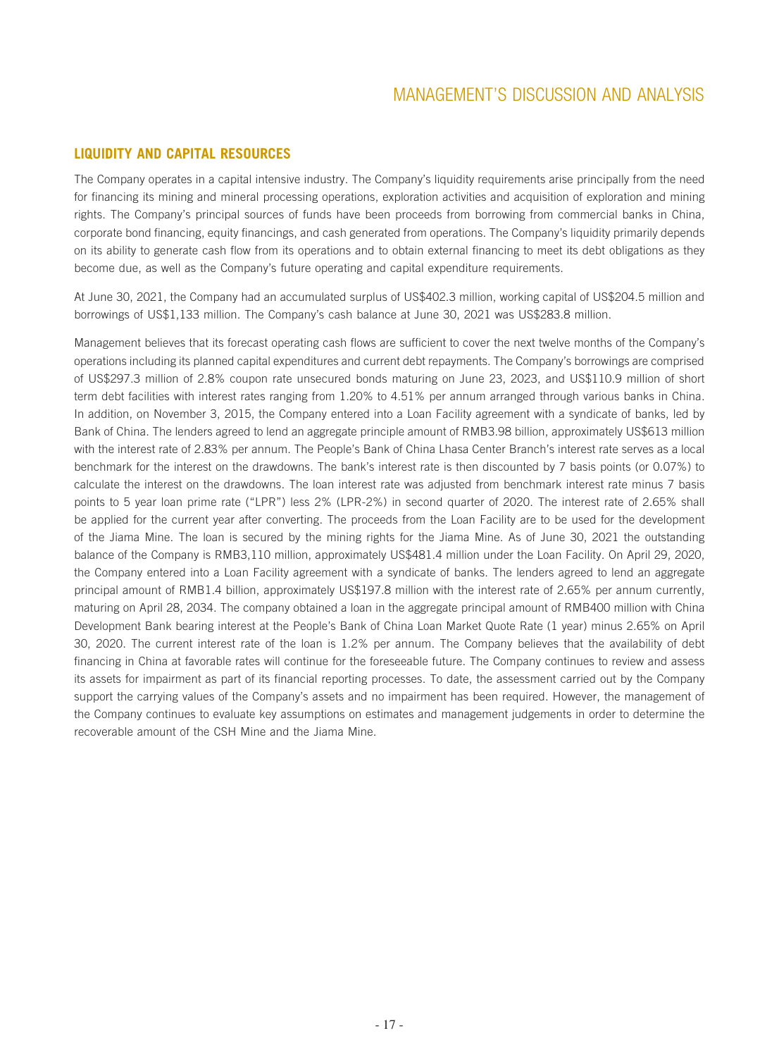## LIQUIDITY AND CAPITAL RESOURCES

The Company operates in a capital intensive industry. The Company's liquidity requirements arise principally from the need for financing its mining and mineral processing operations, exploration activities and acquisition of exploration and mining rights. The Company's principal sources of funds have been proceeds from borrowing from commercial banks in China, corporate bond financing, equity financings, and cash generated from operations. The Company's liquidity primarily depends on its ability to generate cash flow from its operations and to obtain external financing to meet its debt obligations as they become due, as well as the Company's future operating and capital expenditure requirements.

At June 30, 2021, the Company had an accumulated surplus of US$402.3 million, working capital of US$204.5 million and borrowings of US$1,133 million. The Company's cash balance at June 30, 2021 was US$283.8 million.

Management believes that its forecast operating cash flows are sufficient to cover the next twelve months of the Company's operations including its planned capital expenditures and current debt repayments. The Company's borrowings are comprised of US$297.3 million of 2.8% coupon rate unsecured bonds maturing on June 23, 2023, and US$110.9 million of short term debt facilities with interest rates ranging from 1.20% to 4.51% per annum arranged through various banks in China. In addition, on November 3, 2015, the Company entered into a Loan Facility agreement with a syndicate of banks, led by Bank of China. The lenders agreed to lend an aggregate principle amount of RMB3.98 billion, approximately US$613 million with the interest rate of 2.83% per annum. The People's Bank of China Lhasa Center Branch's interest rate serves as a local benchmark for the interest on the drawdowns. The bank's interest rate is then discounted by 7 basis points (or 0.07%) to calculate the interest on the drawdowns. The loan interest rate was adjusted from benchmark interest rate minus 7 basis points to 5 year loan prime rate ("LPR") less 2% (LPR-2%) in second quarter of 2020. The interest rate of 2.65% shall be applied for the current year after converting. The proceeds from the Loan Facility are to be used for the development of the Jiama Mine. The loan is secured by the mining rights for the Jiama Mine. As of June 30, 2021 the outstanding balance of the Company is RMB3,110 million, approximately US$481.4 million under the Loan Facility. On April 29, 2020, the Company entered into a Loan Facility agreement with a syndicate of banks. The lenders agreed to lend an aggregate principal amount of RMB1.4 billion, approximately US$197.8 million with the interest rate of 2.65% per annum currently, maturing on April 28, 2034. The company obtained a loan in the aggregate principal amount of RMB400 million with China Development Bank bearing interest at the People's Bank of China Loan Market Quote Rate (1 year) minus 2.65% on April 30, 2020. The current interest rate of the loan is 1.2% per annum. The Company believes that the availability of debt financing in China at favorable rates will continue for the foreseeable future. The Company continues to review and assess its assets for impairment as part of its financial reporting processes. To date, the assessment carried out by the Company support the carrying values of the Company's assets and no impairment has been required. However, the management of the Company continues to evaluate key assumptions on estimates and management judgements in order to determine the recoverable amount of the CSH Mine and the Jiama Mine.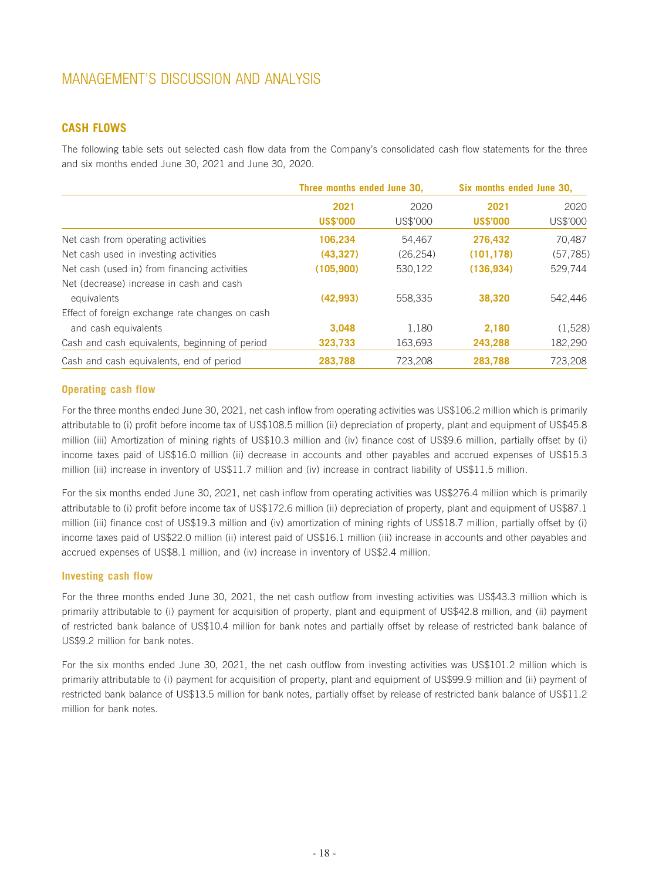# MANAGEMENT'S DISCUSSION AND ANALYSIS

## CASH FLOWS

The following table sets out selected cash flow data from the Company's consolidated cash flow statements for the three and six months ended June 30, 2021 and June 30, 2020.

| | Three months ended June 30, | | Six months ended June 30, | |
|---|---|---|---|---|
| | **2021** | 2020 | **2021** | 2020 |
| | **US$'000** | US$'000 | **US$'000** | US$'000 |
| Net cash from operating activities | **106,234** | 54,467 | **276,432** | 70,487 |
| Net cash used in investing activities | **(43,327)** | (26,254) | **(101,178)** | (57,785) |
| Net cash (used in) from financing activities | **(105,900)** | 530,122 | **(136,934)** | 529,744 |
| Net (decrease) increase in cash and cash equivalents | **(42,993)** | 558,335 | **38,320** | 542,446 |
| Effect of foreign exchange rate changes on cash and cash equivalents | **3,048** | 1,180 | **2,180** | (1,528) |
| Cash and cash equivalents, beginning of period | **323,733** | 163,693 | **243,288** | 182,290 |
| Cash and cash equivalents, end of period | **283,788** | 723,208 | **283,788** | 723,208 |

### Operating cash flow

For the three months ended June 30, 2021, net cash inflow from operating activities was US$106.2 million which is primarily attributable to (i) profit before income tax of US$108.5 million (ii) depreciation of property, plant and equipment of US$45.8 million (iii) Amortization of mining rights of US$10.3 million and (iv) finance cost of US$9.6 million, partially offset by (i) income taxes paid of US$16.0 million (ii) decrease in accounts and other payables and accrued expenses of US$15.3 million (iii) increase in inventory of US$11.7 million and (iv) increase in contract liability of US$11.5 million.

For the six months ended June 30, 2021, net cash inflow from operating activities was US$276.4 million which is primarily attributable to (i) profit before income tax of US$172.6 million (ii) depreciation of property, plant and equipment of US$87.1 million (iii) finance cost of US$19.3 million and (iv) amortization of mining rights of US$18.7 million, partially offset by (i) income taxes paid of US$22.0 million (ii) interest paid of US$16.1 million (iii) increase in accounts and other payables and accrued expenses of US$8.1 million, and (iv) increase in inventory of US$2.4 million.

### Investing cash flow

For the three months ended June 30, 2021, the net cash outflow from investing activities was US$43.3 million which is primarily attributable to (i) payment for acquisition of property, plant and equipment of US$42.8 million, and (ii) payment of restricted bank balance of US$10.4 million for bank notes and partially offset by release of restricted bank balance of US$9.2 million for bank notes.

For the six months ended June 30, 2021, the net cash outflow from investing activities was US$101.2 million which is primarily attributable to (i) payment for acquisition of property, plant and equipment of US$99.9 million and (ii) payment of restricted bank balance of US$13.5 million for bank notes, partially offset by release of restricted bank balance of US$11.2 million for bank notes.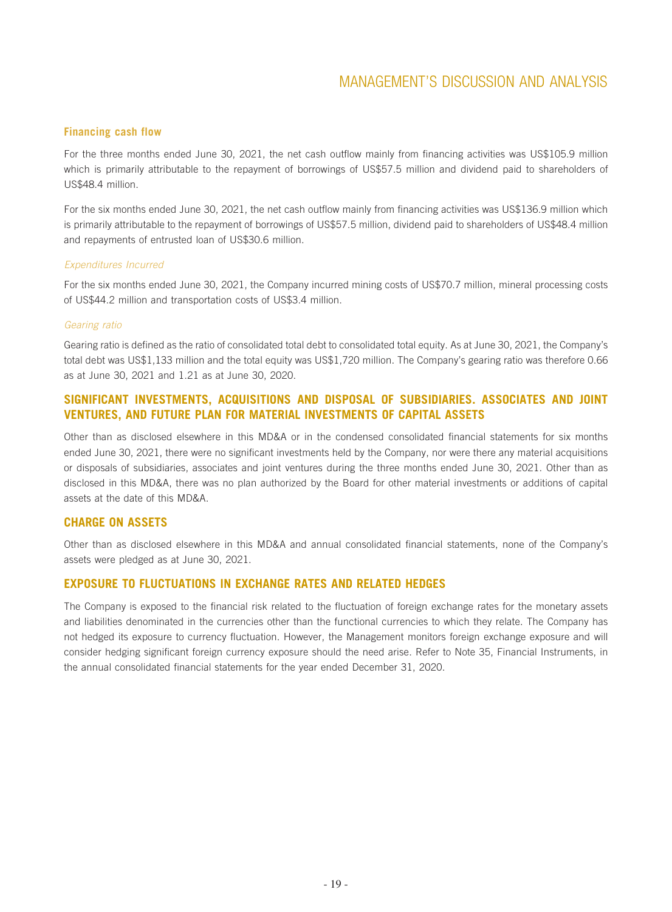### Financing cash flow

For the three months ended June 30, 2021, the net cash outflow mainly from financing activities was US$105.9 million which is primarily attributable to the repayment of borrowings of US$57.5 million and dividend paid to shareholders of US$48.4 million.

For the six months ended June 30, 2021, the net cash outflow mainly from financing activities was US$136.9 million which is primarily attributable to the repayment of borrowings of US$57.5 million, dividend paid to shareholders of US$48.4 million and repayments of entrusted loan of US$30.6 million.

*Expenditures Incurred*

For the six months ended June 30, 2021, the Company incurred mining costs of US$70.7 million, mineral processing costs of US$44.2 million and transportation costs of US$3.4 million.

*Gearing ratio*

Gearing ratio is defined as the ratio of consolidated total debt to consolidated total equity. As at June 30, 2021, the Company's total debt was US$1,133 million and the total equity was US$1,720 million. The Company's gearing ratio was therefore 0.66 as at June 30, 2021 and 1.21 as at June 30, 2020.

## SIGNIFICANT INVESTMENTS, ACQUISITIONS AND DISPOSAL OF SUBSIDIARIES. ASSOCIATES AND JOINT VENTURES, AND FUTURE PLAN FOR MATERIAL INVESTMENTS OF CAPITAL ASSETS

Other than as disclosed elsewhere in this MD&A or in the condensed consolidated financial statements for six months ended June 30, 2021, there were no significant investments held by the Company, nor were there any material acquisitions or disposals of subsidiaries, associates and joint ventures during the three months ended June 30, 2021. Other than as disclosed in this MD&A, there was no plan authorized by the Board for other material investments or additions of capital assets at the date of this MD&A.

## CHARGE ON ASSETS

Other than as disclosed elsewhere in this MD&A and annual consolidated financial statements, none of the Company's assets were pledged as at June 30, 2021.

## EXPOSURE TO FLUCTUATIONS IN EXCHANGE RATES AND RELATED HEDGES

The Company is exposed to the financial risk related to the fluctuation of foreign exchange rates for the monetary assets and liabilities denominated in the currencies other than the functional currencies to which they relate. The Company has not hedged its exposure to currency fluctuation. However, the Management monitors foreign exchange exposure and will consider hedging significant foreign currency exposure should the need arise. Refer to Note 35, Financial Instruments, in the annual consolidated financial statements for the year ended December 31, 2020.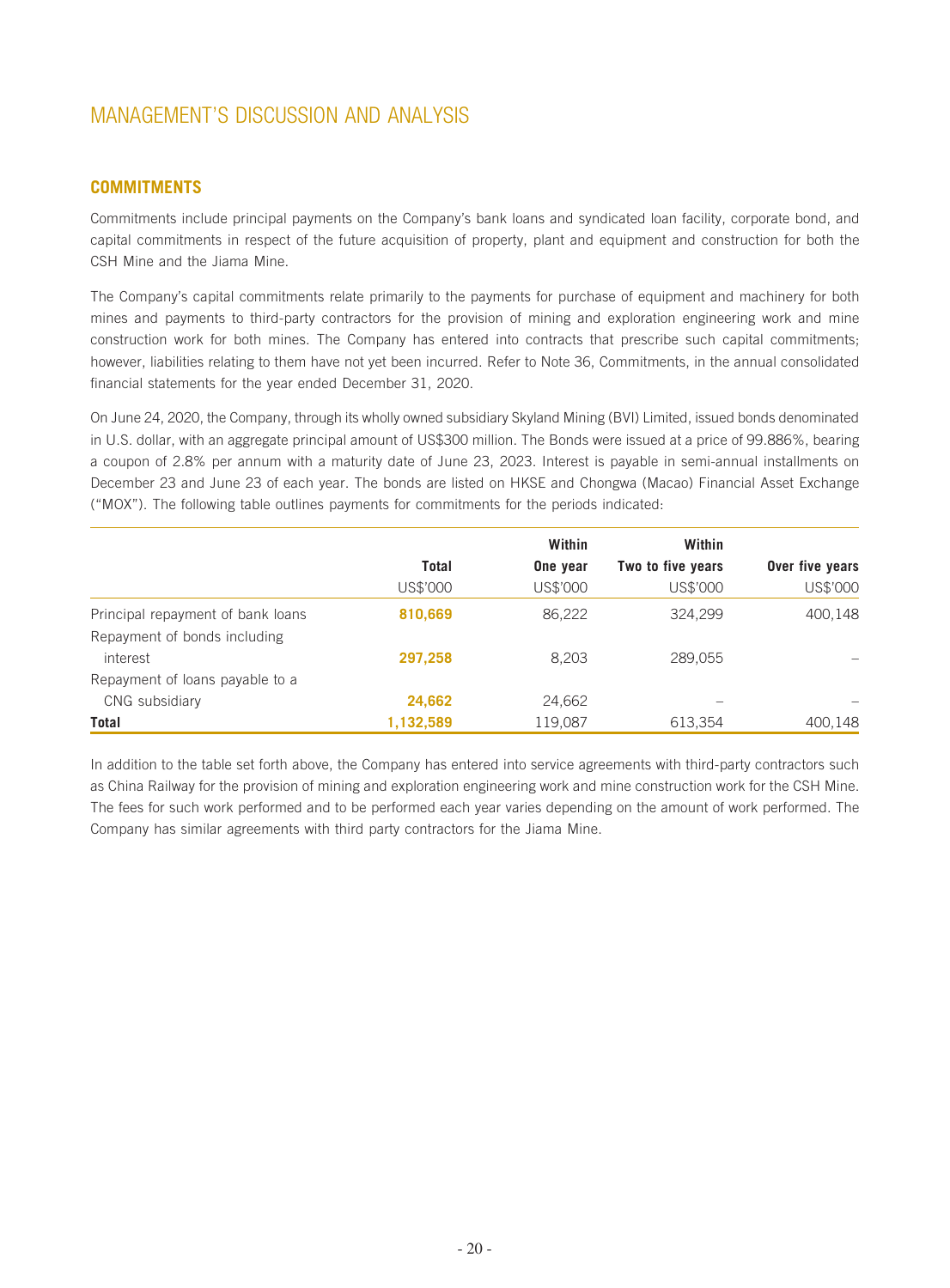# MANAGEMENT'S DISCUSSION AND ANALYSIS

## COMMITMENTS

Commitments include principal payments on the Company's bank loans and syndicated loan facility, corporate bond, and capital commitments in respect of the future acquisition of property, plant and equipment and construction for both the CSH Mine and the Jiama Mine.

The Company's capital commitments relate primarily to the payments for purchase of equipment and machinery for both mines and payments to third-party contractors for the provision of mining and exploration engineering work and mine construction work for both mines. The Company has entered into contracts that prescribe such capital commitments; however, liabilities relating to them have not yet been incurred. Refer to Note 36, Commitments, in the annual consolidated financial statements for the year ended December 31, 2020.

On June 24, 2020, the Company, through its wholly owned subsidiary Skyland Mining (BVI) Limited, issued bonds denominated in U.S. dollar, with an aggregate principal amount of US$300 million. The Bonds were issued at a price of 99.886%, bearing a coupon of 2.8% per annum with a maturity date of June 23, 2023. Interest is payable in semi-annual installments on December 23 and June 23 of each year. The bonds are listed on HKSE and Chongwa (Macao) Financial Asset Exchange ("MOX"). The following table outlines payments for commitments for the periods indicated:

| | Total | Within One year | Within Two to five years | Over five years |
|---|---|---|---|---|
| | US$'000 | US$'000 | US$'000 | US$'000 |
| Principal repayment of bank loans | **810,669** | 86,222 | 324,299 | 400,148 |
| Repayment of bonds including interest | **297,258** | 8,203 | 289,055 | – |
| Repayment of loans payable to a CNG subsidiary | **24,662** | 24,662 | – | – |
| **Total** | **1,132,589** | 119,087 | 613,354 | 400,148 |

In addition to the table set forth above, the Company has entered into service agreements with third-party contractors such as China Railway for the provision of mining and exploration engineering work and mine construction work for the CSH Mine. The fees for such work performed and to be performed each year varies depending on the amount of work performed. The Company has similar agreements with third party contractors for the Jiama Mine.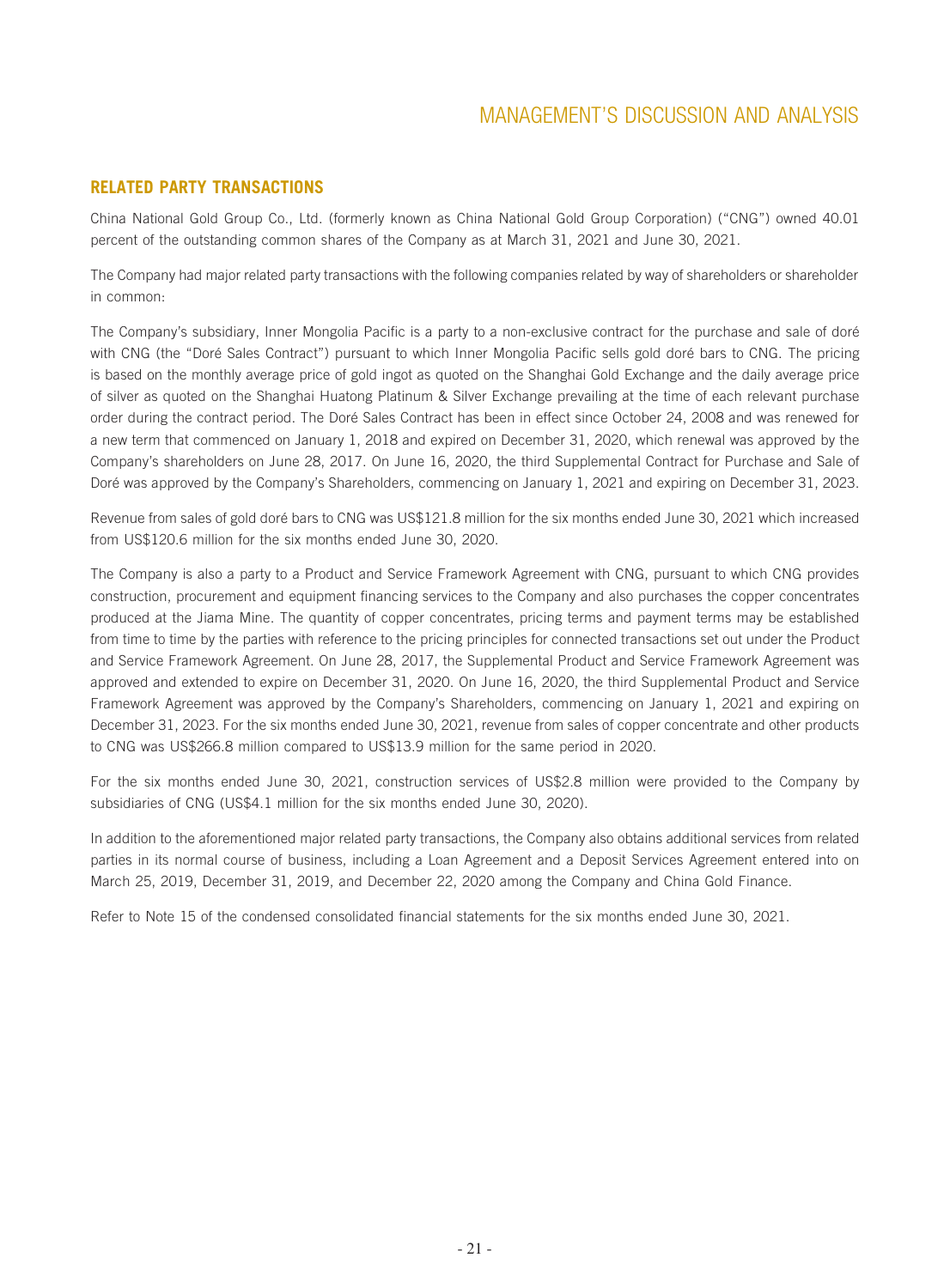## RELATED PARTY TRANSACTIONS

China National Gold Group Co., Ltd. (formerly known as China National Gold Group Corporation) ("CNG") owned 40.01 percent of the outstanding common shares of the Company as at March 31, 2021 and June 30, 2021.

The Company had major related party transactions with the following companies related by way of shareholders or shareholder in common:

The Company's subsidiary, Inner Mongolia Pacific is a party to a non-exclusive contract for the purchase and sale of doré with CNG (the "Doré Sales Contract") pursuant to which Inner Mongolia Pacific sells gold doré bars to CNG. The pricing is based on the monthly average price of gold ingot as quoted on the Shanghai Gold Exchange and the daily average price of silver as quoted on the Shanghai Huatong Platinum & Silver Exchange prevailing at the time of each relevant purchase order during the contract period. The Doré Sales Contract has been in effect since October 24, 2008 and was renewed for a new term that commenced on January 1, 2018 and expired on December 31, 2020, which renewal was approved by the Company's shareholders on June 28, 2017. On June 16, 2020, the third Supplemental Contract for Purchase and Sale of Doré was approved by the Company's Shareholders, commencing on January 1, 2021 and expiring on December 31, 2023.

Revenue from sales of gold doré bars to CNG was US$121.8 million for the six months ended June 30, 2021 which increased from US$120.6 million for the six months ended June 30, 2020.

The Company is also a party to a Product and Service Framework Agreement with CNG, pursuant to which CNG provides construction, procurement and equipment financing services to the Company and also purchases the copper concentrates produced at the Jiama Mine. The quantity of copper concentrates, pricing terms and payment terms may be established from time to time by the parties with reference to the pricing principles for connected transactions set out under the Product and Service Framework Agreement. On June 28, 2017, the Supplemental Product and Service Framework Agreement was approved and extended to expire on December 31, 2020. On June 16, 2020, the third Supplemental Product and Service Framework Agreement was approved by the Company's Shareholders, commencing on January 1, 2021 and expiring on December 31, 2023. For the six months ended June 30, 2021, revenue from sales of copper concentrate and other products to CNG was US$266.8 million compared to US$13.9 million for the same period in 2020.

For the six months ended June 30, 2021, construction services of US$2.8 million were provided to the Company by subsidiaries of CNG (US$4.1 million for the six months ended June 30, 2020).

In addition to the aforementioned major related party transactions, the Company also obtains additional services from related parties in its normal course of business, including a Loan Agreement and a Deposit Services Agreement entered into on March 25, 2019, December 31, 2019, and December 22, 2020 among the Company and China Gold Finance.

Refer to Note 15 of the condensed consolidated financial statements for the six months ended June 30, 2021.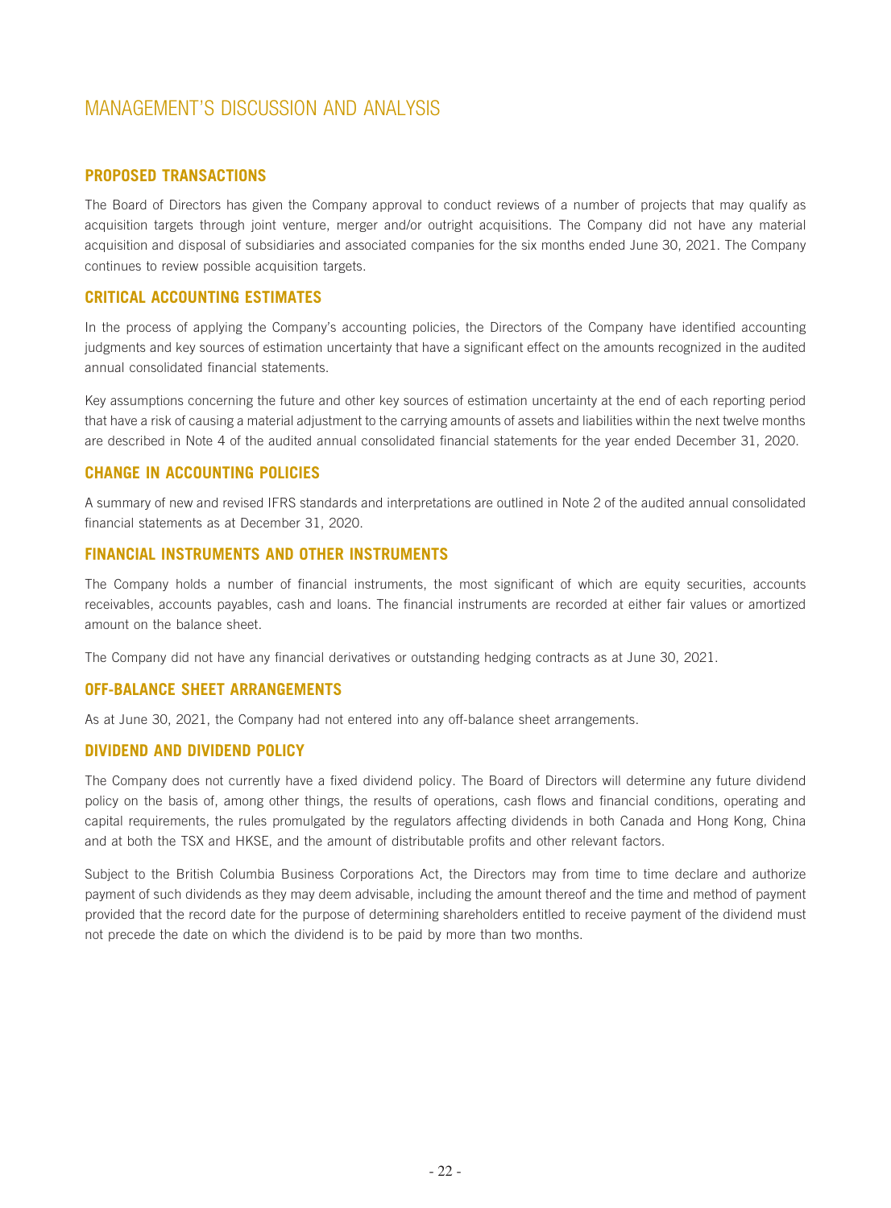# MANAGEMENT'S DISCUSSION AND ANALYSIS

## PROPOSED TRANSACTIONS

The Board of Directors has given the Company approval to conduct reviews of a number of projects that may qualify as acquisition targets through joint venture, merger and/or outright acquisitions. The Company did not have any material acquisition and disposal of subsidiaries and associated companies for the six months ended June 30, 2021. The Company continues to review possible acquisition targets.

## CRITICAL ACCOUNTING ESTIMATES

In the process of applying the Company's accounting policies, the Directors of the Company have identified accounting judgments and key sources of estimation uncertainty that have a significant effect on the amounts recognized in the audited annual consolidated financial statements.

Key assumptions concerning the future and other key sources of estimation uncertainty at the end of each reporting period that have a risk of causing a material adjustment to the carrying amounts of assets and liabilities within the next twelve months are described in Note 4 of the audited annual consolidated financial statements for the year ended December 31, 2020.

## CHANGE IN ACCOUNTING POLICIES

A summary of new and revised IFRS standards and interpretations are outlined in Note 2 of the audited annual consolidated financial statements as at December 31, 2020.

## FINANCIAL INSTRUMENTS AND OTHER INSTRUMENTS

The Company holds a number of financial instruments, the most significant of which are equity securities, accounts receivables, accounts payables, cash and loans. The financial instruments are recorded at either fair values or amortized amount on the balance sheet.

The Company did not have any financial derivatives or outstanding hedging contracts as at June 30, 2021.

## OFF-BALANCE SHEET ARRANGEMENTS

As at June 30, 2021, the Company had not entered into any off-balance sheet arrangements.

## DIVIDEND AND DIVIDEND POLICY

The Company does not currently have a fixed dividend policy. The Board of Directors will determine any future dividend policy on the basis of, among other things, the results of operations, cash flows and financial conditions, operating and capital requirements, the rules promulgated by the regulators affecting dividends in both Canada and Hong Kong, China and at both the TSX and HKSE, and the amount of distributable profits and other relevant factors.

Subject to the British Columbia Business Corporations Act, the Directors may from time to time declare and authorize payment of such dividends as they may deem advisable, including the amount thereof and the time and method of payment provided that the record date for the purpose of determining shareholders entitled to receive payment of the dividend must not precede the date on which the dividend is to be paid by more than two months.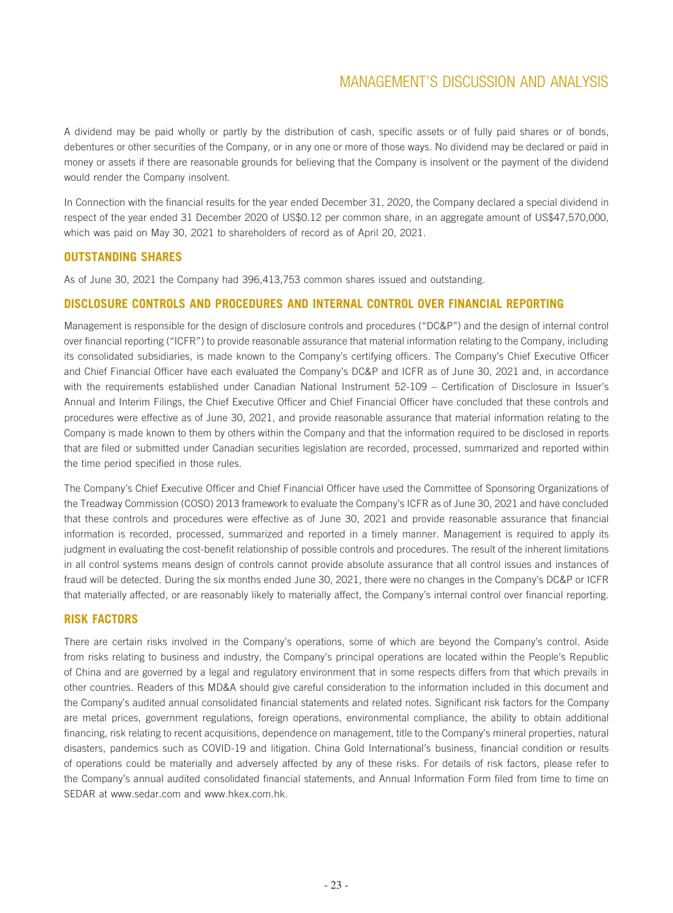A dividend may be paid wholly or partly by the distribution of cash, specific assets or of fully paid shares or of bonds, debentures or other securities of the Company, or in any one or more of those ways. No dividend may be declared or paid in money or assets if there are reasonable grounds for believing that the Company is insolvent or the payment of the dividend would render the Company insolvent.

In Connection with the financial results for the year ended December 31, 2020, the Company declared a special dividend in respect of the year ended 31 December 2020 of US$0.12 per common share, in an aggregate amount of US$47,570,000, which was paid on May 30, 2021 to shareholders of record as of April 20, 2021.

## OUTSTANDING SHARES

As of June 30, 2021 the Company had 396,413,753 common shares issued and outstanding.

## DISCLOSURE CONTROLS AND PROCEDURES AND INTERNAL CONTROL OVER FINANCIAL REPORTING

Management is responsible for the design of disclosure controls and procedures ("DC&P") and the design of internal control over financial reporting ("ICFR") to provide reasonable assurance that material information relating to the Company, including its consolidated subsidiaries, is made known to the Company's certifying officers. The Company's Chief Executive Officer and Chief Financial Officer have each evaluated the Company's DC&P and ICFR as of June 30, 2021 and, in accordance with the requirements established under Canadian National Instrument 52-109 – Certification of Disclosure in Issuer's Annual and Interim Filings, the Chief Executive Officer and Chief Financial Officer have concluded that these controls and procedures were effective as of June 30, 2021, and provide reasonable assurance that material information relating to the Company is made known to them by others within the Company and that the information required to be disclosed in reports that are filed or submitted under Canadian securities legislation are recorded, processed, summarized and reported within the time period specified in those rules.

The Company's Chief Executive Officer and Chief Financial Officer have used the Committee of Sponsoring Organizations of the Treadway Commission (COSO) 2013 framework to evaluate the Company's ICFR as of June 30, 2021 and have concluded that these controls and procedures were effective as of June 30, 2021 and provide reasonable assurance that financial information is recorded, processed, summarized and reported in a timely manner. Management is required to apply its judgment in evaluating the cost-benefit relationship of possible controls and procedures. The result of the inherent limitations in all control systems means design of controls cannot provide absolute assurance that all control issues and instances of fraud will be detected. During the six months ended June 30, 2021, there were no changes in the Company's DC&P or ICFR that materially affected, or are reasonably likely to materially affect, the Company's internal control over financial reporting.

## RISK FACTORS

There are certain risks involved in the Company's operations, some of which are beyond the Company's control. Aside from risks relating to business and industry, the Company's principal operations are located within the People's Republic of China and are governed by a legal and regulatory environment that in some respects differs from that which prevails in other countries. Readers of this MD&A should give careful consideration to the information included in this document and the Company's audited annual consolidated financial statements and related notes. Significant risk factors for the Company are metal prices, government regulations, foreign operations, environmental compliance, the ability to obtain additional financing, risk relating to recent acquisitions, dependence on management, title to the Company's mineral properties, natural disasters, pandemics such as COVID-19 and litigation. China Gold International's business, financial condition or results of operations could be materially and adversely affected by any of these risks. For details of risk factors, please refer to the Company's annual audited consolidated financial statements, and Annual Information Form filed from time to time on SEDAR at www.sedar.com and www.hkex.com.hk.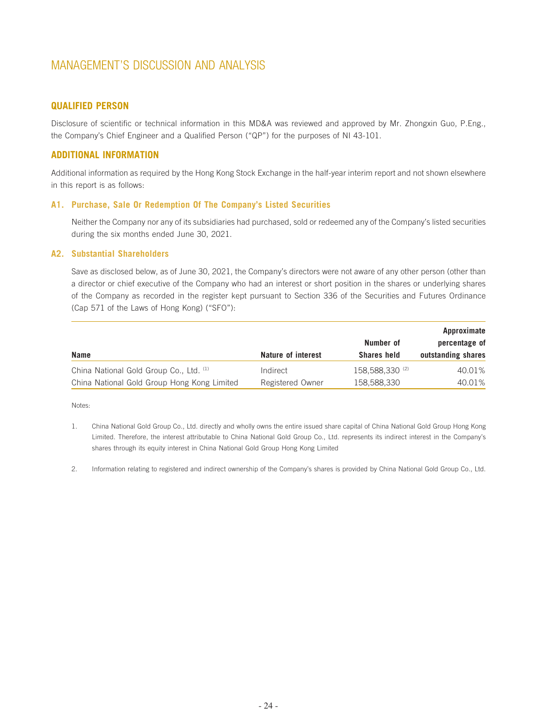# MANAGEMENT'S DISCUSSION AND ANALYSIS

## QUALIFIED PERSON

Disclosure of scientific or technical information in this MD&A was reviewed and approved by Mr. Zhongxin Guo, P.Eng., the Company's Chief Engineer and a Qualified Person ("QP") for the purposes of NI 43-101.

## ADDITIONAL INFORMATION

Additional information as required by the Hong Kong Stock Exchange in the half-year interim report and not shown elsewhere in this report is as follows:

### A1. Purchase, Sale Or Redemption Of The Company's Listed Securities

Neither the Company nor any of its subsidiaries had purchased, sold or redeemed any of the Company's listed securities during the six months ended June 30, 2021.

### A2. Substantial Shareholders

Save as disclosed below, as of June 30, 2021, the Company's directors were not aware of any other person (other than a director or chief executive of the Company who had an interest or short position in the shares or underlying shares of the Company as recorded in the register kept pursuant to Section 336 of the Securities and Futures Ordinance (Cap 571 of the Laws of Hong Kong) ("SFO"):

| Name | Nature of interest | Number of Shares held | Approximate percentage of outstanding shares |
|---|---|---|---|
| China National Gold Group Co., Ltd. (1) | Indirect | 158,588,330 (2) | 40.01% |
| China National Gold Group Hong Kong Limited | Registered Owner | 158,588,330 | 40.01% |

Notes:

1. China National Gold Group Co., Ltd. directly and wholly owns the entire issued share capital of China National Gold Group Hong Kong Limited. Therefore, the interest attributable to China National Gold Group Co., Ltd. represents its indirect interest in the Company's shares through its equity interest in China National Gold Group Hong Kong Limited

2. Information relating to registered and indirect ownership of the Company's shares is provided by China National Gold Group Co., Ltd.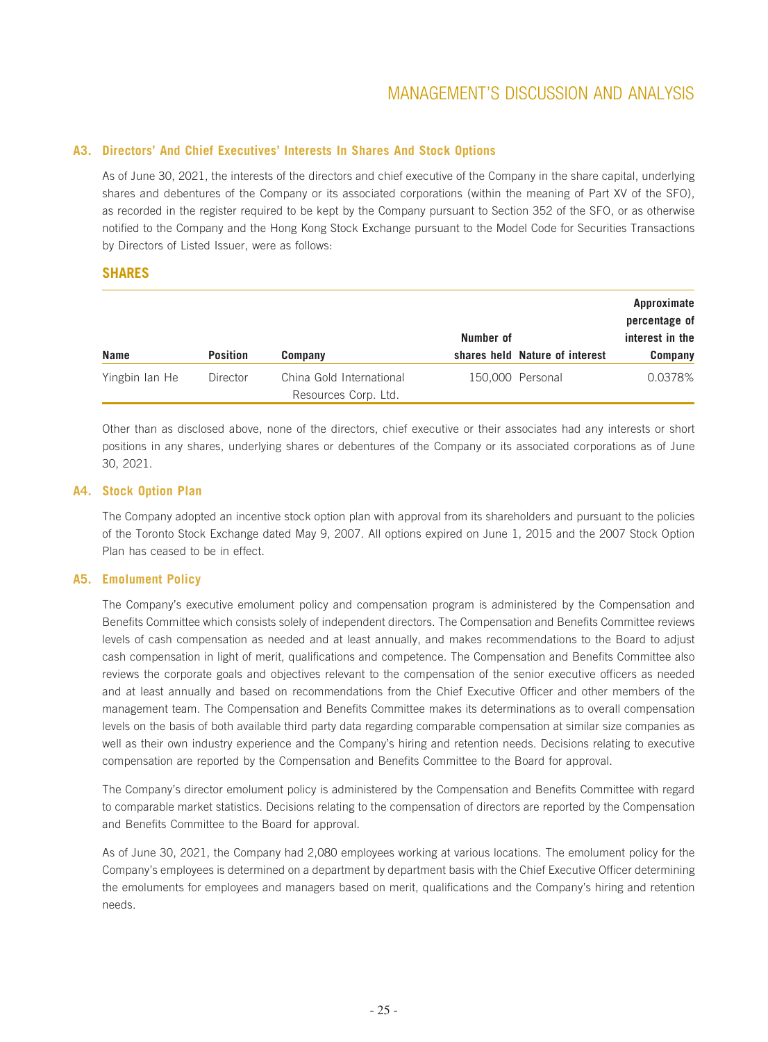### A3. Directors' And Chief Executives' Interests In Shares And Stock Options

As of June 30, 2021, the interests of the directors and chief executive of the Company in the share capital, underlying shares and debentures of the Company or its associated corporations (within the meaning of Part XV of the SFO), as recorded in the register required to be kept by the Company pursuant to Section 352 of the SFO, or as otherwise notified to the Company and the Hong Kong Stock Exchange pursuant to the Model Code for Securities Transactions by Directors of Listed Issuer, were as follows:

#### SHARES

| Name | Position | Company | Number of shares held | Nature of interest | Approximate percentage of interest in the Company |
|---|---|---|---|---|---|
| Yingbin Ian He | Director | China Gold International Resources Corp. Ltd. | 150,000 | Personal | 0.0378% |

Other than as disclosed above, none of the directors, chief executive or their associates had any interests or short positions in any shares, underlying shares or debentures of the Company or its associated corporations as of June 30, 2021.

### A4. Stock Option Plan

The Company adopted an incentive stock option plan with approval from its shareholders and pursuant to the policies of the Toronto Stock Exchange dated May 9, 2007. All options expired on June 1, 2015 and the 2007 Stock Option Plan has ceased to be in effect.

### A5. Emolument Policy

The Company's executive emolument policy and compensation program is administered by the Compensation and Benefits Committee which consists solely of independent directors. The Compensation and Benefits Committee reviews levels of cash compensation as needed and at least annually, and makes recommendations to the Board to adjust cash compensation in light of merit, qualifications and competence. The Compensation and Benefits Committee also reviews the corporate goals and objectives relevant to the compensation of the senior executive officers as needed and at least annually and based on recommendations from the Chief Executive Officer and other members of the management team. The Compensation and Benefits Committee makes its determinations as to overall compensation levels on the basis of both available third party data regarding comparable compensation at similar size companies as well as their own industry experience and the Company's hiring and retention needs. Decisions relating to executive compensation are reported by the Compensation and Benefits Committee to the Board for approval.

The Company's director emolument policy is administered by the Compensation and Benefits Committee with regard to comparable market statistics. Decisions relating to the compensation of directors are reported by the Compensation and Benefits Committee to the Board for approval.

As of June 30, 2021, the Company had 2,080 employees working at various locations. The emolument policy for the Company's employees is determined on a department by department basis with the Chief Executive Officer determining the emoluments for employees and managers based on merit, qualifications and the Company's hiring and retention needs.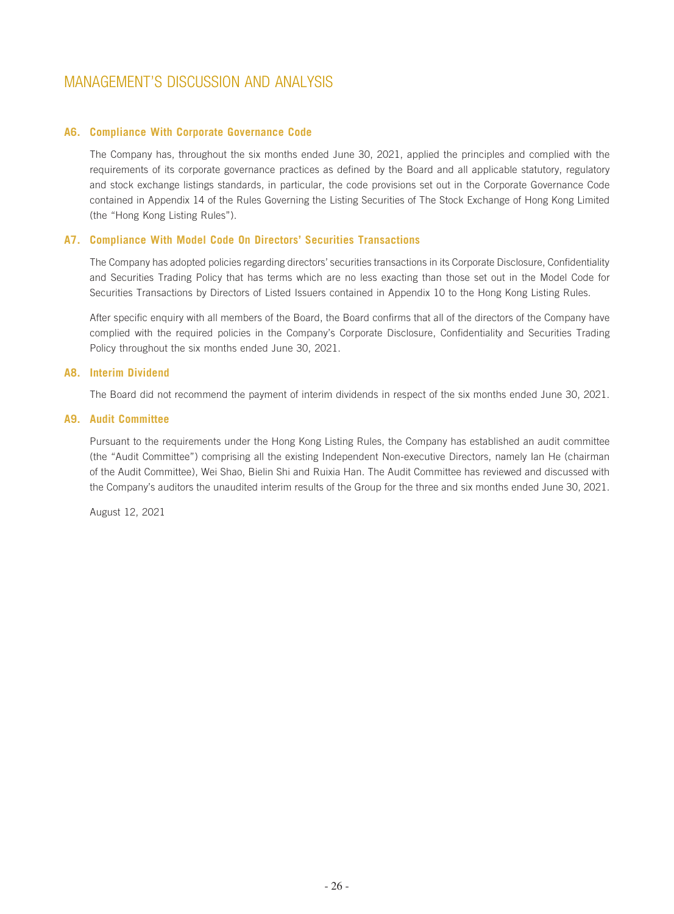# MANAGEMENT'S DISCUSSION AND ANALYSIS

### A6. Compliance With Corporate Governance Code

The Company has, throughout the six months ended June 30, 2021, applied the principles and complied with the requirements of its corporate governance practices as defined by the Board and all applicable statutory, regulatory and stock exchange listings standards, in particular, the code provisions set out in the Corporate Governance Code contained in Appendix 14 of the Rules Governing the Listing Securities of The Stock Exchange of Hong Kong Limited (the "Hong Kong Listing Rules").

### A7. Compliance With Model Code On Directors' Securities Transactions

The Company has adopted policies regarding directors' securities transactions in its Corporate Disclosure, Confidentiality and Securities Trading Policy that has terms which are no less exacting than those set out in the Model Code for Securities Transactions by Directors of Listed Issuers contained in Appendix 10 to the Hong Kong Listing Rules.

After specific enquiry with all members of the Board, the Board confirms that all of the directors of the Company have complied with the required policies in the Company's Corporate Disclosure, Confidentiality and Securities Trading Policy throughout the six months ended June 30, 2021.

### A8. Interim Dividend

The Board did not recommend the payment of interim dividends in respect of the six months ended June 30, 2021.

### A9. Audit Committee

Pursuant to the requirements under the Hong Kong Listing Rules, the Company has established an audit committee (the "Audit Committee") comprising all the existing Independent Non-executive Directors, namely Ian He (chairman of the Audit Committee), Wei Shao, Bielin Shi and Ruixia Han. The Audit Committee has reviewed and discussed with the Company's auditors the unaudited interim results of the Group for the three and six months ended June 30, 2021.

August 12, 2021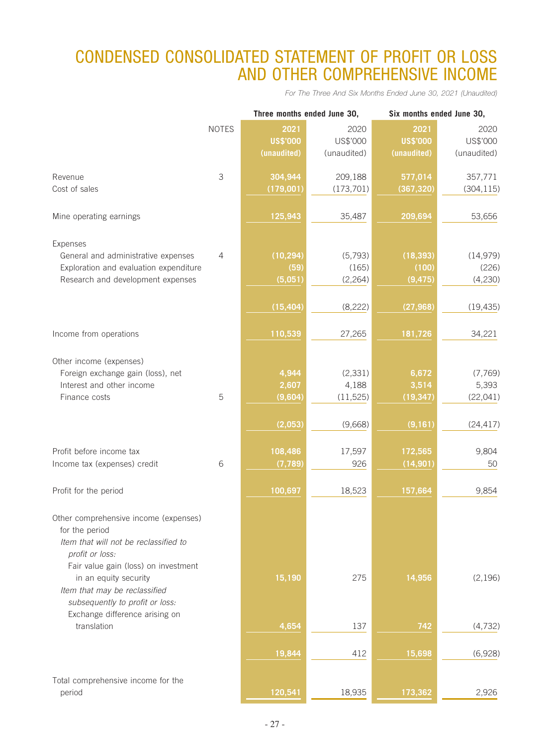# CONDENSED CONSOLIDATED STATEMENT OF PROFIT OR LOSS AND OTHER COMPREHENSIVE INCOME

*For The Three And Six Months Ended June 30, 2021 (Unaudited)*

| | NOTES | Three months ended June 30, | | Six months ended June 30, | |
|---|---|---|---|---|---|
| | | **2021** | 2020 | **2021** | 2020 |
| | | **US$'000** | US$'000 | **US$'000** | US$'000 |
| | | **(unaudited)** | (unaudited) | **(unaudited)** | (unaudited) |
| Revenue | 3 | **304,944** | 209,188 | **577,014** | 357,771 |
| Cost of sales | | **(179,001)** | (173,701) | **(367,320)** | (304,115) |
| Mine operating earnings | | **125,943** | 35,487 | **209,694** | 53,656 |
| Expenses | | | | | |
| General and administrative expenses | 4 | **(10,294)** | (5,793) | **(18,393)** | (14,979) |
| Exploration and evaluation expenditure | | **(59)** | (165) | **(100)** | (226) |
| Research and development expenses | | **(5,051)** | (2,264) | **(9,475)** | (4,230) |
| | | **(15,404)** | (8,222) | **(27,968)** | (19,435) |
| Income from operations | | **110,539** | 27,265 | **181,726** | 34,221 |
| Other income (expenses) | | | | | |
| Foreign exchange gain (loss), net | | **4,944** | (2,331) | **6,672** | (7,769) |
| Interest and other income | | **2,607** | 4,188 | **3,514** | 5,393 |
| Finance costs | 5 | **(9,604)** | (11,525) | **(19,347)** | (22,041) |
| | | **(2,053)** | (9,668) | **(9,161)** | (24,417) |
| Profit before income tax | | **108,486** | 17,597 | **172,565** | 9,804 |
| Income tax (expenses) credit | 6 | **(7,789)** | 926 | **(14,901)** | 50 |
| Profit for the period | | **100,697** | 18,523 | **157,664** | 9,854 |
| Other comprehensive income (expenses) for the period | | | | | |
| *Item that will not be reclassified to profit or loss:* | | | | | |
| Fair value gain (loss) on investment in an equity security | | **15,190** | 275 | **14,956** | (2,196) |
| *Item that may be reclassified subsequently to profit or loss:* | | | | | |
| Exchange difference arising on translation | | **4,654** | 137 | **742** | (4,732) |
| | | **19,844** | 412 | **15,698** | (6,928) |
| Total comprehensive income for the period | | **120,541** | 18,935 | **173,362** | 2,926 |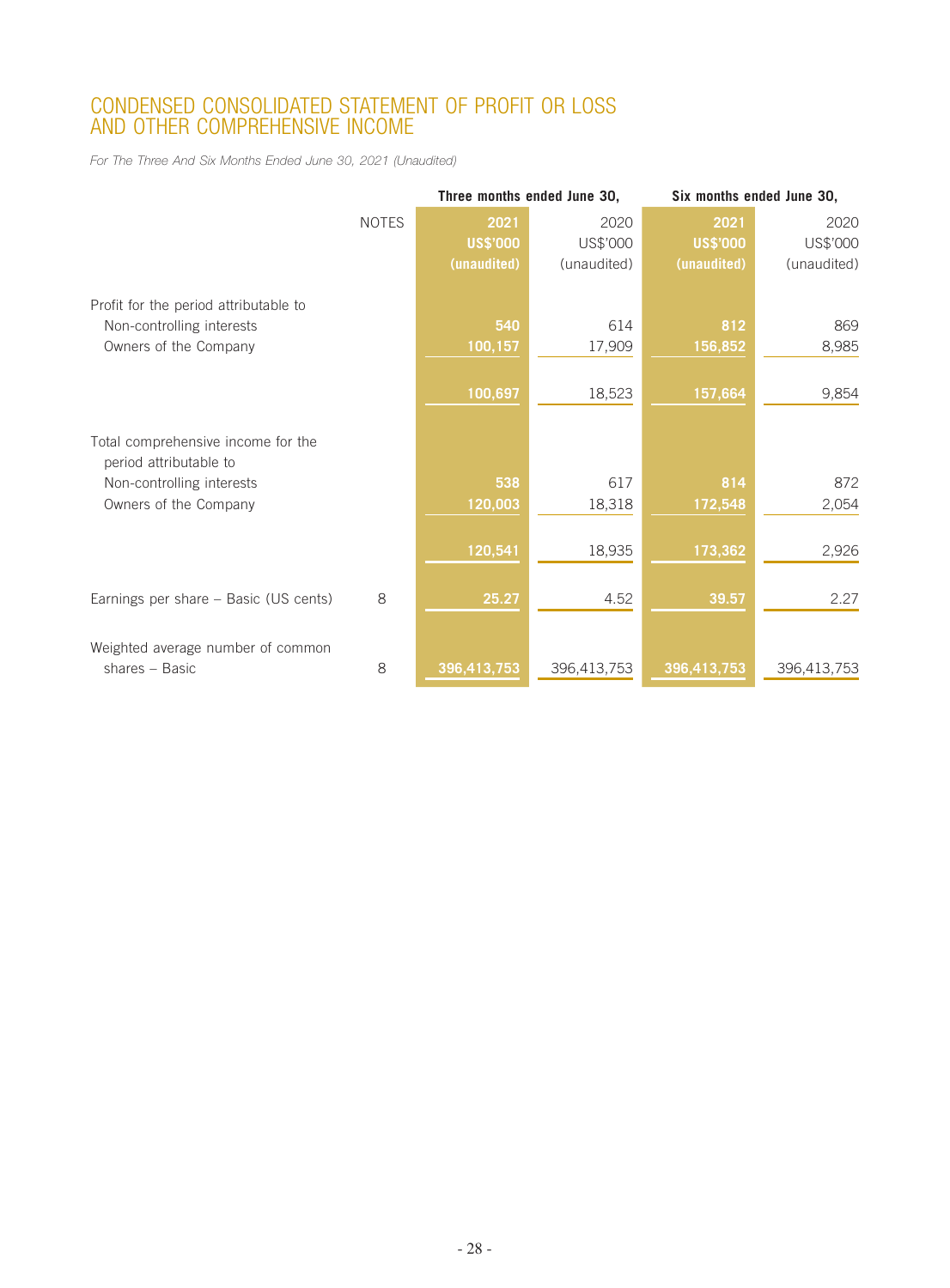# CONDENSED CONSOLIDATED STATEMENT OF PROFIT OR LOSS AND OTHER COMPREHENSIVE INCOME

*For The Three And Six Months Ended June 30, 2021 (Unaudited)*

| | NOTES | Three months ended June 30, | | Six months ended June 30, | |
|---|---|---|---|---|---|
| | | **2021** | 2020 | **2021** | 2020 |
| | | **US$'000** | US$'000 | **US$'000** | US$'000 |
| | | **(unaudited)** | (unaudited) | **(unaudited)** | (unaudited) |
| Profit for the period attributable to | | | | | |
| Non-controlling interests | | **540** | 614 | **812** | 869 |
| Owners of the Company | | **100,157** | 17,909 | **156,852** | 8,985 |
| | | **100,697** | 18,523 | **157,664** | 9,854 |
| Total comprehensive income for the period attributable to | | | | | |
| Non-controlling interests | | **538** | 617 | **814** | 872 |
| Owners of the Company | | **120,003** | 18,318 | **172,548** | 2,054 |
| | | **120,541** | 18,935 | **173,362** | 2,926 |
| Earnings per share – Basic (US cents) | 8 | **25.27** | 4.52 | **39.57** | 2.27 |
| Weighted average number of common shares – Basic | 8 | **396,413,753** | 396,413,753 | **396,413,753** | 396,413,753 |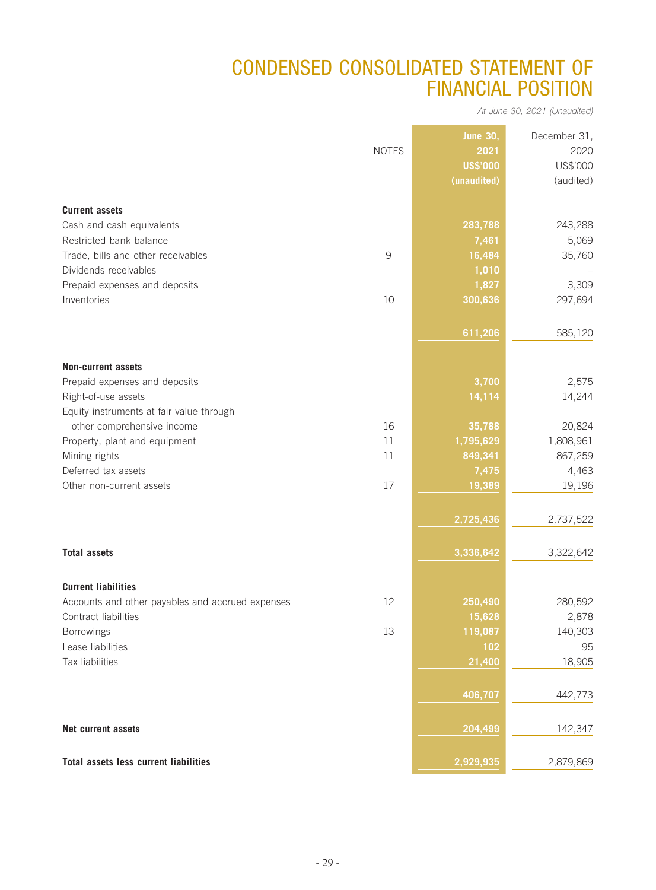# CONDENSED CONSOLIDATED STATEMENT OF FINANCIAL POSITION

*At June 30, 2021 (Unaudited)*

| | NOTES | June 30, 2021 US$'000 (unaudited) | December 31, 2020 US$'000 (audited) |
|---|---|---|---|
| **Current assets** | | | |
| Cash and cash equivalents | | 283,788 | 243,288 |
| Restricted bank balance | | 7,461 | 5,069 |
| Trade, bills and other receivables | 9 | 16,484 | 35,760 |
| Dividends receivables | | 1,010 | – |
| Prepaid expenses and deposits | | 1,827 | 3,309 |
| Inventories | 10 | 300,636 | 297,694 |
| | | 611,206 | 585,120 |
| **Non-current assets** | | | |
| Prepaid expenses and deposits | | 3,700 | 2,575 |
| Right-of-use assets | | 14,114 | 14,244 |
| Equity instruments at fair value through other comprehensive income | 16 | 35,788 | 20,824 |
| Property, plant and equipment | 11 | 1,795,629 | 1,808,961 |
| Mining rights | 11 | 849,341 | 867,259 |
| Deferred tax assets | | 7,475 | 4,463 |
| Other non-current assets | 17 | 19,389 | 19,196 |
| | | 2,725,436 | 2,737,522 |
| **Total assets** | | 3,336,642 | 3,322,642 |
| **Current liabilities** | | | |
| Accounts and other payables and accrued expenses | 12 | 250,490 | 280,592 |
| Contract liabilities | | 15,628 | 2,878 |
| Borrowings | 13 | 119,087 | 140,303 |
| Lease liabilities | | 102 | 95 |
| Tax liabilities | | 21,400 | 18,905 |
| | | 406,707 | 442,773 |
| **Net current assets** | | 204,499 | 142,347 |
| **Total assets less current liabilities** | | 2,929,935 | 2,879,869 |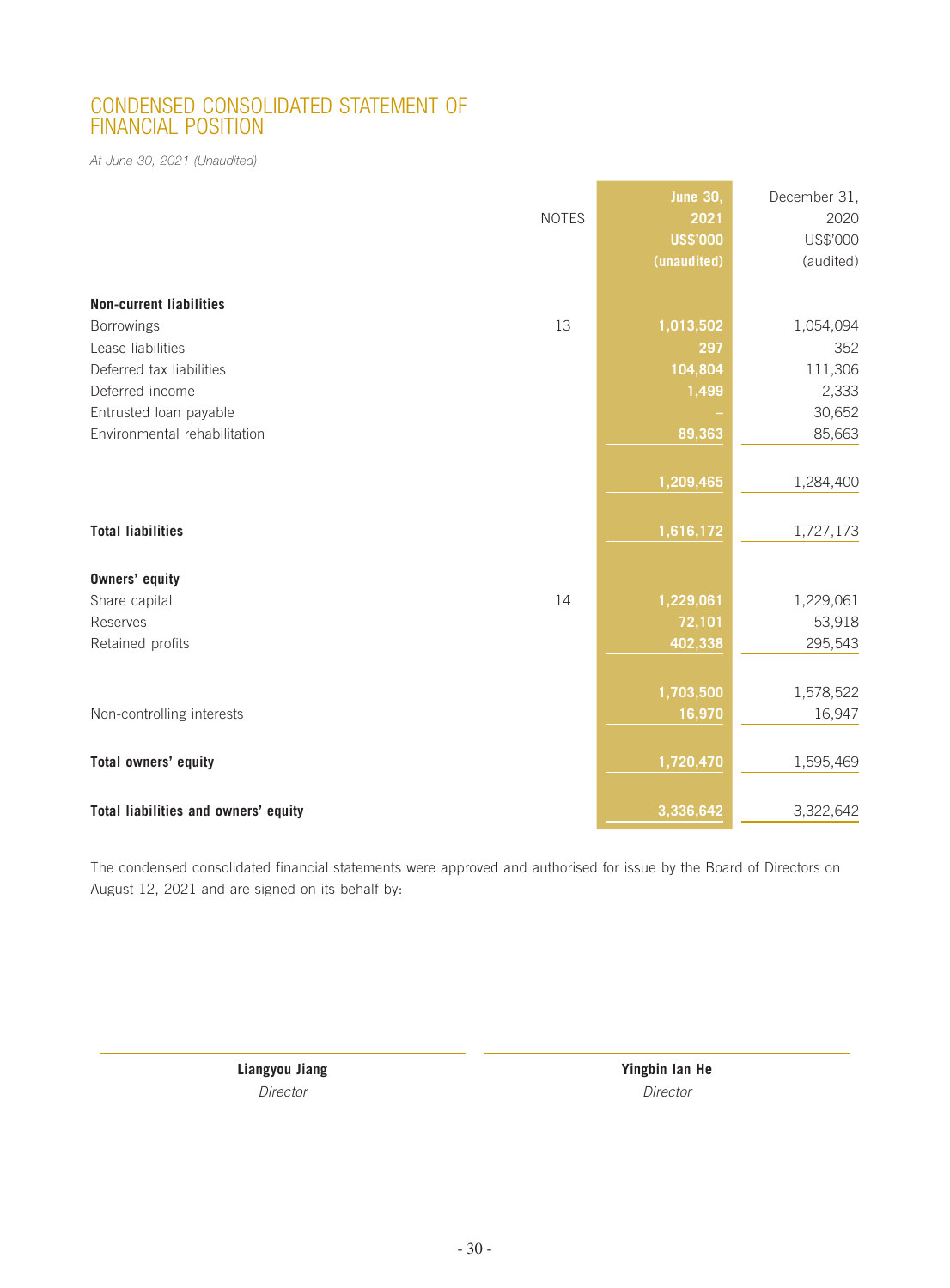# CONDENSED CONSOLIDATED STATEMENT OF FINANCIAL POSITION

*At June 30, 2021 (Unaudited)*

| | NOTES | June 30, 2021 US$'000 (unaudited) | December 31, 2020 US$'000 (audited) |
|---|---|---|---|
| **Non-current liabilities** | | | |
| Borrowings | 13 | 1,013,502 | 1,054,094 |
| Lease liabilities | | 297 | 352 |
| Deferred tax liabilities | | 104,804 | 111,306 |
| Deferred income | | 1,499 | 2,333 |
| Entrusted loan payable | | – | 30,652 |
| Environmental rehabilitation | | 89,363 | 85,663 |
| | | 1,209,465 | 1,284,400 |
| **Total liabilities** | | 1,616,172 | 1,727,173 |
| **Owners' equity** | | | |
| Share capital | 14 | 1,229,061 | 1,229,061 |
| Reserves | | 72,101 | 53,918 |
| Retained profits | | 402,338 | 295,543 |
| | | 1,703,500 | 1,578,522 |
| Non-controlling interests | | 16,970 | 16,947 |
| **Total owners' equity** | | 1,720,470 | 1,595,469 |
| **Total liabilities and owners' equity** | | 3,336,642 | 3,322,642 |

The condensed consolidated financial statements were approved and authorised for issue by the Board of Directors on August 12, 2021 and are signed on its behalf by:

**Liangyou Jiang**
*Director*

**Yingbin Ian He**
*Director*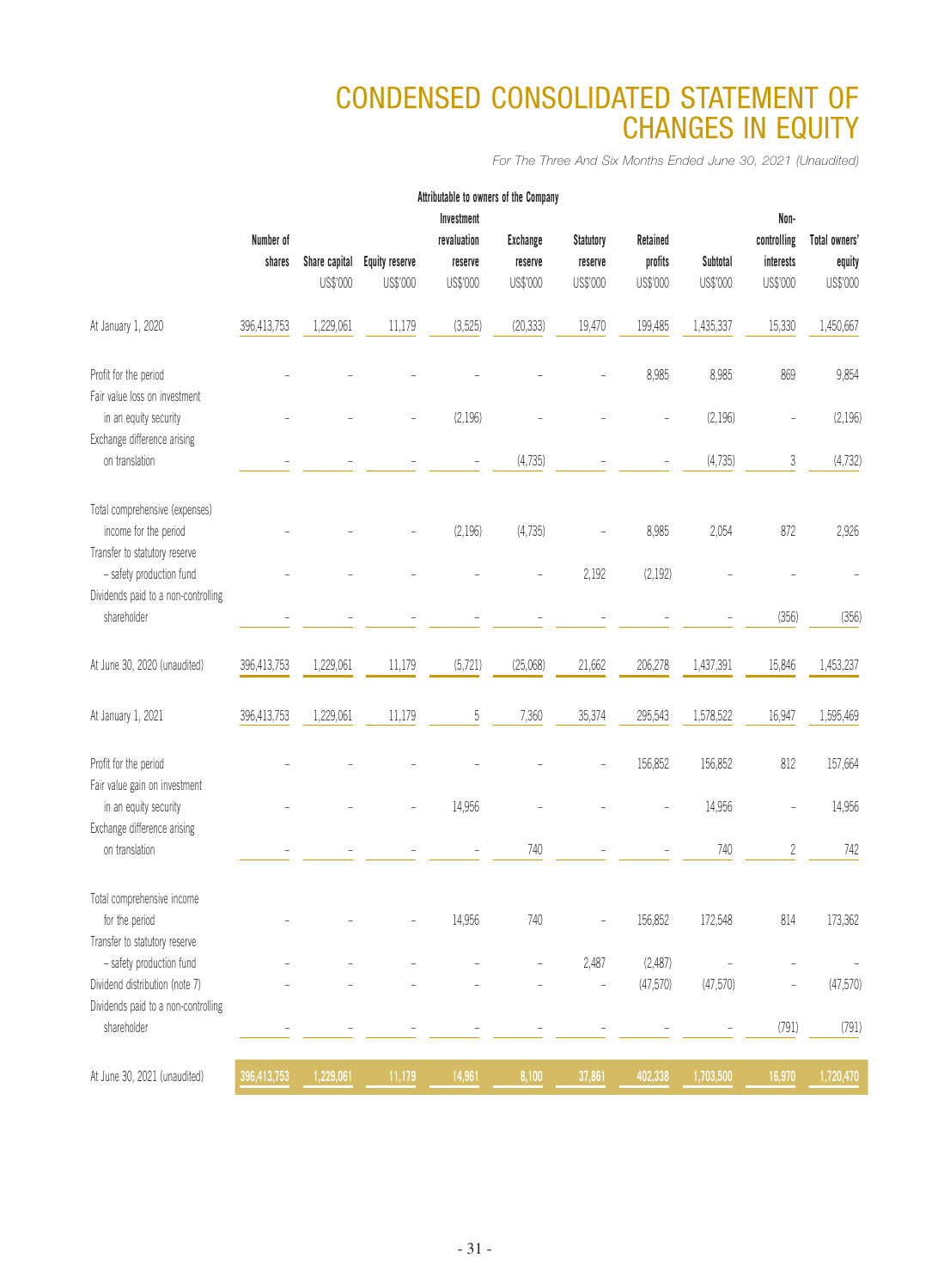# CONDENSED CONSOLIDATED STATEMENT OF CHANGES IN EQUITY

*For The Three And Six Months Ended June 30, 2021 (Unaudited)*

| | Attributable to owners of the Company | | | | | | | | Non-controlling interests | Total owners' equity |
|---|---|---|---|---|---|---|---|---|---|---|
| | Number of shares | Share capital | Equity reserve | Investment revaluation reserve | Exchange reserve | Statutory reserve | Retained profits | Subtotal | | |
| | | US$'000 | US$'000 | US$'000 | US$'000 | US$'000 | US$'000 | US$'000 | US$'000 | US$'000 |
| At January 1, 2020 | 396,413,753 | 1,229,061 | 11,179 | (3,525) | (20,333) | 19,470 | 199,485 | 1,435,337 | 15,330 | 1,450,667 |
| Profit for the period | – | – | – | – | – | – | 8,985 | 8,985 | 869 | 9,854 |
| Fair value loss on investment in an equity security | – | – | – | (2,196) | – | – | – | (2,196) | – | (2,196) |
| Exchange difference arising on translation | – | – | – | – | (4,735) | – | – | (4,735) | 3 | (4,732) |
| Total comprehensive (expenses) income for the period | – | – | – | (2,196) | (4,735) | – | 8,985 | 2,054 | 872 | 2,926 |
| Transfer to statutory reserve – safety production fund | – | – | – | – | – | 2,192 | (2,192) | – | – | – |
| Dividends paid to a non-controlling shareholder | – | – | – | – | – | – | – | – | (356) | (356) |
| At June 30, 2020 (unaudited) | 396,413,753 | 1,229,061 | 11,179 | (5,721) | (25,068) | 21,662 | 206,278 | 1,437,391 | 15,846 | 1,453,237 |
| At January 1, 2021 | 396,413,753 | 1,229,061 | 11,179 | 5 | 7,360 | 35,374 | 295,543 | 1,578,522 | 16,947 | 1,595,469 |
| Profit for the period | – | – | – | – | – | – | 156,852 | 156,852 | 812 | 157,664 |
| Fair value gain on investment in an equity security | – | – | – | 14,956 | – | – | – | 14,956 | – | 14,956 |
| Exchange difference arising on translation | – | – | – | – | 740 | – | – | 740 | 2 | 742 |
| Total comprehensive income for the period | – | – | – | 14,956 | 740 | – | 156,852 | 172,548 | 814 | 173,362 |
| Transfer to statutory reserve – safety production fund | – | – | – | – | – | 2,487 | (2,487) | – | – | – |
| Dividend distribution (note 7) | – | – | – | – | – | – | (47,570) | (47,570) | – | (47,570) |
| Dividends paid to a non-controlling shareholder | – | – | – | – | – | – | – | – | (791) | (791) |
| At June 30, 2021 (unaudited) | 396,413,753 | 1,229,061 | 11,179 | 14,961 | 8,100 | 37,861 | 402,338 | 1,703,500 | 16,970 | 1,720,470 |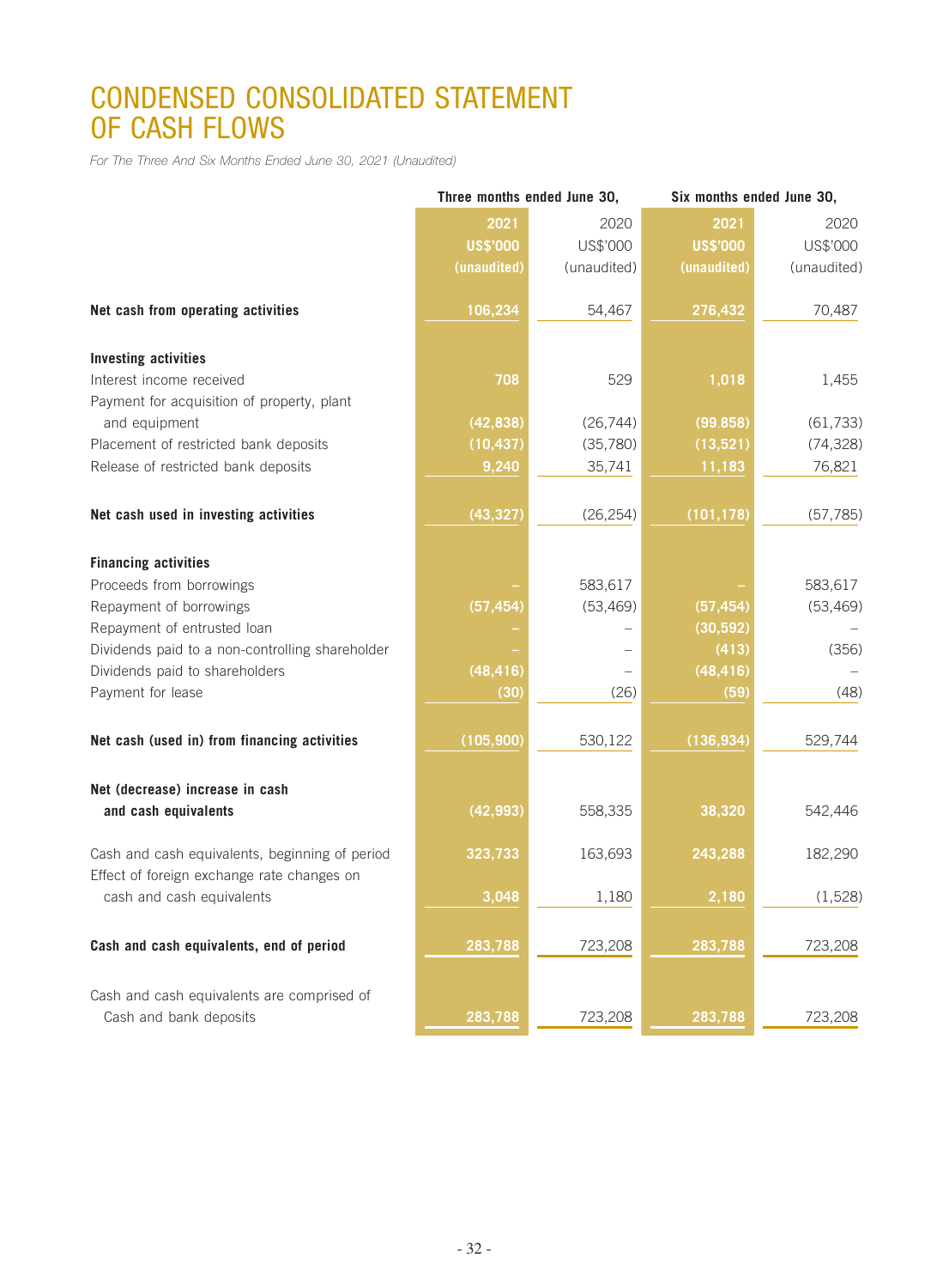# CONDENSED CONSOLIDATED STATEMENT OF CASH FLOWS

*For The Three And Six Months Ended June 30, 2021 (Unaudited)*

| | Three months ended June 30, | | Six months ended June 30, | |
|---|---|---|---|---|
| | **2021** | 2020 | **2021** | 2020 |
| | **US$'000** | US$'000 | **US$'000** | US$'000 |
| | **(unaudited)** | (unaudited) | **(unaudited)** | (unaudited) |
| **Net cash from operating activities** | **106,234** | 54,467 | **276,432** | 70,487 |
| **Investing activities** | | | | |
| Interest income received | **708** | 529 | **1,018** | 1,455 |
| Payment for acquisition of property, plant and equipment | **(42,838)** | (26,744) | **(99,858)** | (61,733) |
| Placement of restricted bank deposits | **(10,437)** | (35,780) | **(13,521)** | (74,328) |
| Release of restricted bank deposits | **9,240** | 35,741 | **11,183** | 76,821 |
| **Net cash used in investing activities** | **(43,327)** | (26,254) | **(101,178)** | (57,785) |
| **Financing activities** | | | | |
| Proceeds from borrowings | **–** | 583,617 | **–** | 583,617 |
| Repayment of borrowings | **(57,454)** | (53,469) | **(57,454)** | (53,469) |
| Repayment of entrusted loan | **–** | – | **(30,592)** | – |
| Dividends paid to a non-controlling shareholder | **–** | – | **(413)** | (356) |
| Dividends paid to shareholders | **(48,416)** | – | **(48,416)** | – |
| Payment for lease | **(30)** | (26) | **(59)** | (48) |
| **Net cash (used in) from financing activities** | **(105,900)** | 530,122 | **(136,934)** | 529,744 |
| **Net (decrease) increase in cash and cash equivalents** | **(42,993)** | 558,335 | **38,320** | 542,446 |
| Cash and cash equivalents, beginning of period | **323,733** | 163,693 | **243,288** | 182,290 |
| Effect of foreign exchange rate changes on cash and cash equivalents | **3,048** | 1,180 | **2,180** | (1,528) |
| **Cash and cash equivalents, end of period** | **283,788** | 723,208 | **283,788** | 723,208 |
| Cash and cash equivalents are comprised of | | | | |
| Cash and bank deposits | **283,788** | 723,208 | **283,788** | 723,208 |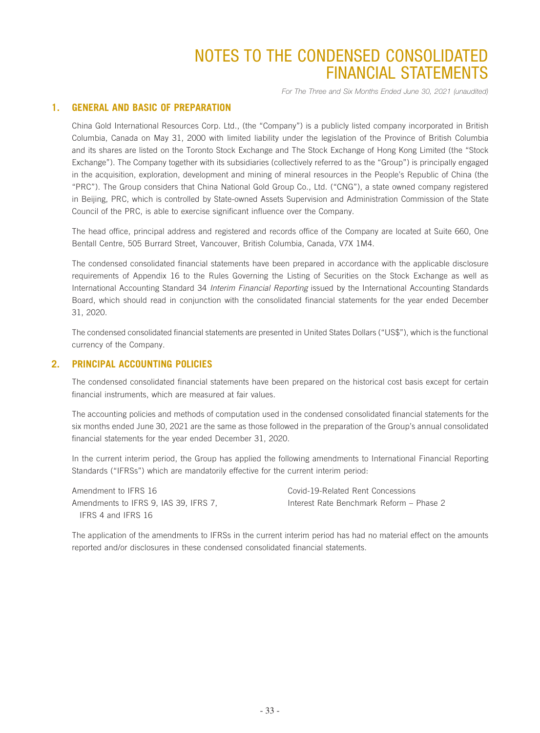# NOTES TO THE CONDENSED CONSOLIDATED FINANCIAL STATEMENTS

*For The Three and Six Months Ended June 30, 2021 (unaudited)*

## 1. GENERAL AND BASIC OF PREPARATION

China Gold International Resources Corp. Ltd., (the "Company") is a publicly listed company incorporated in British Columbia, Canada on May 31, 2000 with limited liability under the legislation of the Province of British Columbia and its shares are listed on the Toronto Stock Exchange and The Stock Exchange of Hong Kong Limited (the "Stock Exchange"). The Company together with its subsidiaries (collectively referred to as the "Group") is principally engaged in the acquisition, exploration, development and mining of mineral resources in the People's Republic of China (the "PRC"). The Group considers that China National Gold Group Co., Ltd. ("CNG"), a state owned company registered in Beijing, PRC, which is controlled by State-owned Assets Supervision and Administration Commission of the State Council of the PRC, is able to exercise significant influence over the Company.

The head office, principal address and registered and records office of the Company are located at Suite 660, One Bentall Centre, 505 Burrard Street, Vancouver, British Columbia, Canada, V7X 1M4.

The condensed consolidated financial statements have been prepared in accordance with the applicable disclosure requirements of Appendix 16 to the Rules Governing the Listing of Securities on the Stock Exchange as well as International Accounting Standard 34 *Interim Financial Reporting* issued by the International Accounting Standards Board, which should read in conjunction with the consolidated financial statements for the year ended December 31, 2020.

The condensed consolidated financial statements are presented in United States Dollars ("US$"), which is the functional currency of the Company.

## 2. PRINCIPAL ACCOUNTING POLICIES

The condensed consolidated financial statements have been prepared on the historical cost basis except for certain financial instruments, which are measured at fair values.

The accounting policies and methods of computation used in the condensed consolidated financial statements for the six months ended June 30, 2021 are the same as those followed in the preparation of the Group's annual consolidated financial statements for the year ended December 31, 2020.

In the current interim period, the Group has applied the following amendments to International Financial Reporting Standards ("IFRSs") which are mandatorily effective for the current interim period:

| | |
|---|---|
| Amendment to IFRS 16 | Covid-19-Related Rent Concessions |
| Amendments to IFRS 9, IAS 39, IFRS 7, IFRS 4 and IFRS 16 | Interest Rate Benchmark Reform – Phase 2 |

The application of the amendments to IFRSs in the current interim period has had no material effect on the amounts reported and/or disclosures in these condensed consolidated financial statements.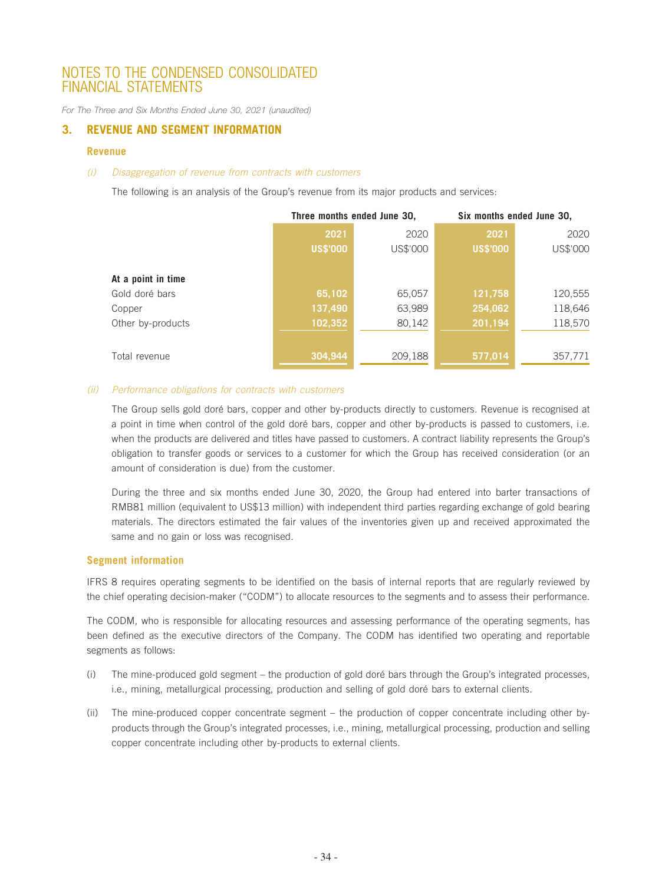## 3. REVENUE AND SEGMENT INFORMATION

### Revenue

*(i) Disaggregation of revenue from contracts with customers*

The following is an analysis of the Group's revenue from its major products and services:

| | Three months ended June 30, | | Six months ended June 30, | |
|---|---|---|---|---|
| | **2021** | 2020 | **2021** | 2020 |
| | **US$'000** | US$'000 | **US$'000** | US$'000 |
| **At a point in time** | | | | |
| Gold doré bars | **65,102** | 65,057 | **121,758** | 120,555 |
| Copper | **137,490** | 63,989 | **254,062** | 118,646 |
| Other by-products | **102,352** | 80,142 | **201,194** | 118,570 |
| Total revenue | **304,944** | 209,188 | **577,014** | 357,771 |

*(ii) Performance obligations for contracts with customers*

The Group sells gold doré bars, copper and other by-products directly to customers. Revenue is recognised at a point in time when control of the gold doré bars, copper and other by-products is passed to customers, i.e. when the products are delivered and titles have passed to customers. A contract liability represents the Group's obligation to transfer goods or services to a customer for which the Group has received consideration (or an amount of consideration is due) from the customer.

During the three and six months ended June 30, 2020, the Group had entered into barter transactions of RMB81 million (equivalent to US$13 million) with independent third parties regarding exchange of gold bearing materials. The directors estimated the fair values of the inventories given up and received approximated the same and no gain or loss was recognised.

### Segment information

IFRS 8 requires operating segments to be identified on the basis of internal reports that are regularly reviewed by the chief operating decision-maker ("CODM") to allocate resources to the segments and to assess their performance.

The CODM, who is responsible for allocating resources and assessing performance of the operating segments, has been defined as the executive directors of the Company. The CODM has identified two operating and reportable segments as follows:

(i) The mine-produced gold segment – the production of gold doré bars through the Group's integrated processes, i.e., mining, metallurgical processing, production and selling of gold doré bars to external clients.

(ii) The mine-produced copper concentrate segment – the production of copper concentrate including other by-products through the Group's integrated processes, i.e., mining, metallurgical processing, production and selling copper concentrate including other by-products to external clients.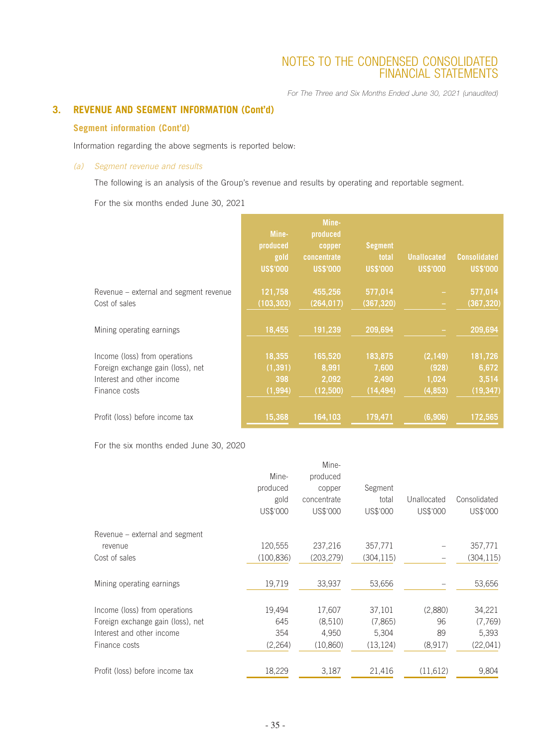## 3. REVENUE AND SEGMENT INFORMATION (Cont'd)

### Segment information (Cont'd)

Information regarding the above segments is reported below:

*(a) Segment revenue and results*

The following is an analysis of the Group's revenue and results by operating and reportable segment.

For the six months ended June 30, 2021

| | Mine-produced gold US$'000 | Mine-produced copper concentrate US$'000 | Segment total US$'000 | Unallocated US$'000 | Consolidated US$'000 |
|---|---|---|---|---|---|
| Revenue – external and segment revenue | 121,758 | 455,256 | 577,014 | – | 577,014 |
| Cost of sales | (103,303) | (264,017) | (367,320) | – | (367,320) |
| Mining operating earnings | 18,455 | 191,239 | 209,694 | – | 209,694 |
| Income (loss) from operations | 18,355 | 165,520 | 183,875 | (2,149) | 181,726 |
| Foreign exchange gain (loss), net | (1,391) | 8,991 | 7,600 | (928) | 6,672 |
| Interest and other income | 398 | 2,092 | 2,490 | 1,024 | 3,514 |
| Finance costs | (1,994) | (12,500) | (14,494) | (4,853) | (19,347) |
| Profit (loss) before income tax | 15,368 | 164,103 | 179,471 | (6,906) | 172,565 |

For the six months ended June 30, 2020

| | Mine-produced gold US$'000 | Mine-produced copper concentrate US$'000 | Segment total US$'000 | Unallocated US$'000 | Consolidated US$'000 |
|---|---|---|---|---|---|
| Revenue – external and segment revenue | 120,555 | 237,216 | 357,771 | – | 357,771 |
| Cost of sales | (100,836) | (203,279) | (304,115) | – | (304,115) |
| Mining operating earnings | 19,719 | 33,937 | 53,656 | – | 53,656 |
| Income (loss) from operations | 19,494 | 17,607 | 37,101 | (2,880) | 34,221 |
| Foreign exchange gain (loss), net | 645 | (8,510) | (7,865) | 96 | (7,769) |
| Interest and other income | 354 | 4,950 | 5,304 | 89 | 5,393 |
| Finance costs | (2,264) | (10,860) | (13,124) | (8,917) | (22,041) |
| Profit (loss) before income tax | 18,229 | 3,187 | 21,416 | (11,612) | 9,804 |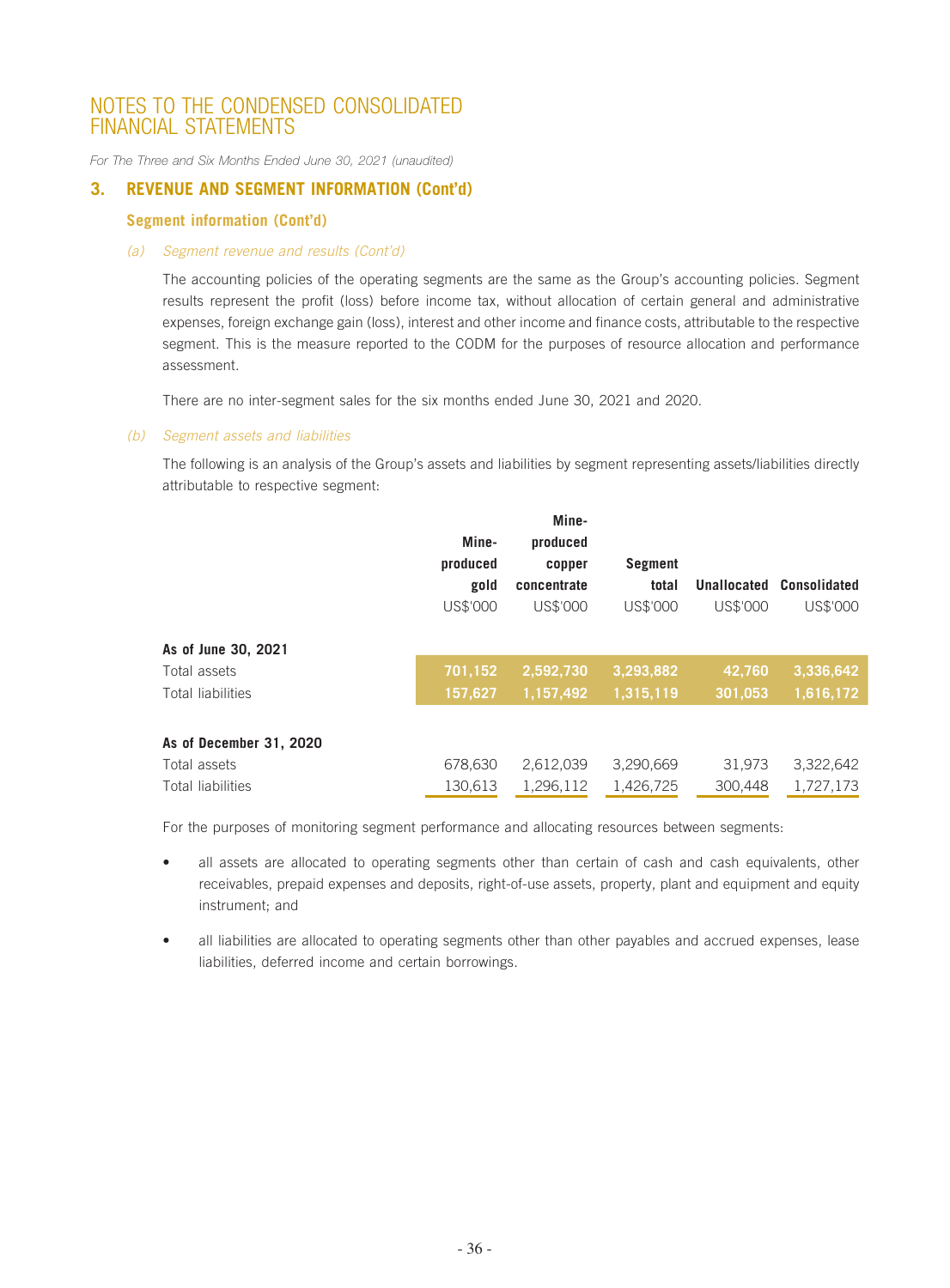## 3. REVENUE AND SEGMENT INFORMATION (Cont'd)

### Segment information (Cont'd)

*(a) Segment revenue and results (Cont'd)*

The accounting policies of the operating segments are the same as the Group's accounting policies. Segment results represent the profit (loss) before income tax, without allocation of certain general and administrative expenses, foreign exchange gain (loss), interest and other income and finance costs, attributable to the respective segment. This is the measure reported to the CODM for the purposes of resource allocation and performance assessment.

There are no inter-segment sales for the six months ended June 30, 2021 and 2020.

*(b) Segment assets and liabilities*

The following is an analysis of the Group's assets and liabilities by segment representing assets/liabilities directly attributable to respective segment:

| | Mine-produced gold | Mine-produced copper concentrate | Segment total | Unallocated | Consolidated |
|---|---|---|---|---|---|
| | US$'000 | US$'000 | US$'000 | US$'000 | US$'000 |
| **As of June 30, 2021** | | | | | |
| Total assets | 701,152 | 2,592,730 | 3,293,882 | 42,760 | 3,336,642 |
| Total liabilities | 157,627 | 1,157,492 | 1,315,119 | 301,053 | 1,616,172 |
| **As of December 31, 2020** | | | | | |
| Total assets | 678,630 | 2,612,039 | 3,290,669 | 31,973 | 3,322,642 |
| Total liabilities | 130,613 | 1,296,112 | 1,426,725 | 300,448 | 1,727,173 |

For the purposes of monitoring segment performance and allocating resources between segments:

- all assets are allocated to operating segments other than certain of cash and cash equivalents, other receivables, prepaid expenses and deposits, right-of-use assets, property, plant and equipment and equity instrument; and
- all liabilities are allocated to operating segments other than other payables and accrued expenses, lease liabilities, deferred income and certain borrowings.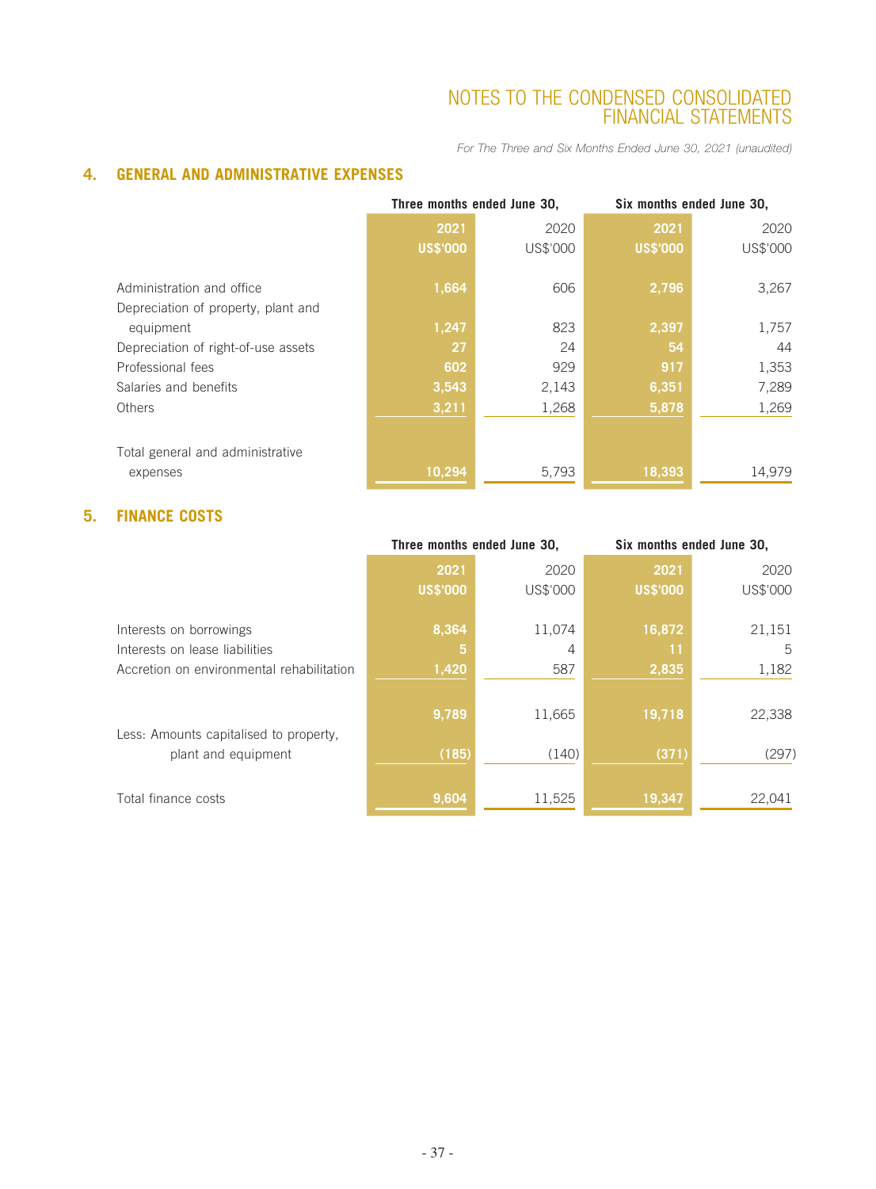## 4. GENERAL AND ADMINISTRATIVE EXPENSES

| | Three months ended June 30, | | Six months ended June 30, | |
|---|---|---|---|---|
| | **2021** | 2020 | **2021** | 2020 |
| | **US$'000** | US$'000 | **US$'000** | US$'000 |
| Administration and office | **1,664** | 606 | **2,796** | 3,267 |
| Depreciation of property, plant and equipment | **1,247** | 823 | **2,397** | 1,757 |
| Depreciation of right-of-use assets | **27** | 24 | **54** | 44 |
| Professional fees | **602** | 929 | **917** | 1,353 |
| Salaries and benefits | **3,543** | 2,143 | **6,351** | 7,289 |
| Others | **3,211** | 1,268 | **5,878** | 1,269 |
| Total general and administrative expenses | **10,294** | 5,793 | **18,393** | 14,979 |

## 5. FINANCE COSTS

| | Three months ended June 30, | | Six months ended June 30, | |
|---|---|---|---|---|
| | **2021** | 2020 | **2021** | 2020 |
| | **US$'000** | US$'000 | **US$'000** | US$'000 |
| Interests on borrowings | **8,364** | 11,074 | **16,872** | 21,151 |
| Interests on lease liabilities | **5** | 4 | **11** | 5 |
| Accretion on environmental rehabilitation | **1,420** | 587 | **2,835** | 1,182 |
| | **9,789** | 11,665 | **19,718** | 22,338 |
| Less: Amounts capitalised to property, plant and equipment | **(185)** | (140) | **(371)** | (297) |
| Total finance costs | **9,604** | 11,525 | **19,347** | 22,041 |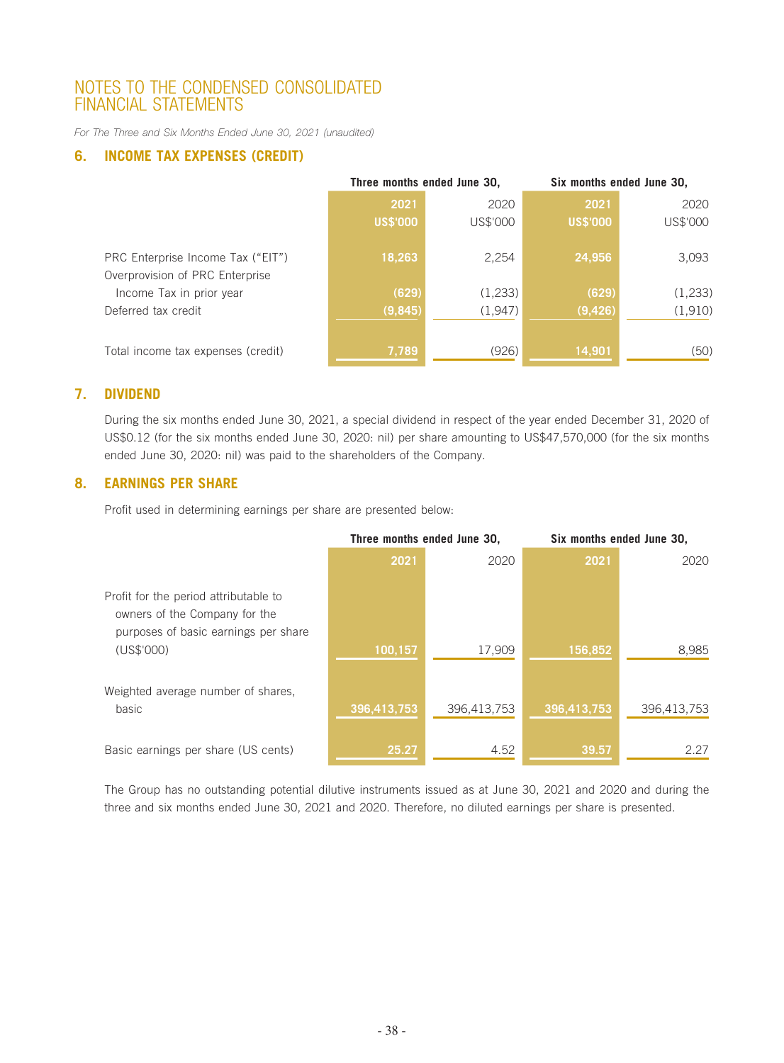# NOTES TO THE CONDENSED CONSOLIDATED FINANCIAL STATEMENTS

*For The Three and Six Months Ended June 30, 2021 (unaudited)*

## 6. INCOME TAX EXPENSES (CREDIT)

| | Three months ended June 30, | | Six months ended June 30, | |
|---|---|---|---|---|
| | 2021 | 2020 | 2021 | 2020 |
| | US$'000 | US$'000 | US$'000 | US$'000 |
| PRC Enterprise Income Tax ("EIT") | 18,263 | 2,254 | 24,956 | 3,093 |
| Overprovision of PRC Enterprise Income Tax in prior year | (629) | (1,233) | (629) | (1,233) |
| Deferred tax credit | (9,845) | (1,947) | (9,426) | (1,910) |
| Total income tax expenses (credit) | 7,789 | (926) | 14,901 | (50) |

## 7. DIVIDEND

During the six months ended June 30, 2021, a special dividend in respect of the year ended December 31, 2020 of US$0.12 (for the six months ended June 30, 2020: nil) per share amounting to US$47,570,000 (for the six months ended June 30, 2020: nil) was paid to the shareholders of the Company.

## 8. EARNINGS PER SHARE

Profit used in determining earnings per share are presented below:

| | Three months ended June 30, | | Six months ended June 30, | |
|---|---|---|---|---|
| | 2021 | 2020 | 2021 | 2020 |
| Profit for the period attributable to owners of the Company for the purposes of basic earnings per share (US$'000) | 100,157 | 17,909 | 156,852 | 8,985 |
| Weighted average number of shares, basic | 396,413,753 | 396,413,753 | 396,413,753 | 396,413,753 |
| Basic earnings per share (US cents) | 25.27 | 4.52 | 39.57 | 2.27 |

The Group has no outstanding potential dilutive instruments issued as at June 30, 2021 and 2020 and during the three and six months ended June 30, 2021 and 2020. Therefore, no diluted earnings per share is presented.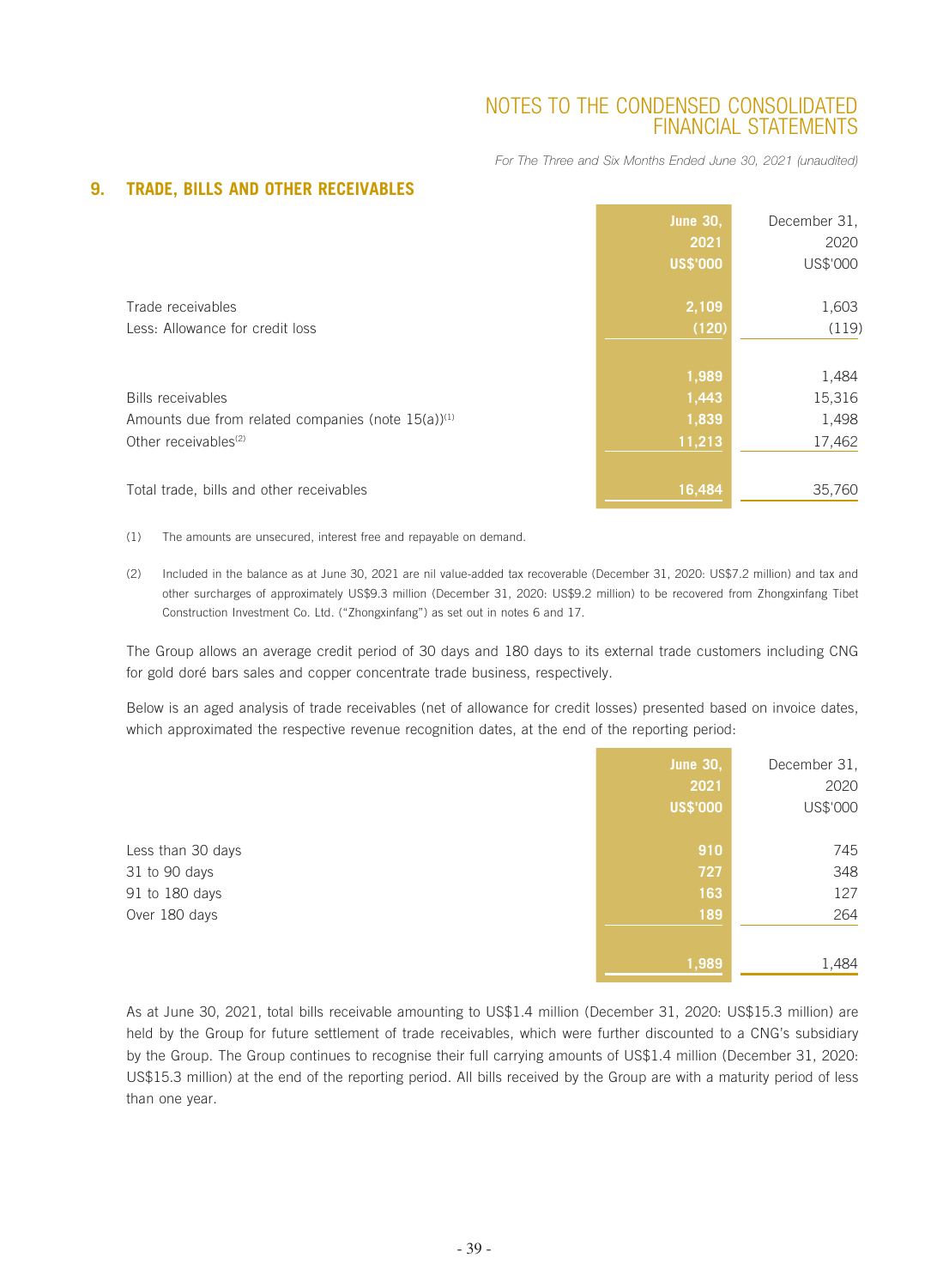## 9. TRADE, BILLS AND OTHER RECEIVABLES

| | June 30, 2021 US$'000 | December 31, 2020 US$'000 |
|---|---|---|
| Trade receivables | 2,109 | 1,603 |
| Less: Allowance for credit loss | (120) | (119) |
| | 1,989 | 1,484 |
| Bills receivables | 1,443 | 15,316 |
| Amounts due from related companies (note 15(a))[(1)] | 1,839 | 1,498 |
| Other receivables[(2)] | 11,213 | 17,462 |
| Total trade, bills and other receivables | 16,484 | 35,760 |

(1) The amounts are unsecured, interest free and repayable on demand.

(2) Included in the balance as at June 30, 2021 are nil value-added tax recoverable (December 31, 2020: US$7.2 million) and tax and other surcharges of approximately US$9.3 million (December 31, 2020: US$9.2 million) to be recovered from Zhongxinfang Tibet Construction Investment Co. Ltd. ("Zhongxinfang") as set out in notes 6 and 17.

The Group allows an average credit period of 30 days and 180 days to its external trade customers including CNG for gold doré bars sales and copper concentrate trade business, respectively.

Below is an aged analysis of trade receivables (net of allowance for credit losses) presented based on invoice dates, which approximated the respective revenue recognition dates, at the end of the reporting period:

| | June 30, 2021 US$'000 | December 31, 2020 US$'000 |
|---|---|---|
| Less than 30 days | 910 | 745 |
| 31 to 90 days | 727 | 348 |
| 91 to 180 days | 163 | 127 |
| Over 180 days | 189 | 264 |
| | 1,989 | 1,484 |

As at June 30, 2021, total bills receivable amounting to US$1.4 million (December 31, 2020: US$15.3 million) are held by the Group for future settlement of trade receivables, which were further discounted to a CNG's subsidiary by the Group. The Group continues to recognise their full carrying amounts of US$1.4 million (December 31, 2020: US$15.3 million) at the end of the reporting period. All bills received by the Group are with a maturity period of less than one year.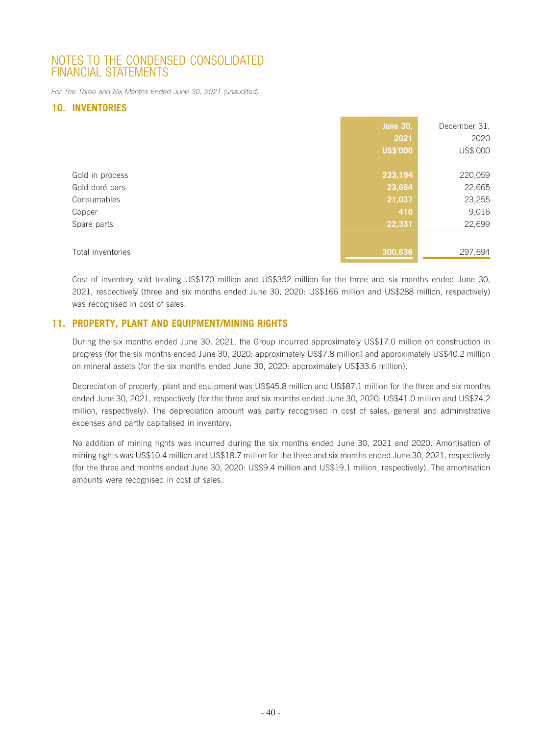# NOTES TO THE CONDENSED CONSOLIDATED FINANCIAL STATEMENTS

*For The Three and Six Months Ended June 30, 2021 (unaudited)*

## 10. INVENTORIES

| | **June 30, 2021 US$'000** | December 31, 2020 US$'000 |
|---|---|---|
| Gold in process | **233,194** | 220,059 |
| Gold doré bars | **23,664** | 22,665 |
| Consumables | **21,037** | 23,255 |
| Copper | **410** | 9,016 |
| Spare parts | **22,331** | 22,699 |
| Total inventories | **300,636** | 297,694 |

Cost of inventory sold totaling US$170 million and US$352 million for the three and six months ended June 30, 2021, respectively (three and six months ended June 30, 2020: US$166 million and US$288 million, respectively) was recognised in cost of sales.

## 11. PROPERTY, PLANT AND EQUIPMENT/MINING RIGHTS

During the six months ended June 30, 2021, the Group incurred approximately US$17.0 million on construction in progress (for the six months ended June 30, 2020: approximately US$7.8 million) and approximately US$40.2 million on mineral assets (for the six months ended June 30, 2020: approximately US$33.6 million).

Depreciation of property, plant and equipment was US$45.8 million and US$87.1 million for the three and six months ended June 30, 2021, respectively (for the three and six months ended June 30, 2020: US$41.0 million and US$74.2 million, respectively). The depreciation amount was partly recognised in cost of sales, general and administrative expenses and partly capitalised in inventory.

No addition of mining rights was incurred during the six months ended June 30, 2021 and 2020. Amortisation of mining rights was US$10.4 million and US$18.7 million for the three and six months ended June 30, 2021, respectively (for the three and months ended June 30, 2020: US$9.4 million and US$19.1 million, respectively). The amortisation amounts were recognised in cost of sales.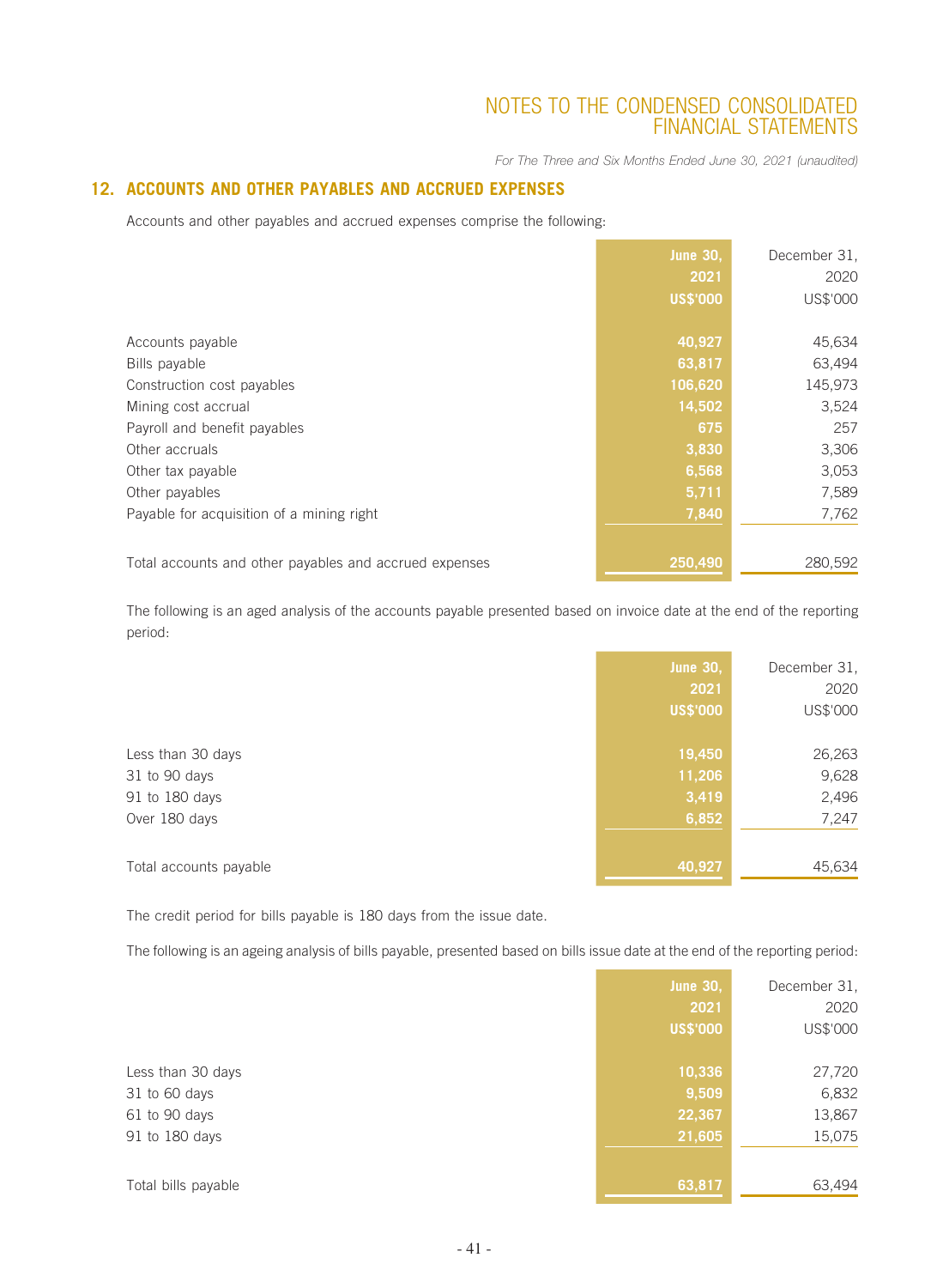## 12. ACCOUNTS AND OTHER PAYABLES AND ACCRUED EXPENSES

Accounts and other payables and accrued expenses comprise the following:

| | June 30, 2021 US$'000 | December 31, 2020 US$'000 |
|---|---|---|
| Accounts payable | 40,927 | 45,634 |
| Bills payable | 63,817 | 63,494 |
| Construction cost payables | 106,620 | 145,973 |
| Mining cost accrual | 14,502 | 3,524 |
| Payroll and benefit payables | 675 | 257 |
| Other accruals | 3,830 | 3,306 |
| Other tax payable | 6,568 | 3,053 |
| Other payables | 5,711 | 7,589 |
| Payable for acquisition of a mining right | 7,840 | 7,762 |
| Total accounts and other payables and accrued expenses | 250,490 | 280,592 |

The following is an aged analysis of the accounts payable presented based on invoice date at the end of the reporting period:

| | June 30, 2021 US$'000 | December 31, 2020 US$'000 |
|---|---|---|
| Less than 30 days | 19,450 | 26,263 |
| 31 to 90 days | 11,206 | 9,628 |
| 91 to 180 days | 3,419 | 2,496 |
| Over 180 days | 6,852 | 7,247 |
| Total accounts payable | 40,927 | 45,634 |

The credit period for bills payable is 180 days from the issue date.

The following is an ageing analysis of bills payable, presented based on bills issue date at the end of the reporting period:

| | June 30, 2021 US$'000 | December 31, 2020 US$'000 |
|---|---|---|
| Less than 30 days | 10,336 | 27,720 |
| 31 to 60 days | 9,509 | 6,832 |
| 61 to 90 days | 22,367 | 13,867 |
| 91 to 180 days | 21,605 | 15,075 |
| Total bills payable | 63,817 | 63,494 |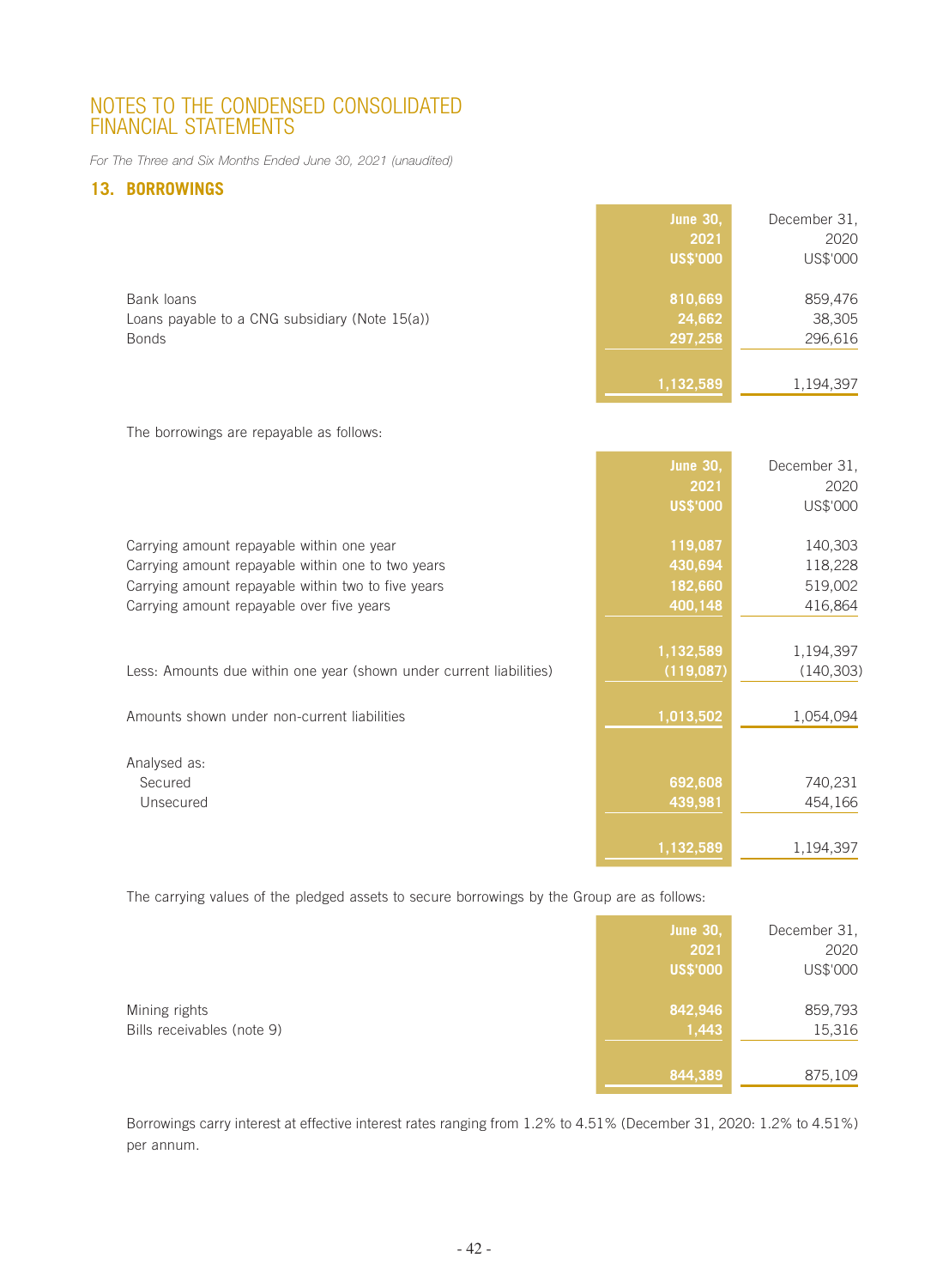# NOTES TO THE CONDENSED CONSOLIDATED FINANCIAL STATEMENTS

*For The Three and Six Months Ended June 30, 2021 (unaudited)*

## 13. BORROWINGS

| | June 30, 2021 US$'000 | December 31, 2020 US$'000 |
|---|---|---|
| Bank loans | 810,669 | 859,476 |
| Loans payable to a CNG subsidiary (Note 15(a)) | 24,662 | 38,305 |
| Bonds | 297,258 | 296,616 |
| | 1,132,589 | 1,194,397 |

The borrowings are repayable as follows:

| | June 30, 2021 US$'000 | December 31, 2020 US$'000 |
|---|---|---|
| Carrying amount repayable within one year | 119,087 | 140,303 |
| Carrying amount repayable within one to two years | 430,694 | 118,228 |
| Carrying amount repayable within two to five years | 182,660 | 519,002 |
| Carrying amount repayable over five years | 400,148 | 416,864 |
| | 1,132,589 | 1,194,397 |
| Less: Amounts due within one year (shown under current liabilities) | (119,087) | (140,303) |
| Amounts shown under non-current liabilities | 1,013,502 | 1,054,094 |
| Analysed as: | | |
| Secured | 692,608 | 740,231 |
| Unsecured | 439,981 | 454,166 |
| | 1,132,589 | 1,194,397 |

The carrying values of the pledged assets to secure borrowings by the Group are as follows:

| | June 30, 2021 US$'000 | December 31, 2020 US$'000 |
|---|---|---|
| Mining rights | 842,946 | 859,793 |
| Bills receivables (note 9) | 1,443 | 15,316 |
| | 844,389 | 875,109 |

Borrowings carry interest at effective interest rates ranging from 1.2% to 4.51% (December 31, 2020: 1.2% to 4.51%) per annum.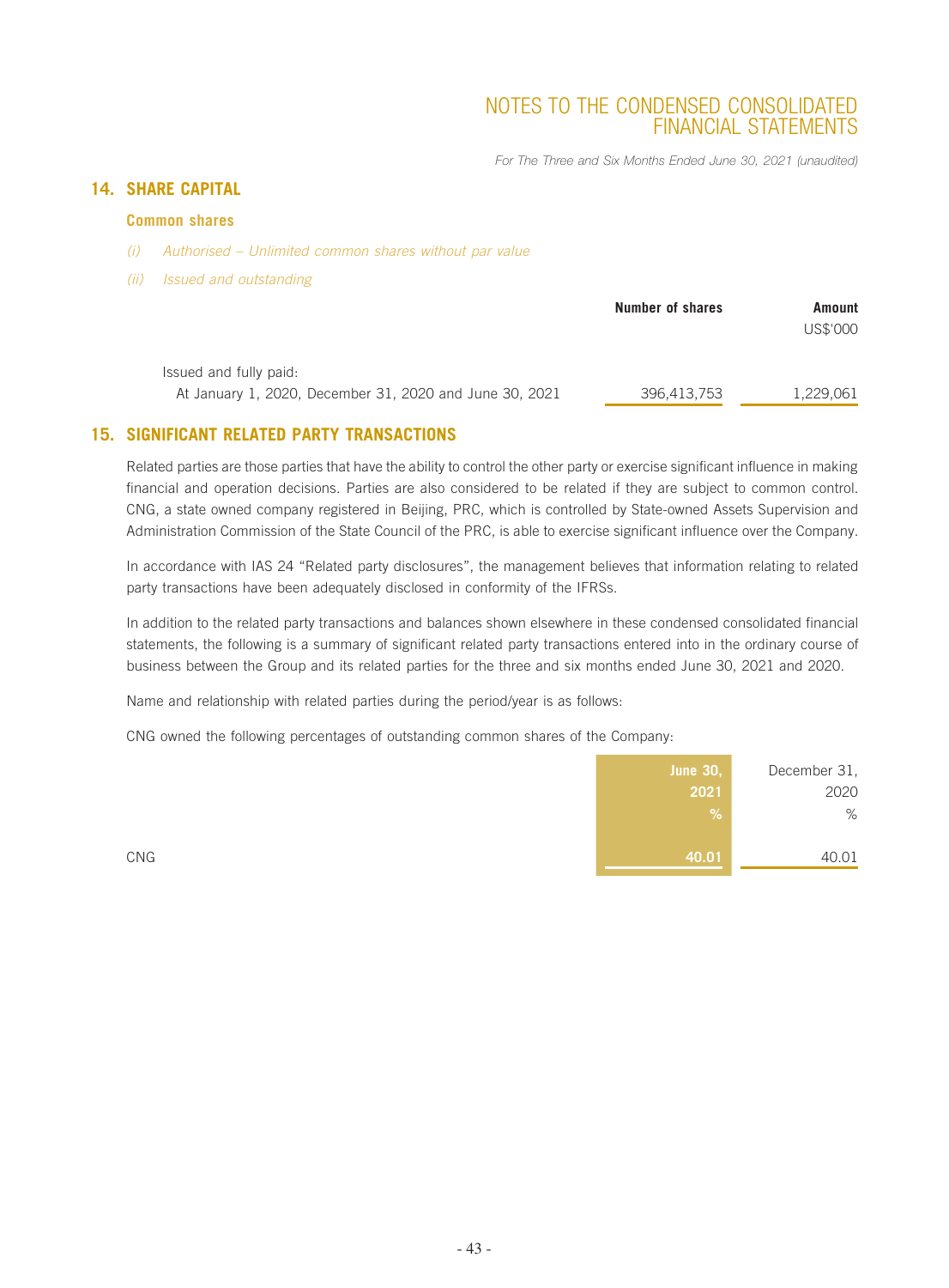## 14. SHARE CAPITAL

### Common shares

*(i) Authorised – Unlimited common shares without par value*

*(ii) Issued and outstanding*

| | Number of shares | Amount US$'000 |
|---|---|---|
| Issued and fully paid: | | |
| At January 1, 2020, December 31, 2020 and June 30, 2021 | 396,413,753 | 1,229,061 |

## 15. SIGNIFICANT RELATED PARTY TRANSACTIONS

Related parties are those parties that have the ability to control the other party or exercise significant influence in making financial and operation decisions. Parties are also considered to be related if they are subject to common control. CNG, a state owned company registered in Beijing, PRC, which is controlled by State-owned Assets Supervision and Administration Commission of the State Council of the PRC, is able to exercise significant influence over the Company.

In accordance with IAS 24 "Related party disclosures", the management believes that information relating to related party transactions have been adequately disclosed in conformity of the IFRSs.

In addition to the related party transactions and balances shown elsewhere in these condensed consolidated financial statements, the following is a summary of significant related party transactions entered into in the ordinary course of business between the Group and its related parties for the three and six months ended June 30, 2021 and 2020.

Name and relationship with related parties during the period/year is as follows:

CNG owned the following percentages of outstanding common shares of the Company:

| | June 30, 2021 % | December 31, 2020 % |
|---|---|---|
| CNG | 40.01 | 40.01 |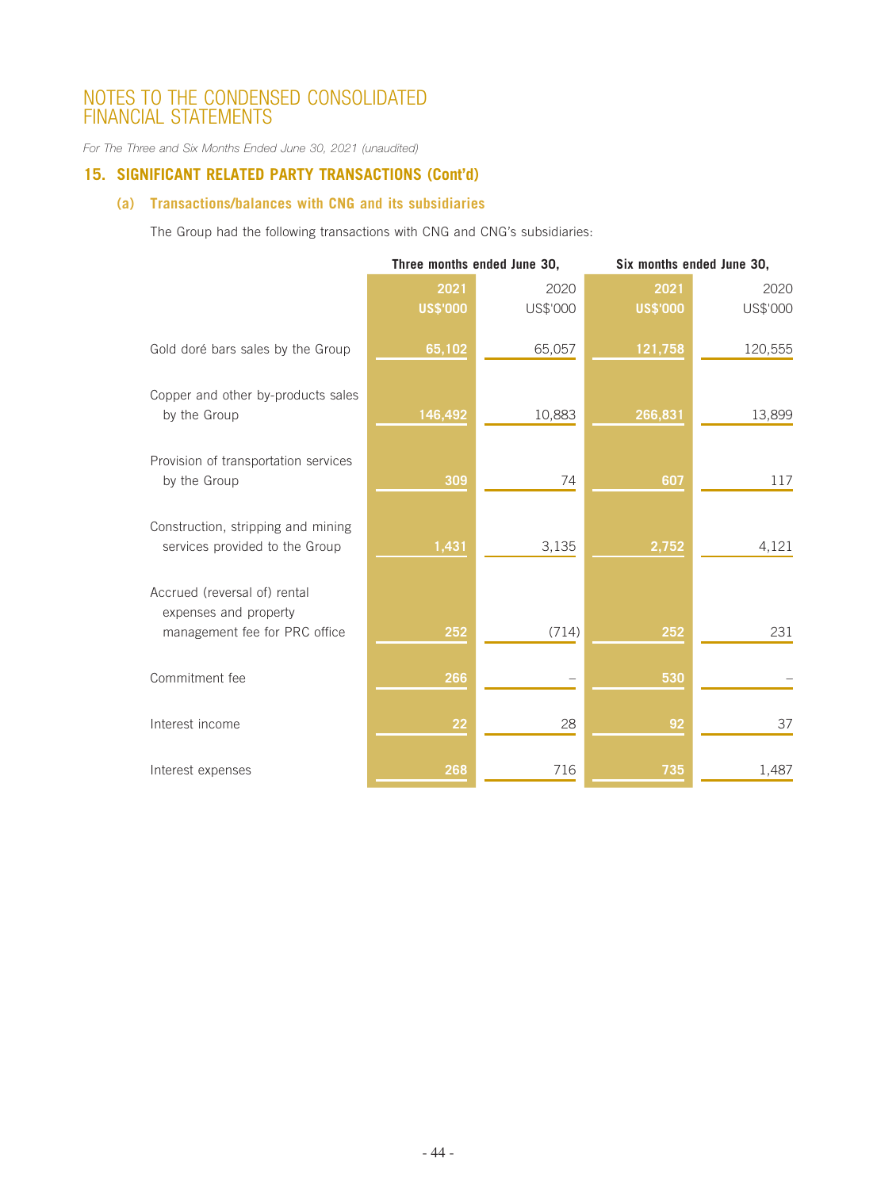# NOTES TO THE CONDENSED CONSOLIDATED FINANCIAL STATEMENTS

*For The Three and Six Months Ended June 30, 2021 (unaudited)*

## 15. SIGNIFICANT RELATED PARTY TRANSACTIONS (Cont'd)

### (a) Transactions/balances with CNG and its subsidiaries

The Group had the following transactions with CNG and CNG's subsidiaries:

| | Three months ended June 30, | | Six months ended June 30, | |
|---|---|---|---|---|
| | **2021** | 2020 | **2021** | 2020 |
| | **US$'000** | US$'000 | **US$'000** | US$'000 |
| Gold doré bars sales by the Group | **65,102** | 65,057 | **121,758** | 120,555 |
| Copper and other by-products sales by the Group | **146,492** | 10,883 | **266,831** | 13,899 |
| Provision of transportation services by the Group | **309** | 74 | **607** | 117 |
| Construction, stripping and mining services provided to the Group | **1,431** | 3,135 | **2,752** | 4,121 |
| Accrued (reversal of) rental expenses and property management fee for PRC office | **252** | (714) | **252** | 231 |
| Commitment fee | **266** | – | **530** | – |
| Interest income | **22** | 28 | **92** | 37 |
| Interest expenses | **268** | 716 | **735** | 1,487 |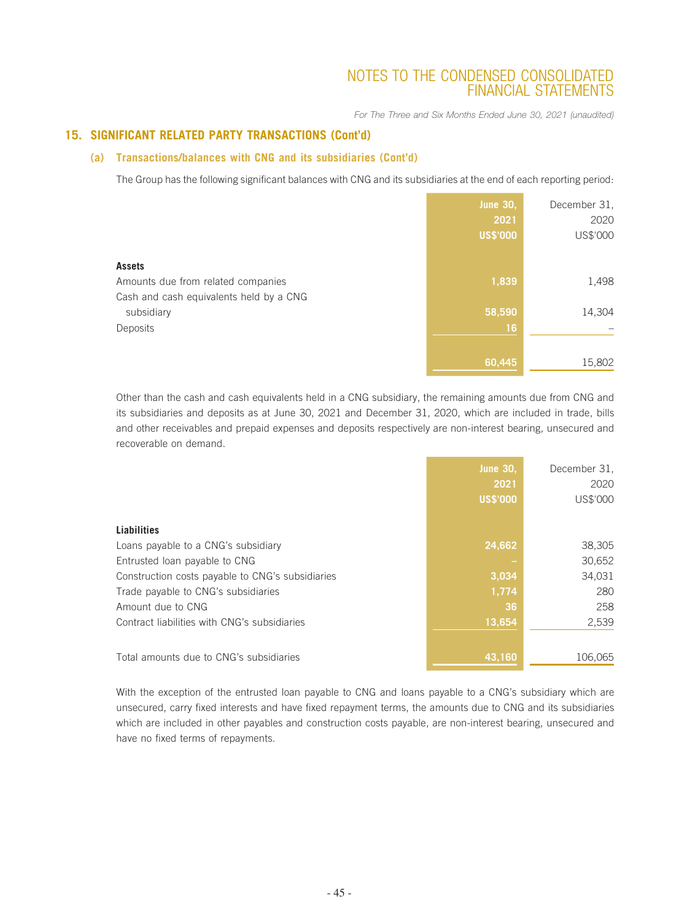## 15. SIGNIFICANT RELATED PARTY TRANSACTIONS (Cont'd)

### (a) Transactions/balances with CNG and its subsidiaries (Cont'd)

The Group has the following significant balances with CNG and its subsidiaries at the end of each reporting period:

| | June 30, 2021 US$'000 | December 31, 2020 US$'000 |
|---|---|---|
| **Assets** | | |
| Amounts due from related companies | 1,839 | 1,498 |
| Cash and cash equivalents held by a CNG subsidiary | 58,590 | 14,304 |
| Deposits | 16 | – |
| | 60,445 | 15,802 |

Other than the cash and cash equivalents held in a CNG subsidiary, the remaining amounts due from CNG and its subsidiaries and deposits as at June 30, 2021 and December 31, 2020, which are included in trade, bills and other receivables and prepaid expenses and deposits respectively are non-interest bearing, unsecured and recoverable on demand.

| | June 30, 2021 US$'000 | December 31, 2020 US$'000 |
|---|---|---|
| **Liabilities** | | |
| Loans payable to a CNG's subsidiary | 24,662 | 38,305 |
| Entrusted loan payable to CNG | – | 30,652 |
| Construction costs payable to CNG's subsidiaries | 3,034 | 34,031 |
| Trade payable to CNG's subsidiaries | 1,774 | 280 |
| Amount due to CNG | 36 | 258 |
| Contract liabilities with CNG's subsidiaries | 13,654 | 2,539 |
| Total amounts due to CNG's subsidiaries | 43,160 | 106,065 |

With the exception of the entrusted loan payable to CNG and loans payable to a CNG's subsidiary which are unsecured, carry fixed interests and have fixed repayment terms, the amounts due to CNG and its subsidiaries which are included in other payables and construction costs payable, are non-interest bearing, unsecured and have no fixed terms of repayments.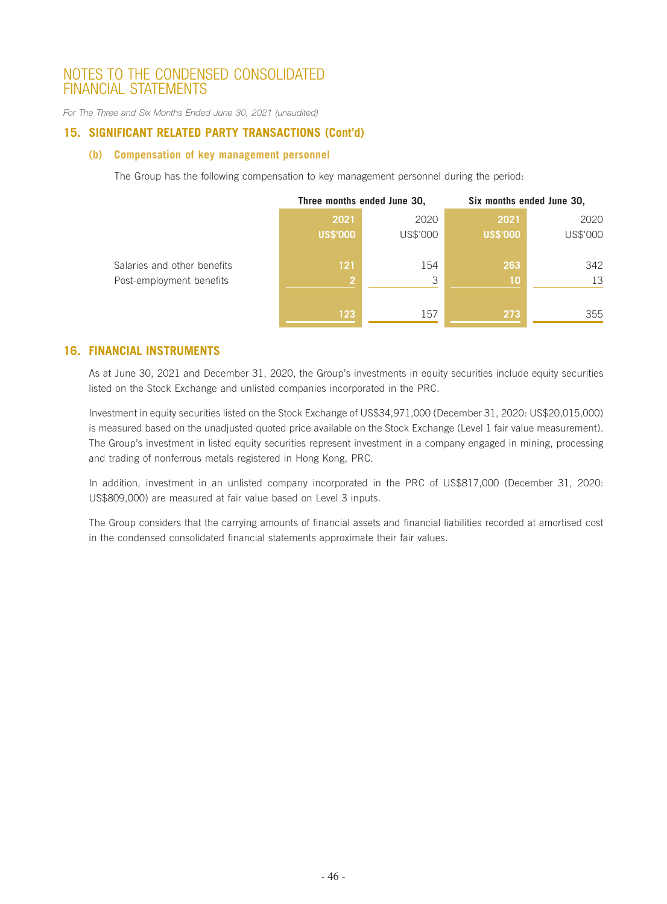# NOTES TO THE CONDENSED CONSOLIDATED FINANCIAL STATEMENTS

*For The Three and Six Months Ended June 30, 2021 (unaudited)*

## 15. SIGNIFICANT RELATED PARTY TRANSACTIONS (Cont'd)

### (b) Compensation of key management personnel

The Group has the following compensation to key management personnel during the period:

| | Three months ended June 30, | | Six months ended June 30, | |
|---|---|---|---|---|
| | **2021** | 2020 | **2021** | 2020 |
| | **US$'000** | US$'000 | **US$'000** | US$'000 |
| Salaries and other benefits | **121** | 154 | **263** | 342 |
| Post-employment benefits | **2** | 3 | **10** | 13 |
| | **123** | 157 | **273** | 355 |

## 16. FINANCIAL INSTRUMENTS

As at June 30, 2021 and December 31, 2020, the Group's investments in equity securities include equity securities listed on the Stock Exchange and unlisted companies incorporated in the PRC.

Investment in equity securities listed on the Stock Exchange of US$34,971,000 (December 31, 2020: US$20,015,000) is measured based on the unadjusted quoted price available on the Stock Exchange (Level 1 fair value measurement). The Group's investment in listed equity securities represent investment in a company engaged in mining, processing and trading of nonferrous metals registered in Hong Kong, PRC.

In addition, investment in an unlisted company incorporated in the PRC of US$817,000 (December 31, 2020: US$809,000) are measured at fair value based on Level 3 inputs.

The Group considers that the carrying amounts of financial assets and financial liabilities recorded at amortised cost in the condensed consolidated financial statements approximate their fair values.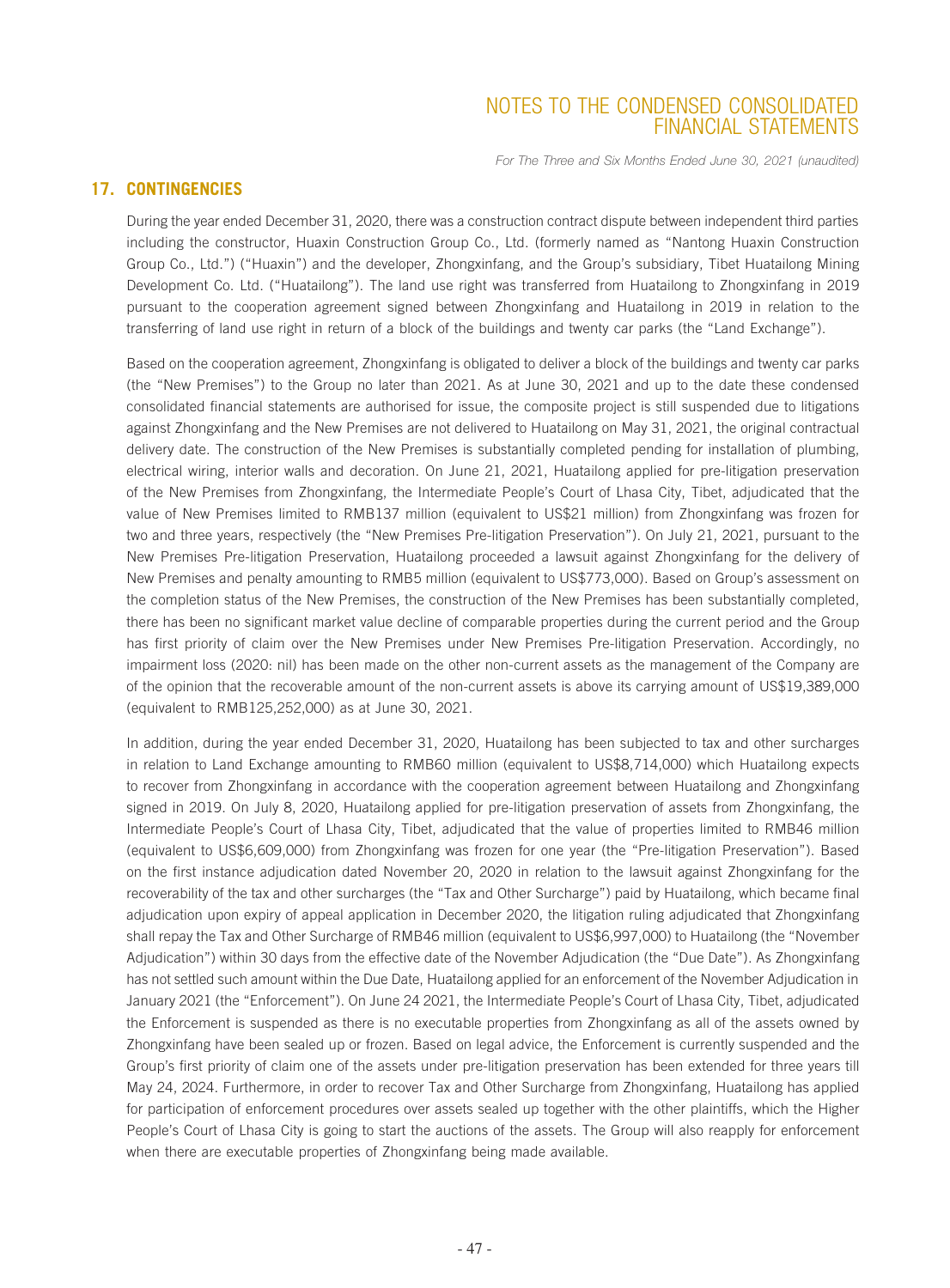## 17. CONTINGENCIES

During the year ended December 31, 2020, there was a construction contract dispute between independent third parties including the constructor, Huaxin Construction Group Co., Ltd. (formerly named as "Nantong Huaxin Construction Group Co., Ltd.") ("Huaxin") and the developer, Zhongxinfang, and the Group's subsidiary, Tibet Huatailong Mining Development Co. Ltd. ("Huatailong"). The land use right was transferred from Huatailong to Zhongxinfang in 2019 pursuant to the cooperation agreement signed between Zhongxinfang and Huatailong in 2019 in relation to the transferring of land use right in return of a block of the buildings and twenty car parks (the "Land Exchange").

Based on the cooperation agreement, Zhongxinfang is obligated to deliver a block of the buildings and twenty car parks (the "New Premises") to the Group no later than 2021. As at June 30, 2021 and up to the date these condensed consolidated financial statements are authorised for issue, the composite project is still suspended due to litigations against Zhongxinfang and the New Premises are not delivered to Huatailong on May 31, 2021, the original contractual delivery date. The construction of the New Premises is substantially completed pending for installation of plumbing, electrical wiring, interior walls and decoration. On June 21, 2021, Huatailong applied for pre-litigation preservation of the New Premises from Zhongxinfang, the Intermediate People's Court of Lhasa City, Tibet, adjudicated that the value of New Premises limited to RMB137 million (equivalent to US$21 million) from Zhongxinfang was frozen for two and three years, respectively (the "New Premises Pre-litigation Preservation"). On July 21, 2021, pursuant to the New Premises Pre-litigation Preservation, Huatailong proceeded a lawsuit against Zhongxinfang for the delivery of New Premises and penalty amounting to RMB5 million (equivalent to US$773,000). Based on Group's assessment on the completion status of the New Premises, the construction of the New Premises has been substantially completed, there has been no significant market value decline of comparable properties during the current period and the Group has first priority of claim over the New Premises under New Premises Pre-litigation Preservation. Accordingly, no impairment loss (2020: nil) has been made on the other non-current assets as the management of the Company are of the opinion that the recoverable amount of the non-current assets is above its carrying amount of US$19,389,000 (equivalent to RMB125,252,000) as at June 30, 2021.

In addition, during the year ended December 31, 2020, Huatailong has been subjected to tax and other surcharges in relation to Land Exchange amounting to RMB60 million (equivalent to US$8,714,000) which Huatailong expects to recover from Zhongxinfang in accordance with the cooperation agreement between Huatailong and Zhongxinfang signed in 2019. On July 8, 2020, Huatailong applied for pre-litigation preservation of assets from Zhongxinfang, the Intermediate People's Court of Lhasa City, Tibet, adjudicated that the value of properties limited to RMB46 million (equivalent to US$6,609,000) from Zhongxinfang was frozen for one year (the "Pre-litigation Preservation"). Based on the first instance adjudication dated November 20, 2020 in relation to the lawsuit against Zhongxinfang for the recoverability of the tax and other surcharges (the "Tax and Other Surcharge") paid by Huatailong, which became final adjudication upon expiry of appeal application in December 2020, the litigation ruling adjudicated that Zhongxinfang shall repay the Tax and Other Surcharge of RMB46 million (equivalent to US$6,997,000) to Huatailong (the "November Adjudication") within 30 days from the effective date of the November Adjudication (the "Due Date"). As Zhongxinfang has not settled such amount within the Due Date, Huatailong applied for an enforcement of the November Adjudication in January 2021 (the "Enforcement"). On June 24 2021, the Intermediate People's Court of Lhasa City, Tibet, adjudicated the Enforcement is suspended as there is no executable properties from Zhongxinfang as all of the assets owned by Zhongxinfang have been sealed up or frozen. Based on legal advice, the Enforcement is currently suspended and the Group's first priority of claim one of the assets under pre-litigation preservation has been extended for three years till May 24, 2024. Furthermore, in order to recover Tax and Other Surcharge from Zhongxinfang, Huatailong has applied for participation of enforcement procedures over assets sealed up together with the other plaintiffs, which the Higher People's Court of Lhasa City is going to start the auctions of the assets. The Group will also reapply for enforcement when there are executable properties of Zhongxinfang being made available.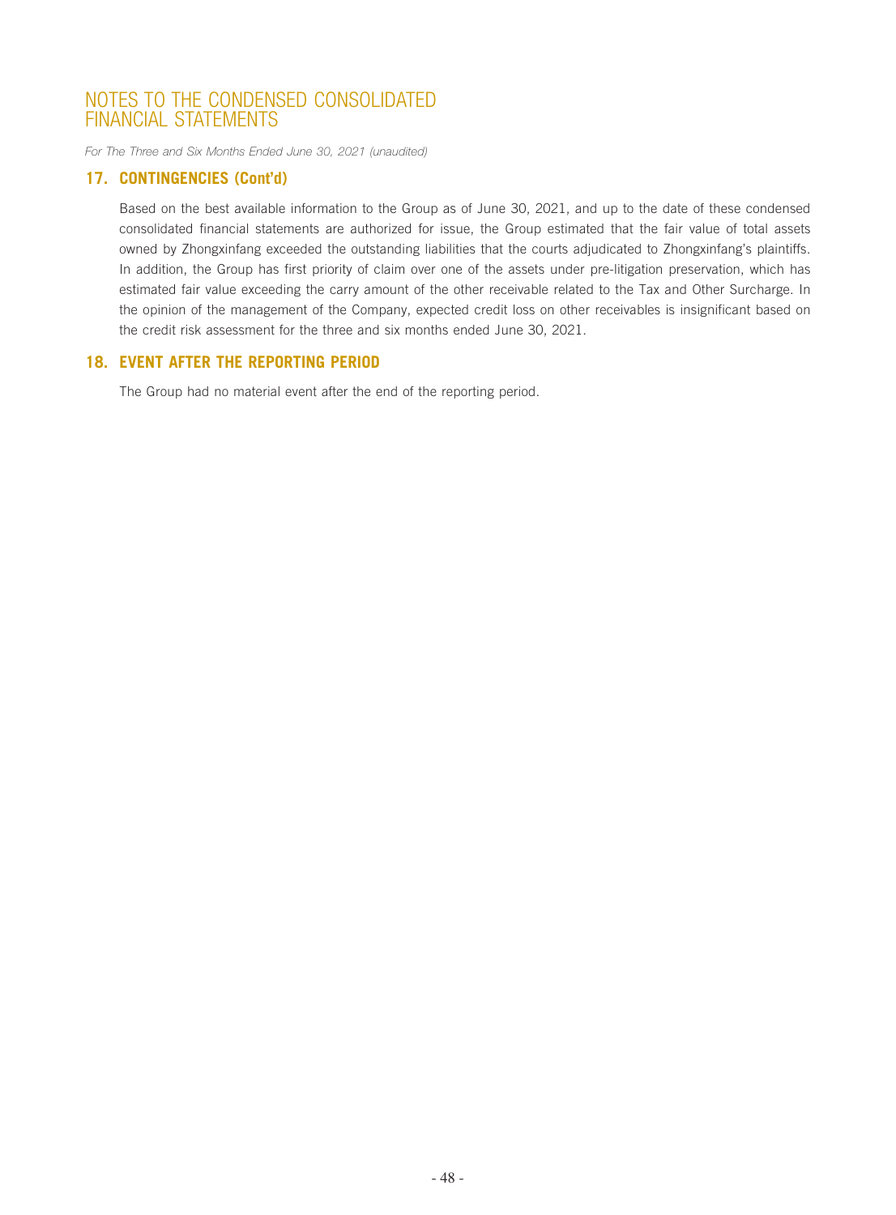## 17. CONTINGENCIES (Cont'd)

Based on the best available information to the Group as of June 30, 2021, and up to the date of these condensed consolidated financial statements are authorized for issue, the Group estimated that the fair value of total assets owned by Zhongxinfang exceeded the outstanding liabilities that the courts adjudicated to Zhongxinfang's plaintiffs. In addition, the Group has first priority of claim over one of the assets under pre-litigation preservation, which has estimated fair value exceeding the carry amount of the other receivable related to the Tax and Other Surcharge. In the opinion of the management of the Company, expected credit loss on other receivables is insignificant based on the credit risk assessment for the three and six months ended June 30, 2021.

## 18. EVENT AFTER THE REPORTING PERIOD

The Group had no material event after the end of the reporting period.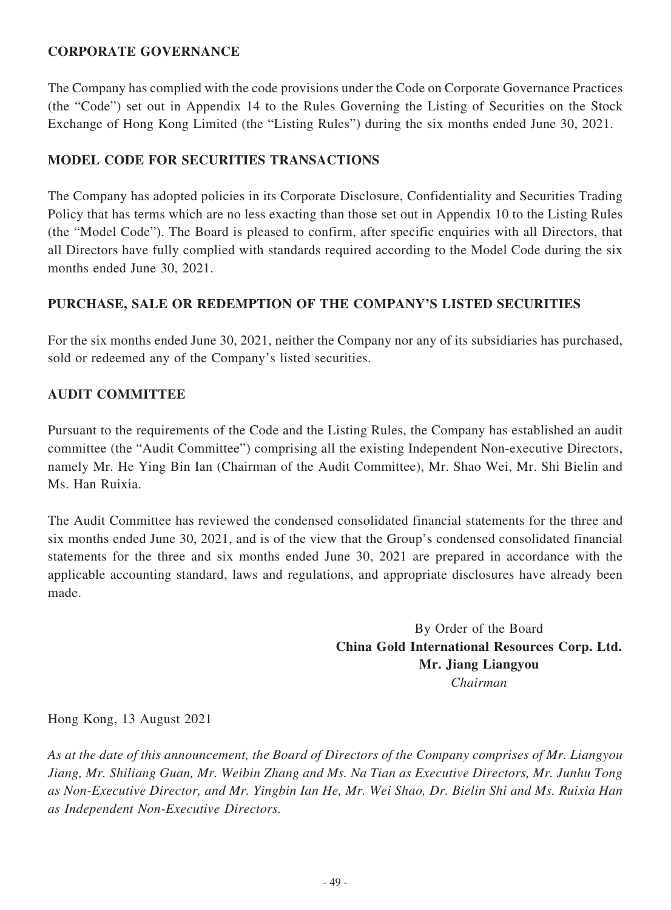## CORPORATE GOVERNANCE

The Company has complied with the code provisions under the Code on Corporate Governance Practices (the "Code") set out in Appendix 14 to the Rules Governing the Listing of Securities on the Stock Exchange of Hong Kong Limited (the "Listing Rules") during the six months ended June 30, 2021.

## MODEL CODE FOR SECURITIES TRANSACTIONS

The Company has adopted policies in its Corporate Disclosure, Confidentiality and Securities Trading Policy that has terms which are no less exacting than those set out in Appendix 10 to the Listing Rules (the "Model Code"). The Board is pleased to confirm, after specific enquiries with all Directors, that all Directors have fully complied with standards required according to the Model Code during the six months ended June 30, 2021.

## PURCHASE, SALE OR REDEMPTION OF THE COMPANY'S LISTED SECURITIES

For the six months ended June 30, 2021, neither the Company nor any of its subsidiaries has purchased, sold or redeemed any of the Company's listed securities.

## AUDIT COMMITTEE

Pursuant to the requirements of the Code and the Listing Rules, the Company has established an audit committee (the "Audit Committee") comprising all the existing Independent Non-executive Directors, namely Mr. He Ying Bin Ian (Chairman of the Audit Committee), Mr. Shao Wei, Mr. Shi Bielin and Ms. Han Ruixia.

The Audit Committee has reviewed the condensed consolidated financial statements for the three and six months ended June 30, 2021, and is of the view that the Group's condensed consolidated financial statements for the three and six months ended June 30, 2021 are prepared in accordance with the applicable accounting standard, laws and regulations, and appropriate disclosures have already been made.

By Order of the Board
**China Gold International Resources Corp. Ltd.**
**Mr. Jiang Liangyou**
*Chairman*

Hong Kong, 13 August 2021

*As at the date of this announcement, the Board of Directors of the Company comprises of Mr. Liangyou Jiang, Mr. Shiliang Guan, Mr. Weibin Zhang and Ms. Na Tian as Executive Directors, Mr. Junhu Tong as Non-Executive Director, and Mr. Yingbin Ian He, Mr. Wei Shao, Dr. Bielin Shi and Ms. Ruixia Han as Independent Non-Executive Directors.*